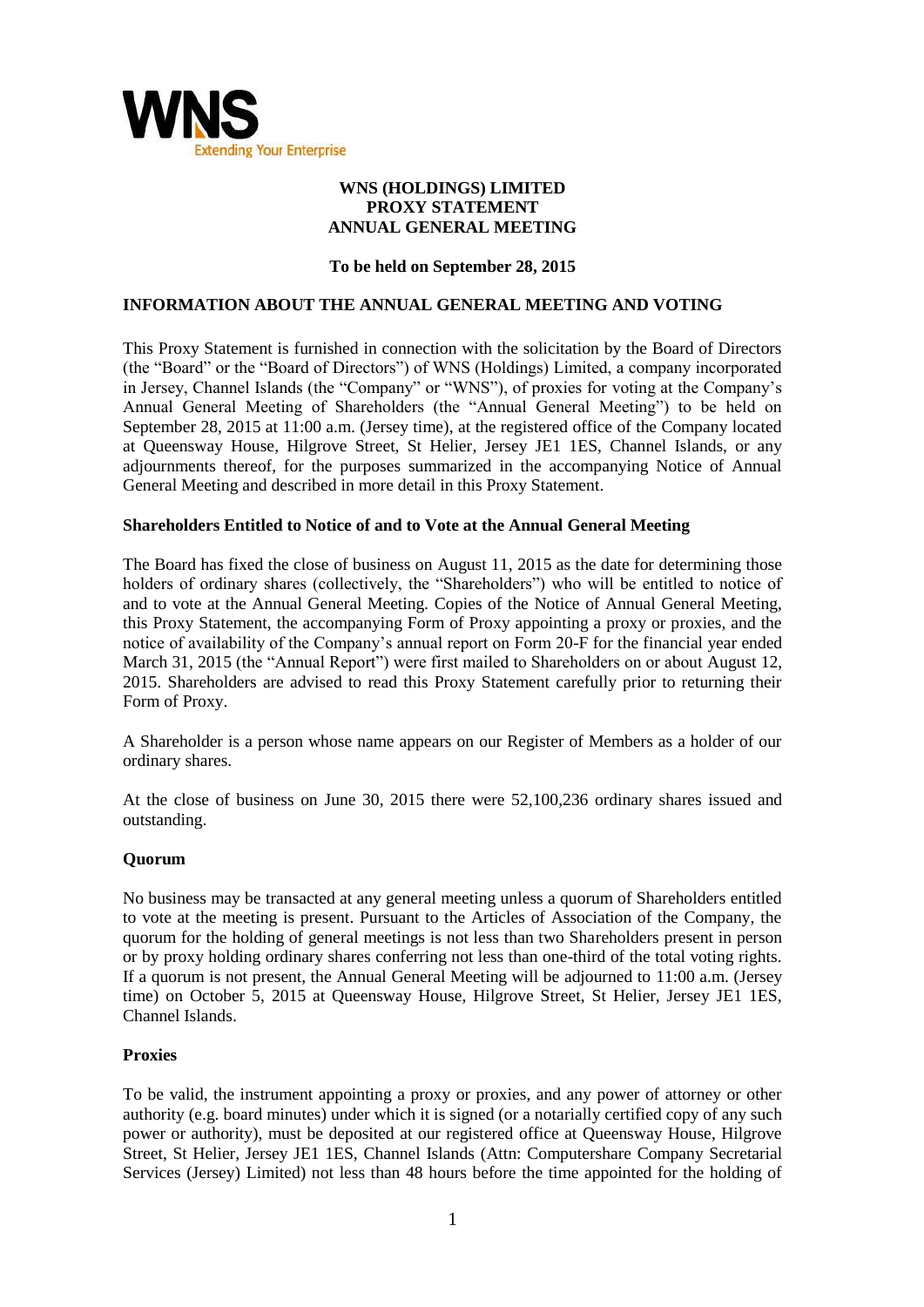# WNS (HOLDINGS) LIMITED
## PROXY STATEMENT
## ANNUAL GENERAL MEETING

**To be held on September 28, 2015**

## INFORMATION ABOUT THE ANNUAL GENERAL MEETING AND VOTING

This Proxy Statement is furnished in connection with the solicitation by the Board of Directors (the "Board" or the "Board of Directors") of WNS (Holdings) Limited, a company incorporated in Jersey, Channel Islands (the "Company" or "WNS"), of proxies for voting at the Company's Annual General Meeting of Shareholders (the "Annual General Meeting") to be held on September 28, 2015 at 11:00 a.m. (Jersey time), at the registered office of the Company located at Queensway House, Hilgrove Street, St Helier, Jersey JE1 1ES, Channel Islands, or any adjournments thereof, for the purposes summarized in the accompanying Notice of Annual General Meeting and described in more detail in this Proxy Statement.

### Shareholders Entitled to Notice of and to Vote at the Annual General Meeting

The Board has fixed the close of business on August 11, 2015 as the date for determining those holders of ordinary shares (collectively, the "Shareholders") who will be entitled to notice of and to vote at the Annual General Meeting. Copies of the Notice of Annual General Meeting, this Proxy Statement, the accompanying Form of Proxy appointing a proxy or proxies, and the notice of availability of the Company's annual report on Form 20-F for the financial year ended March 31, 2015 (the "Annual Report") were first mailed to Shareholders on or about August 12, 2015. Shareholders are advised to read this Proxy Statement carefully prior to returning their Form of Proxy.

A Shareholder is a person whose name appears on our Register of Members as a holder of our ordinary shares.

At the close of business on June 30, 2015 there were 52,100,236 ordinary shares issued and outstanding.

### Quorum

No business may be transacted at any general meeting unless a quorum of Shareholders entitled to vote at the meeting is present. Pursuant to the Articles of Association of the Company, the quorum for the holding of general meetings is not less than two Shareholders present in person or by proxy holding ordinary shares conferring not less than one-third of the total voting rights. If a quorum is not present, the Annual General Meeting will be adjourned to 11:00 a.m. (Jersey time) on October 5, 2015 at Queensway House, Hilgrove Street, St Helier, Jersey JE1 1ES, Channel Islands.

### Proxies

To be valid, the instrument appointing a proxy or proxies, and any power of attorney or other authority (e.g. board minutes) under which it is signed (or a notarially certified copy of any such power or authority), must be deposited at our registered office at Queensway House, Hilgrove Street, St Helier, Jersey JE1 1ES, Channel Islands (Attn: Computershare Company Secretarial Services (Jersey) Limited) not less than 48 hours before the time appointed for the holding of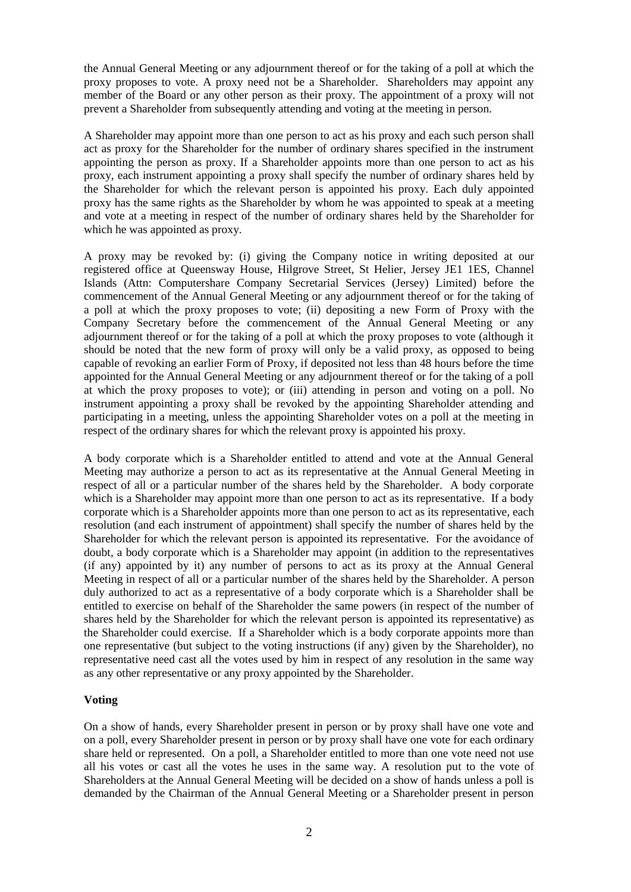the Annual General Meeting or any adjournment thereof or for the taking of a poll at which the proxy proposes to vote. A proxy need not be a Shareholder. Shareholders may appoint any member of the Board or any other person as their proxy. The appointment of a proxy will not prevent a Shareholder from subsequently attending and voting at the meeting in person.

A Shareholder may appoint more than one person to act as his proxy and each such person shall act as proxy for the Shareholder for the number of ordinary shares specified in the instrument appointing the person as proxy. If a Shareholder appoints more than one person to act as his proxy, each instrument appointing a proxy shall specify the number of ordinary shares held by the Shareholder for which the relevant person is appointed his proxy. Each duly appointed proxy has the same rights as the Shareholder by whom he was appointed to speak at a meeting and vote at a meeting in respect of the number of ordinary shares held by the Shareholder for which he was appointed as proxy.

A proxy may be revoked by: (i) giving the Company notice in writing deposited at our registered office at Queensway House, Hilgrove Street, St Helier, Jersey JE1 1ES, Channel Islands (Attn: Computershare Company Secretarial Services (Jersey) Limited) before the commencement of the Annual General Meeting or any adjournment thereof or for the taking of a poll at which the proxy proposes to vote; (ii) depositing a new Form of Proxy with the Company Secretary before the commencement of the Annual General Meeting or any adjournment thereof or for the taking of a poll at which the proxy proposes to vote (although it should be noted that the new form of proxy will only be a valid proxy, as opposed to being capable of revoking an earlier Form of Proxy, if deposited not less than 48 hours before the time appointed for the Annual General Meeting or any adjournment thereof or for the taking of a poll at which the proxy proposes to vote); or (iii) attending in person and voting on a poll. No instrument appointing a proxy shall be revoked by the appointing Shareholder attending and participating in a meeting, unless the appointing Shareholder votes on a poll at the meeting in respect of the ordinary shares for which the relevant proxy is appointed his proxy.

A body corporate which is a Shareholder entitled to attend and vote at the Annual General Meeting may authorize a person to act as its representative at the Annual General Meeting in respect of all or a particular number of the shares held by the Shareholder. A body corporate which is a Shareholder may appoint more than one person to act as its representative. If a body corporate which is a Shareholder appoints more than one person to act as its representative, each resolution (and each instrument of appointment) shall specify the number of shares held by the Shareholder for which the relevant person is appointed its representative. For the avoidance of doubt, a body corporate which is a Shareholder may appoint (in addition to the representatives (if any) appointed by it) any number of persons to act as its proxy at the Annual General Meeting in respect of all or a particular number of the shares held by the Shareholder. A person duly authorized to act as a representative of a body corporate which is a Shareholder shall be entitled to exercise on behalf of the Shareholder the same powers (in respect of the number of shares held by the Shareholder for which the relevant person is appointed its representative) as the Shareholder could exercise. If a Shareholder which is a body corporate appoints more than one representative (but subject to the voting instructions (if any) given by the Shareholder), no representative need cast all the votes used by him in respect of any resolution in the same way as any other representative or any proxy appointed by the Shareholder.

**Voting**

On a show of hands, every Shareholder present in person or by proxy shall have one vote and on a poll, every Shareholder present in person or by proxy shall have one vote for each ordinary share held or represented. On a poll, a Shareholder entitled to more than one vote need not use all his votes or cast all the votes he uses in the same way. A resolution put to the vote of Shareholders at the Annual General Meeting will be decided on a show of hands unless a poll is demanded by the Chairman of the Annual General Meeting or a Shareholder present in person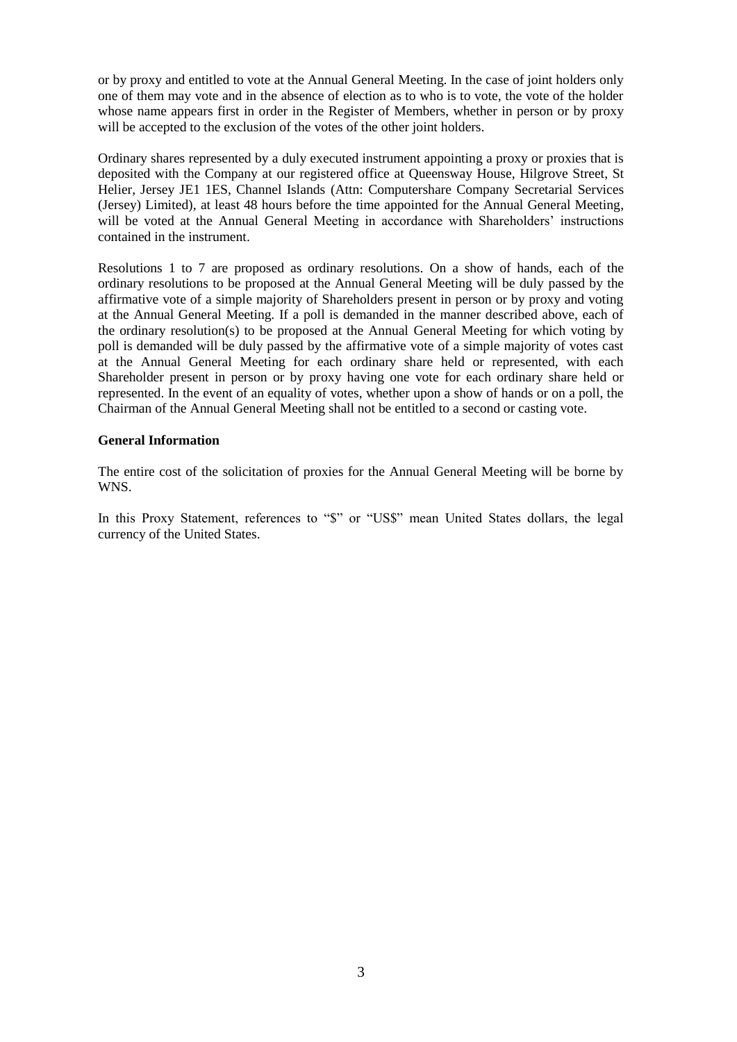or by proxy and entitled to vote at the Annual General Meeting. In the case of joint holders only one of them may vote and in the absence of election as to who is to vote, the vote of the holder whose name appears first in order in the Register of Members, whether in person or by proxy will be accepted to the exclusion of the votes of the other joint holders.

Ordinary shares represented by a duly executed instrument appointing a proxy or proxies that is deposited with the Company at our registered office at Queensway House, Hilgrove Street, St Helier, Jersey JE1 1ES, Channel Islands (Attn: Computershare Company Secretarial Services (Jersey) Limited), at least 48 hours before the time appointed for the Annual General Meeting, will be voted at the Annual General Meeting in accordance with Shareholders' instructions contained in the instrument.

Resolutions 1 to 7 are proposed as ordinary resolutions. On a show of hands, each of the ordinary resolutions to be proposed at the Annual General Meeting will be duly passed by the affirmative vote of a simple majority of Shareholders present in person or by proxy and voting at the Annual General Meeting. If a poll is demanded in the manner described above, each of the ordinary resolution(s) to be proposed at the Annual General Meeting for which voting by poll is demanded will be duly passed by the affirmative vote of a simple majority of votes cast at the Annual General Meeting for each ordinary share held or represented, with each Shareholder present in person or by proxy having one vote for each ordinary share held or represented. In the event of an equality of votes, whether upon a show of hands or on a poll, the Chairman of the Annual General Meeting shall not be entitled to a second or casting vote.

**General Information**

The entire cost of the solicitation of proxies for the Annual General Meeting will be borne by WNS.

In this Proxy Statement, references to "$" or "US$" mean United States dollars, the legal currency of the United States.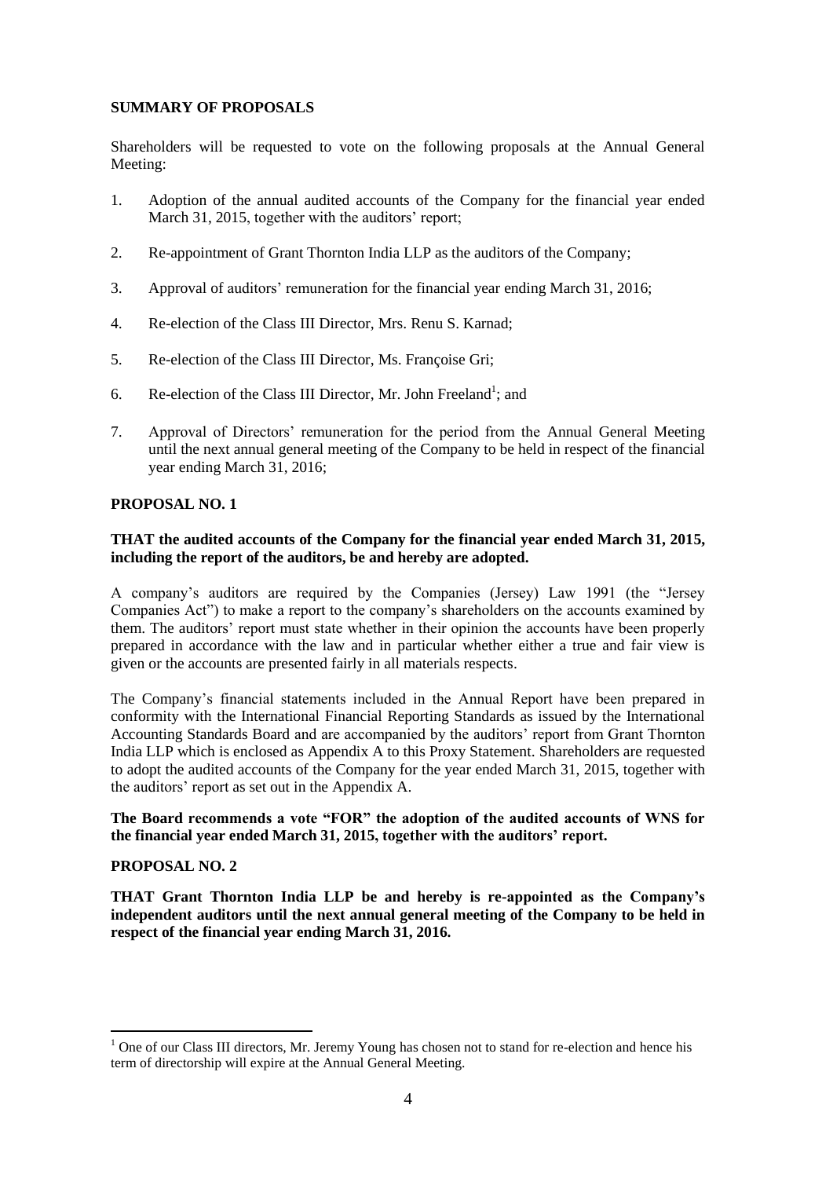**SUMMARY OF PROPOSALS**

Shareholders will be requested to vote on the following proposals at the Annual General Meeting:

1. Adoption of the annual audited accounts of the Company for the financial year ended March 31, 2015, together with the auditors' report;

2. Re-appointment of Grant Thornton India LLP as the auditors of the Company;

3. Approval of auditors' remuneration for the financial year ending March 31, 2016;

4. Re-election of the Class III Director, Mrs. Renu S. Karnad;

5. Re-election of the Class III Director, Ms. Françoise Gri;

6. Re-election of the Class III Director, Mr. John Freeland[1]; and

7. Approval of Directors' remuneration for the period from the Annual General Meeting until the next annual general meeting of the Company to be held in respect of the financial year ending March 31, 2016;

**PROPOSAL NO. 1**

**THAT the audited accounts of the Company for the financial year ended March 31, 2015, including the report of the auditors, be and hereby are adopted.**

A company's auditors are required by the Companies (Jersey) Law 1991 (the "Jersey Companies Act") to make a report to the company's shareholders on the accounts examined by them. The auditors' report must state whether in their opinion the accounts have been properly prepared in accordance with the law and in particular whether either a true and fair view is given or the accounts are presented fairly in all materials respects.

The Company's financial statements included in the Annual Report have been prepared in conformity with the International Financial Reporting Standards as issued by the International Accounting Standards Board and are accompanied by the auditors' report from Grant Thornton India LLP which is enclosed as Appendix A to this Proxy Statement. Shareholders are requested to adopt the audited accounts of the Company for the year ended March 31, 2015, together with the auditors' report as set out in the Appendix A.

**The Board recommends a vote "FOR" the adoption of the audited accounts of WNS for the financial year ended March 31, 2015, together with the auditors' report.**

**PROPOSAL NO. 2**

**THAT Grant Thornton India LLP be and hereby is re-appointed as the Company's independent auditors until the next annual general meeting of the Company to be held in respect of the financial year ending March 31, 2016.**

---

[1] One of our Class III directors, Mr. Jeremy Young has chosen not to stand for re-election and hence his term of directorship will expire at the Annual General Meeting.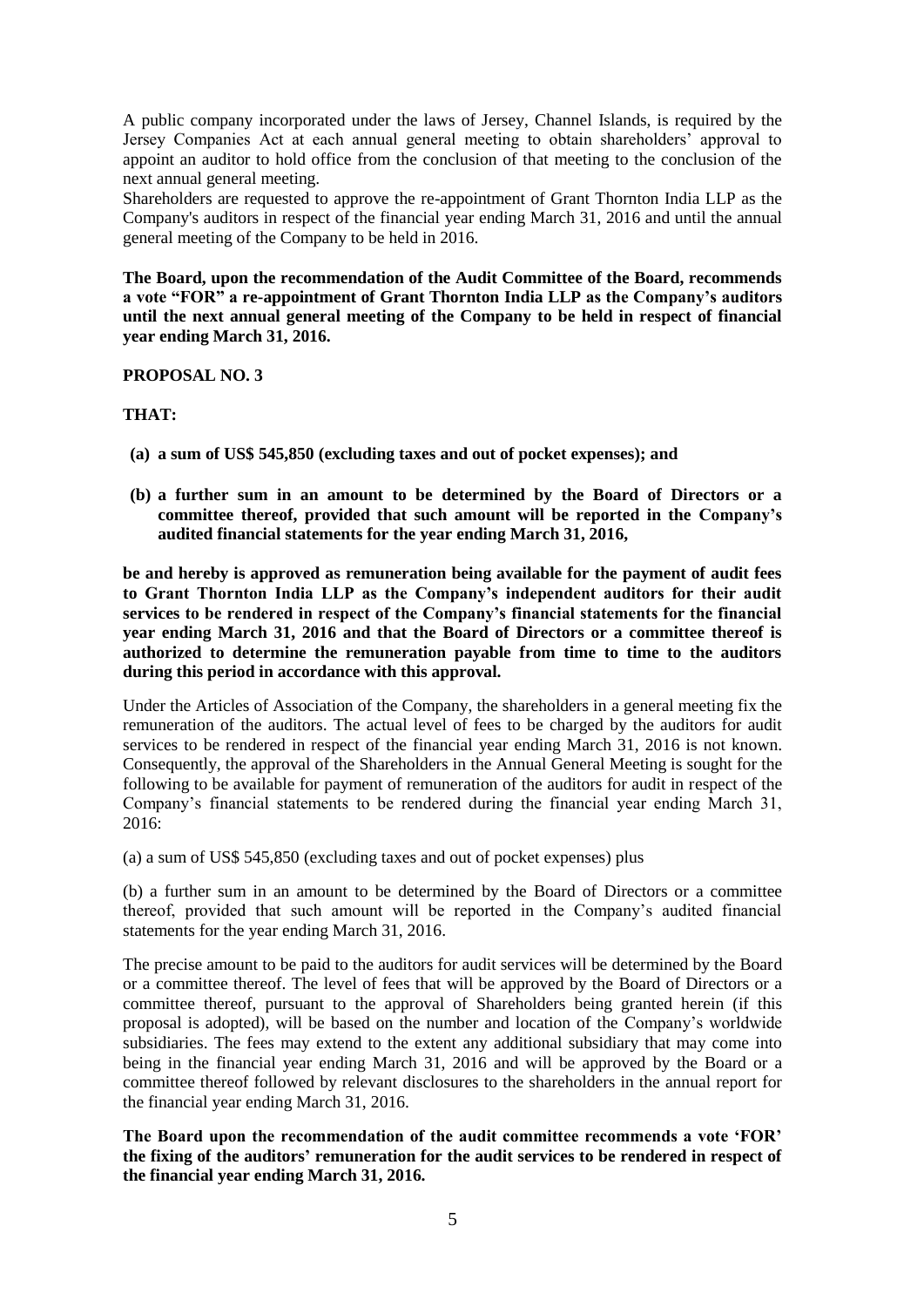A public company incorporated under the laws of Jersey, Channel Islands, is required by the Jersey Companies Act at each annual general meeting to obtain shareholders' approval to appoint an auditor to hold office from the conclusion of that meeting to the conclusion of the next annual general meeting.

Shareholders are requested to approve the re-appointment of Grant Thornton India LLP as the Company's auditors in respect of the financial year ending March 31, 2016 and until the annual general meeting of the Company to be held in 2016.

**The Board, upon the recommendation of the Audit Committee of the Board, recommends a vote "FOR" a re-appointment of Grant Thornton India LLP as the Company's auditors until the next annual general meeting of the Company to be held in respect of financial year ending March 31, 2016.**

**PROPOSAL NO. 3**

**THAT:**

**(a) a sum of US$ 545,850 (excluding taxes and out of pocket expenses); and**

**(b) a further sum in an amount to be determined by the Board of Directors or a committee thereof, provided that such amount will be reported in the Company's audited financial statements for the year ending March 31, 2016,**

**be and hereby is approved as remuneration being available for the payment of audit fees to Grant Thornton India LLP as the Company's independent auditors for their audit services to be rendered in respect of the Company's financial statements for the financial year ending March 31, 2016 and that the Board of Directors or a committee thereof is authorized to determine the remuneration payable from time to time to the auditors during this period in accordance with this approval.**

Under the Articles of Association of the Company, the shareholders in a general meeting fix the remuneration of the auditors. The actual level of fees to be charged by the auditors for audit services to be rendered in respect of the financial year ending March 31, 2016 is not known. Consequently, the approval of the Shareholders in the Annual General Meeting is sought for the following to be available for payment of remuneration of the auditors for audit in respect of the Company's financial statements to be rendered during the financial year ending March 31, 2016:

(a) a sum of US$ 545,850 (excluding taxes and out of pocket expenses) plus

(b) a further sum in an amount to be determined by the Board of Directors or a committee thereof, provided that such amount will be reported in the Company's audited financial statements for the year ending March 31, 2016.

The precise amount to be paid to the auditors for audit services will be determined by the Board or a committee thereof. The level of fees that will be approved by the Board of Directors or a committee thereof, pursuant to the approval of Shareholders being granted herein (if this proposal is adopted), will be based on the number and location of the Company's worldwide subsidiaries. The fees may extend to the extent any additional subsidiary that may come into being in the financial year ending March 31, 2016 and will be approved by the Board or a committee thereof followed by relevant disclosures to the shareholders in the annual report for the financial year ending March 31, 2016.

**The Board upon the recommendation of the audit committee recommends a vote 'FOR' the fixing of the auditors' remuneration for the audit services to be rendered in respect of the financial year ending March 31, 2016.**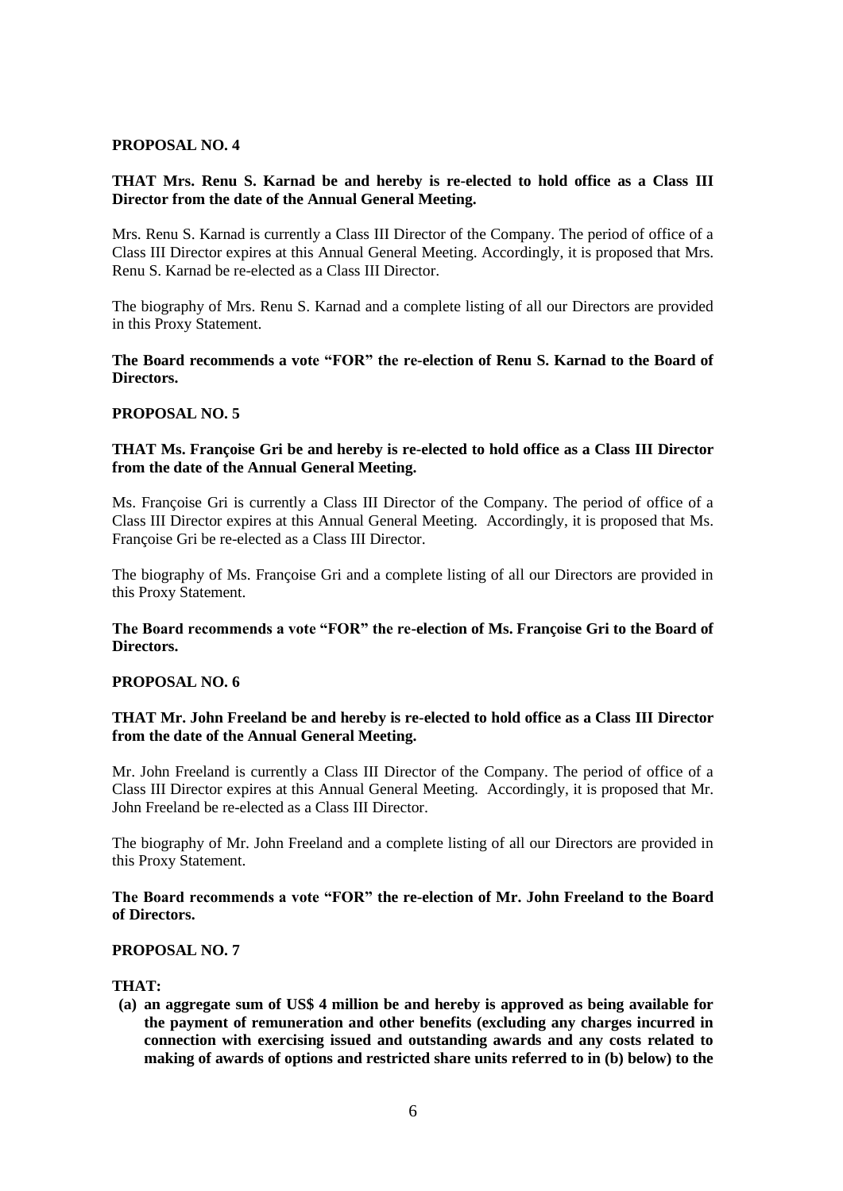**PROPOSAL NO. 4**

**THAT Mrs. Renu S. Karnad be and hereby is re-elected to hold office as a Class III Director from the date of the Annual General Meeting.**

Mrs. Renu S. Karnad is currently a Class III Director of the Company. The period of office of a Class III Director expires at this Annual General Meeting. Accordingly, it is proposed that Mrs. Renu S. Karnad be re-elected as a Class III Director.

The biography of Mrs. Renu S. Karnad and a complete listing of all our Directors are provided in this Proxy Statement.

**The Board recommends a vote "FOR" the re-election of Renu S. Karnad to the Board of Directors.**

**PROPOSAL NO. 5**

**THAT Ms. Françoise Gri be and hereby is re-elected to hold office as a Class III Director from the date of the Annual General Meeting.**

Ms. Françoise Gri is currently a Class III Director of the Company. The period of office of a Class III Director expires at this Annual General Meeting. Accordingly, it is proposed that Ms. Françoise Gri be re-elected as a Class III Director.

The biography of Ms. Françoise Gri and a complete listing of all our Directors are provided in this Proxy Statement.

**The Board recommends a vote "FOR" the re-election of Ms. Françoise Gri to the Board of Directors.**

**PROPOSAL NO. 6**

**THAT Mr. John Freeland be and hereby is re-elected to hold office as a Class III Director from the date of the Annual General Meeting.**

Mr. John Freeland is currently a Class III Director of the Company. The period of office of a Class III Director expires at this Annual General Meeting. Accordingly, it is proposed that Mr. John Freeland be re-elected as a Class III Director.

The biography of Mr. John Freeland and a complete listing of all our Directors are provided in this Proxy Statement.

**The Board recommends a vote "FOR" the re-election of Mr. John Freeland to the Board of Directors.**

**PROPOSAL NO. 7**

**THAT:**

**(a) an aggregate sum of US$ 4 million be and hereby is approved as being available for the payment of remuneration and other benefits (excluding any charges incurred in connection with exercising issued and outstanding awards and any costs related to making of awards of options and restricted share units referred to in (b) below) to the**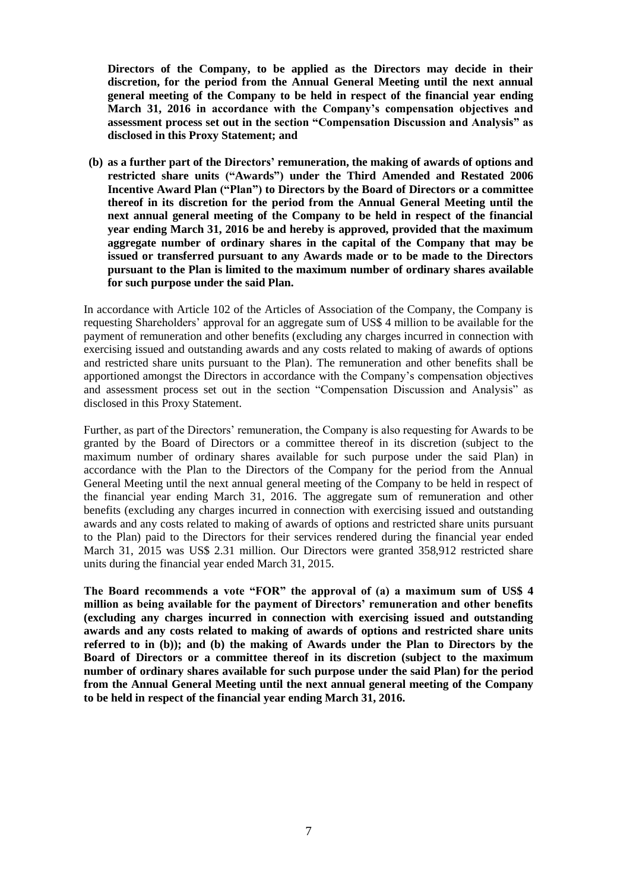**Directors of the Company, to be applied as the Directors may decide in their discretion, for the period from the Annual General Meeting until the next annual general meeting of the Company to be held in respect of the financial year ending March 31, 2016 in accordance with the Company's compensation objectives and assessment process set out in the section "Compensation Discussion and Analysis" as disclosed in this Proxy Statement; and**

**(b) as a further part of the Directors' remuneration, the making of awards of options and restricted share units ("Awards") under the Third Amended and Restated 2006 Incentive Award Plan ("Plan") to Directors by the Board of Directors or a committee thereof in its discretion for the period from the Annual General Meeting until the next annual general meeting of the Company to be held in respect of the financial year ending March 31, 2016 be and hereby is approved, provided that the maximum aggregate number of ordinary shares in the capital of the Company that may be issued or transferred pursuant to any Awards made or to be made to the Directors pursuant to the Plan is limited to the maximum number of ordinary shares available for such purpose under the said Plan.**

In accordance with Article 102 of the Articles of Association of the Company, the Company is requesting Shareholders' approval for an aggregate sum of US$ 4 million to be available for the payment of remuneration and other benefits (excluding any charges incurred in connection with exercising issued and outstanding awards and any costs related to making of awards of options and restricted share units pursuant to the Plan). The remuneration and other benefits shall be apportioned amongst the Directors in accordance with the Company's compensation objectives and assessment process set out in the section "Compensation Discussion and Analysis" as disclosed in this Proxy Statement.

Further, as part of the Directors' remuneration, the Company is also requesting for Awards to be granted by the Board of Directors or a committee thereof in its discretion (subject to the maximum number of ordinary shares available for such purpose under the said Plan) in accordance with the Plan to the Directors of the Company for the period from the Annual General Meeting until the next annual general meeting of the Company to be held in respect of the financial year ending March 31, 2016. The aggregate sum of remuneration and other benefits (excluding any charges incurred in connection with exercising issued and outstanding awards and any costs related to making of awards of options and restricted share units pursuant to the Plan) paid to the Directors for their services rendered during the financial year ended March 31, 2015 was US$ 2.31 million. Our Directors were granted 358,912 restricted share units during the financial year ended March 31, 2015.

**The Board recommends a vote "FOR" the approval of (a) a maximum sum of US$ 4 million as being available for the payment of Directors' remuneration and other benefits (excluding any charges incurred in connection with exercising issued and outstanding awards and any costs related to making of awards of options and restricted share units referred to in (b)); and (b) the making of Awards under the Plan to Directors by the Board of Directors or a committee thereof in its discretion (subject to the maximum number of ordinary shares available for such purpose under the said Plan) for the period from the Annual General Meeting until the next annual general meeting of the Company to be held in respect of the financial year ending March 31, 2016.**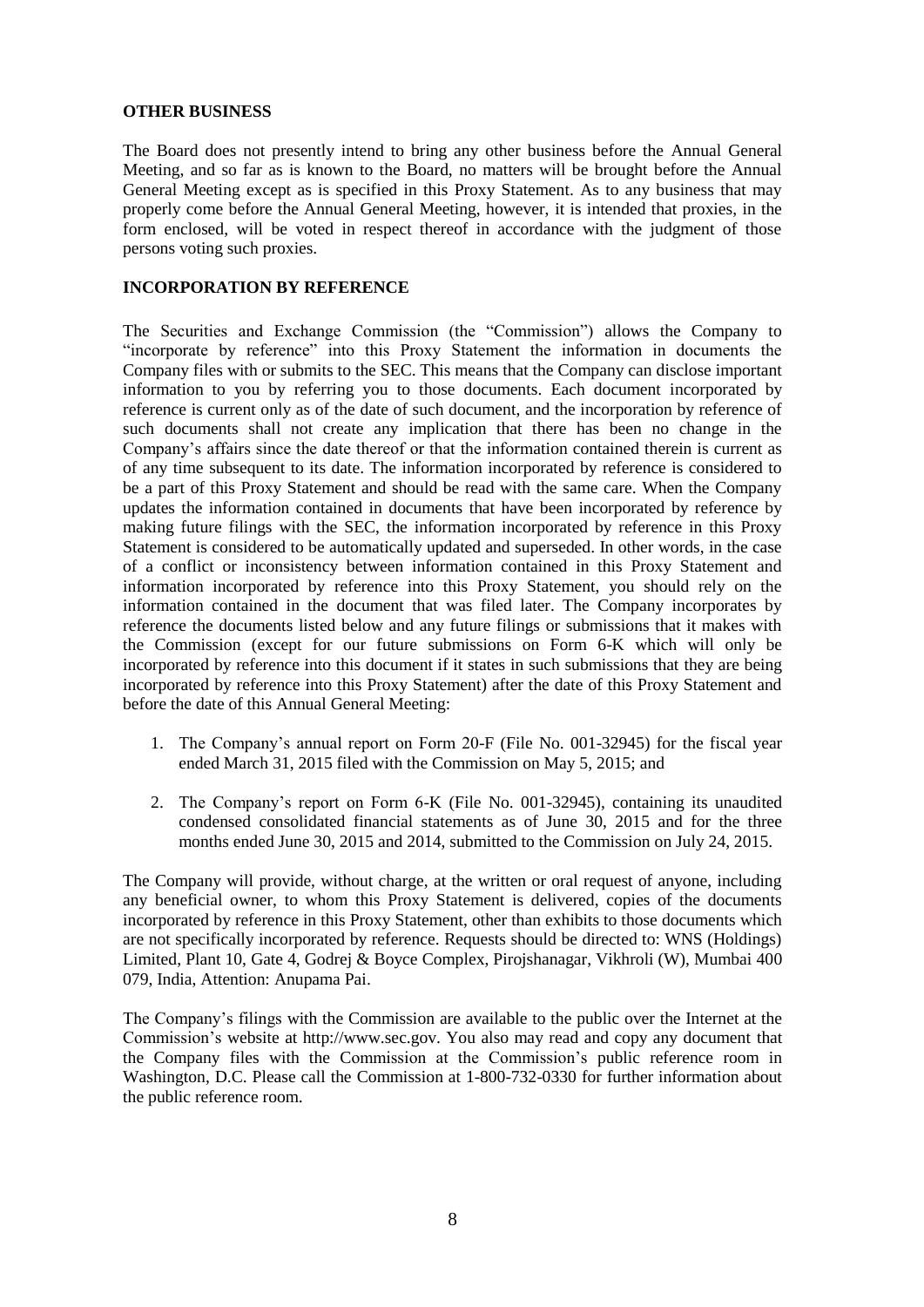## OTHER BUSINESS

The Board does not presently intend to bring any other business before the Annual General Meeting, and so far as is known to the Board, no matters will be brought before the Annual General Meeting except as is specified in this Proxy Statement. As to any business that may properly come before the Annual General Meeting, however, it is intended that proxies, in the form enclosed, will be voted in respect thereof in accordance with the judgment of those persons voting such proxies.

## INCORPORATION BY REFERENCE

The Securities and Exchange Commission (the "Commission") allows the Company to "incorporate by reference" into this Proxy Statement the information in documents the Company files with or submits to the SEC. This means that the Company can disclose important information to you by referring you to those documents. Each document incorporated by reference is current only as of the date of such document, and the incorporation by reference of such documents shall not create any implication that there has been no change in the Company's affairs since the date thereof or that the information contained therein is current as of any time subsequent to its date. The information incorporated by reference is considered to be a part of this Proxy Statement and should be read with the same care. When the Company updates the information contained in documents that have been incorporated by reference by making future filings with the SEC, the information incorporated by reference in this Proxy Statement is considered to be automatically updated and superseded. In other words, in the case of a conflict or inconsistency between information contained in this Proxy Statement and information incorporated by reference into this Proxy Statement, you should rely on the information contained in the document that was filed later. The Company incorporates by reference the documents listed below and any future filings or submissions that it makes with the Commission (except for our future submissions on Form 6-K which will only be incorporated by reference into this document if it states in such submissions that they are being incorporated by reference into this Proxy Statement) after the date of this Proxy Statement and before the date of this Annual General Meeting:

1. The Company's annual report on Form 20-F (File No. 001-32945) for the fiscal year ended March 31, 2015 filed with the Commission on May 5, 2015; and
2. The Company's report on Form 6-K (File No. 001-32945), containing its unaudited condensed consolidated financial statements as of June 30, 2015 and for the three months ended June 30, 2015 and 2014, submitted to the Commission on July 24, 2015.

The Company will provide, without charge, at the written or oral request of anyone, including any beneficial owner, to whom this Proxy Statement is delivered, copies of the documents incorporated by reference in this Proxy Statement, other than exhibits to those documents which are not specifically incorporated by reference. Requests should be directed to: WNS (Holdings) Limited, Plant 10, Gate 4, Godrej & Boyce Complex, Pirojshanagar, Vikhroli (W), Mumbai 400 079, India, Attention: Anupama Pai.

The Company's filings with the Commission are available to the public over the Internet at the Commission's website at http://www.sec.gov. You also may read and copy any document that the Company files with the Commission at the Commission's public reference room in Washington, D.C. Please call the Commission at 1-800-732-0330 for further information about the public reference room.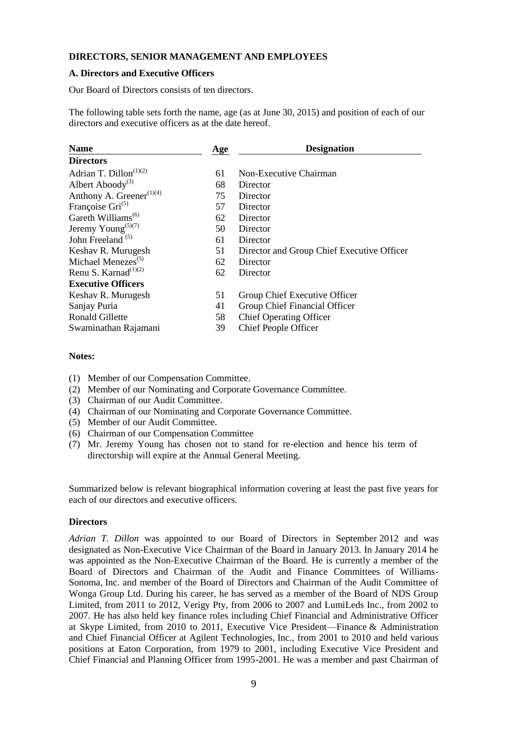## DIRECTORS, SENIOR MANAGEMENT AND EMPLOYEES

### A. Directors and Executive Officers

Our Board of Directors consists of ten directors.

The following table sets forth the name, age (as at June 30, 2015) and position of each of our directors and executive officers as at the date hereof.

| Name | Age | Designation |
|---|---|---|
| **Directors** | | |
| Adrian T. Dillon[(1)(2)] | 61 | Non-Executive Chairman |
| Albert Aboody[(3)] | 68 | Director |
| Anthony A. Greener[(1)(4)] | 75 | Director |
| Françoise Gri[(5)] | 57 | Director |
| Gareth Williams[(6)] | 62 | Director |
| Jeremy Young[(5)(7)] | 50 | Director |
| John Freeland [(5)] | 61 | Director |
| Keshav R. Murugesh | 51 | Director and Group Chief Executive Officer |
| Michael Menezes[(5)] | 62 | Director |
| Renu S. Karnad[(1)(2)] | 62 | Director |
| **Executive Officers** | | |
| Keshav R. Murugesh | 51 | Group Chief Executive Officer |
| Sanjay Puria | 41 | Group Chief Financial Officer |
| Ronald Gillette | 58 | Chief Operating Officer |
| Swaminathan Rajamani | 39 | Chief People Officer |

**Notes:**

(1) Member of our Compensation Committee.
(2) Member of our Nominating and Corporate Governance Committee.
(3) Chairman of our Audit Committee.
(4) Chairman of our Nominating and Corporate Governance Committee.
(5) Member of our Audit Committee.
(6) Chairman of our Compensation Committee
(7) Mr. Jeremy Young has chosen not to stand for re-election and hence his term of directorship will expire at the Annual General Meeting.

Summarized below is relevant biographical information covering at least the past five years for each of our directors and executive officers.

### Directors

*Adrian T. Dillon* was appointed to our Board of Directors in September 2012 and was designated as Non-Executive Vice Chairman of the Board in January 2013. In January 2014 he was appointed as the Non-Executive Chairman of the Board. He is currently a member of the Board of Directors and Chairman of the Audit and Finance Committees of Williams-Sonoma, Inc. and member of the Board of Directors and Chairman of the Audit Committee of Wonga Group Ltd. During his career, he has served as a member of the Board of NDS Group Limited, from 2011 to 2012, Verigy Pty, from 2006 to 2007 and LumiLeds Inc., from 2002 to 2007. He has also held key finance roles including Chief Financial and Administrative Officer at Skype Limited, from 2010 to 2011, Executive Vice President—Finance & Administration and Chief Financial Officer at Agilent Technologies, Inc., from 2001 to 2010 and held various positions at Eaton Corporation, from 1979 to 2001, including Executive Vice President and Chief Financial and Planning Officer from 1995-2001. He was a member and past Chairman of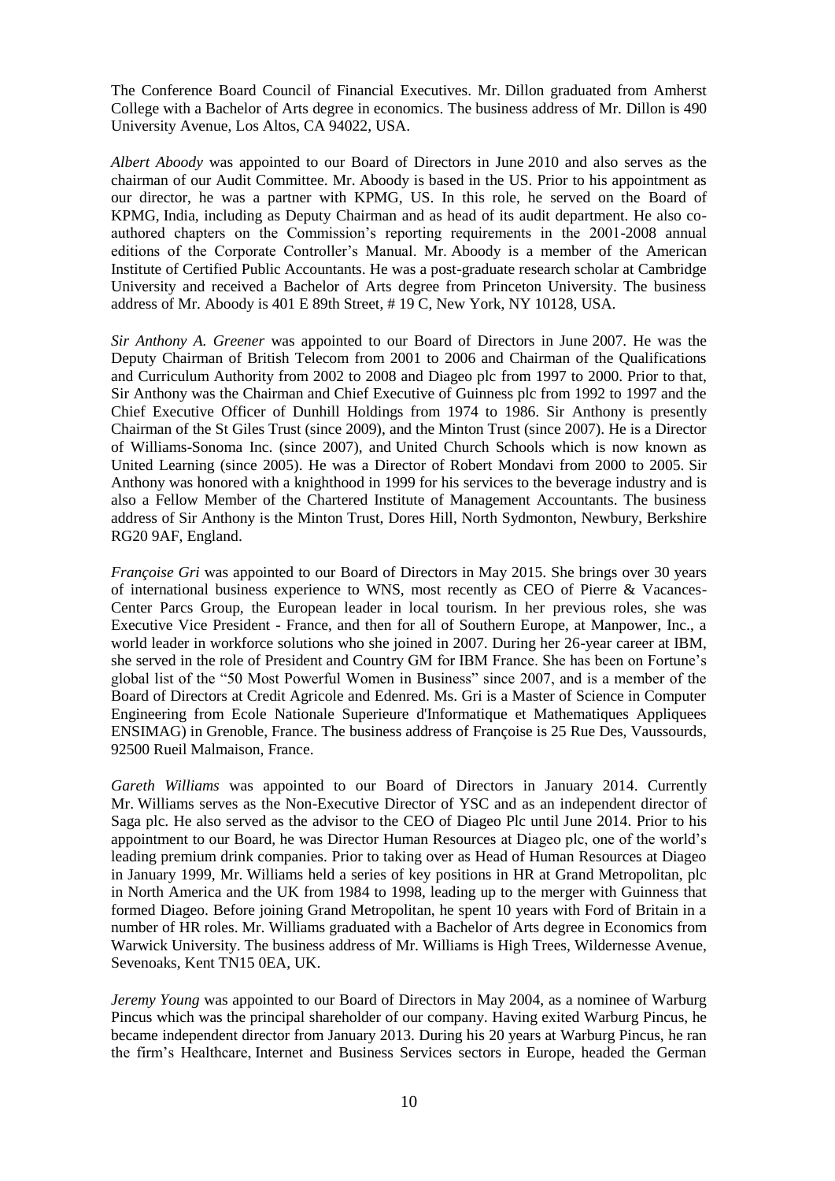The Conference Board Council of Financial Executives. Mr. Dillon graduated from Amherst College with a Bachelor of Arts degree in economics. The business address of Mr. Dillon is 490 University Avenue, Los Altos, CA 94022, USA.

*Albert Aboody* was appointed to our Board of Directors in June 2010 and also serves as the chairman of our Audit Committee. Mr. Aboody is based in the US. Prior to his appointment as our director, he was a partner with KPMG, US. In this role, he served on the Board of KPMG, India, including as Deputy Chairman and as head of its audit department. He also co-authored chapters on the Commission's reporting requirements in the 2001-2008 annual editions of the Corporate Controller's Manual. Mr. Aboody is a member of the American Institute of Certified Public Accountants. He was a post-graduate research scholar at Cambridge University and received a Bachelor of Arts degree from Princeton University. The business address of Mr. Aboody is 401 E 89th Street, # 19 C, New York, NY 10128, USA.

*Sir Anthony A. Greener* was appointed to our Board of Directors in June 2007. He was the Deputy Chairman of British Telecom from 2001 to 2006 and Chairman of the Qualifications and Curriculum Authority from 2002 to 2008 and Diageo plc from 1997 to 2000. Prior to that, Sir Anthony was the Chairman and Chief Executive of Guinness plc from 1992 to 1997 and the Chief Executive Officer of Dunhill Holdings from 1974 to 1986. Sir Anthony is presently Chairman of the St Giles Trust (since 2009), and the Minton Trust (since 2007). He is a Director of Williams-Sonoma Inc. (since 2007), and United Church Schools which is now known as United Learning (since 2005). He was a Director of Robert Mondavi from 2000 to 2005. Sir Anthony was honored with a knighthood in 1999 for his services to the beverage industry and is also a Fellow Member of the Chartered Institute of Management Accountants. The business address of Sir Anthony is the Minton Trust, Dores Hill, North Sydmonton, Newbury, Berkshire RG20 9AF, England.

*Françoise Gri* was appointed to our Board of Directors in May 2015. She brings over 30 years of international business experience to WNS, most recently as CEO of Pierre & Vacances-Center Parcs Group, the European leader in local tourism. In her previous roles, she was Executive Vice President - France, and then for all of Southern Europe, at Manpower, Inc., a world leader in workforce solutions who she joined in 2007. During her 26-year career at IBM, she served in the role of President and Country GM for IBM France. She has been on Fortune's global list of the "50 Most Powerful Women in Business" since 2007, and is a member of the Board of Directors at Credit Agricole and Edenred. Ms. Gri is a Master of Science in Computer Engineering from Ecole Nationale Superieure d'Informatique et Mathematiques Appliquees ENSIMAG) in Grenoble, France. The business address of Françoise is 25 Rue Des, Vaussourds, 92500 Rueil Malmaison, France.

*Gareth Williams* was appointed to our Board of Directors in January 2014. Currently Mr. Williams serves as the Non-Executive Director of YSC and as an independent director of Saga plc. He also served as the advisor to the CEO of Diageo Plc until June 2014. Prior to his appointment to our Board, he was Director Human Resources at Diageo plc, one of the world's leading premium drink companies. Prior to taking over as Head of Human Resources at Diageo in January 1999, Mr. Williams held a series of key positions in HR at Grand Metropolitan, plc in North America and the UK from 1984 to 1998, leading up to the merger with Guinness that formed Diageo. Before joining Grand Metropolitan, he spent 10 years with Ford of Britain in a number of HR roles. Mr. Williams graduated with a Bachelor of Arts degree in Economics from Warwick University. The business address of Mr. Williams is High Trees, Wildernesse Avenue, Sevenoaks, Kent TN15 0EA, UK.

*Jeremy Young* was appointed to our Board of Directors in May 2004, as a nominee of Warburg Pincus which was the principal shareholder of our company. Having exited Warburg Pincus, he became independent director from January 2013. During his 20 years at Warburg Pincus, he ran the firm's Healthcare, Internet and Business Services sectors in Europe, headed the German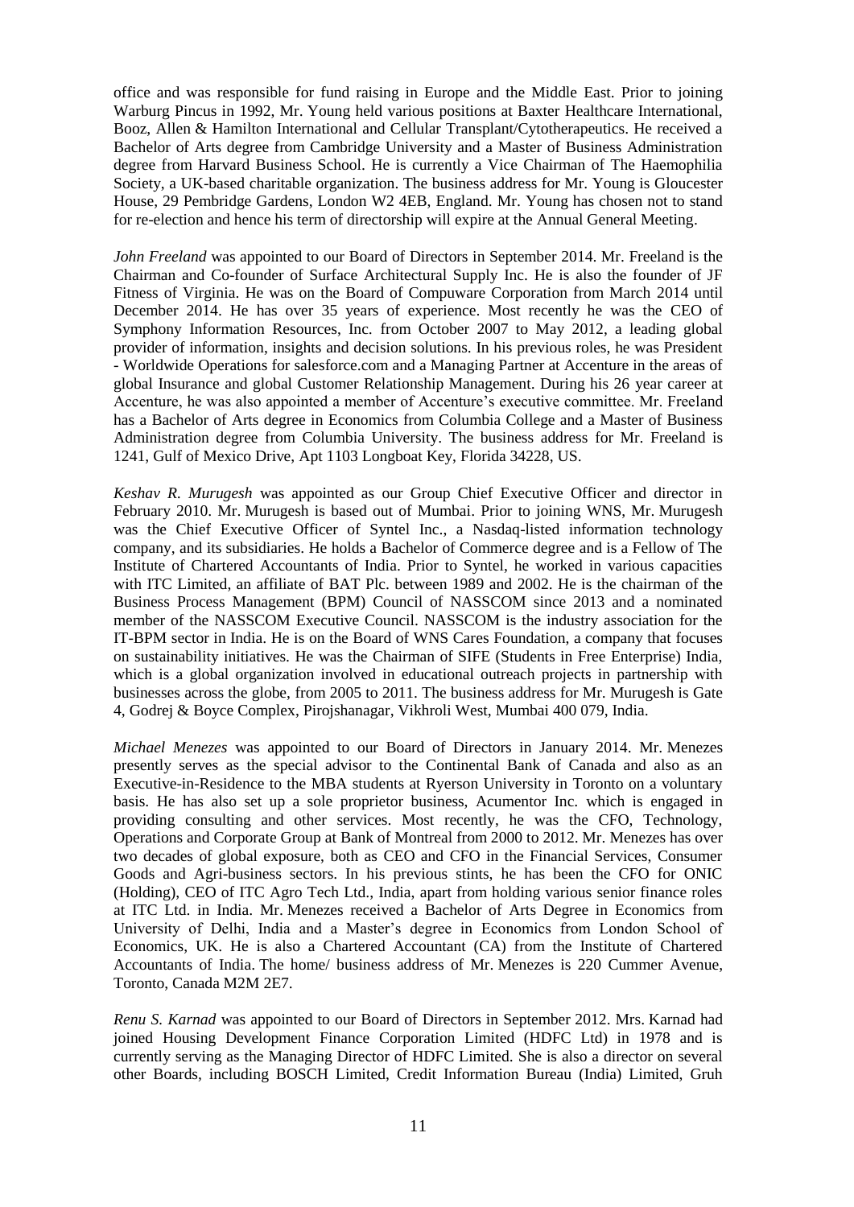office and was responsible for fund raising in Europe and the Middle East. Prior to joining Warburg Pincus in 1992, Mr. Young held various positions at Baxter Healthcare International, Booz, Allen & Hamilton International and Cellular Transplant/Cytotherapeutics. He received a Bachelor of Arts degree from Cambridge University and a Master of Business Administration degree from Harvard Business School. He is currently a Vice Chairman of The Haemophilia Society, a UK-based charitable organization. The business address for Mr. Young is Gloucester House, 29 Pembridge Gardens, London W2 4EB, England. Mr. Young has chosen not to stand for re-election and hence his term of directorship will expire at the Annual General Meeting.

*John Freeland* was appointed to our Board of Directors in September 2014. Mr. Freeland is the Chairman and Co-founder of Surface Architectural Supply Inc. He is also the founder of JF Fitness of Virginia. He was on the Board of Compuware Corporation from March 2014 until December 2014. He has over 35 years of experience. Most recently he was the CEO of Symphony Information Resources, Inc. from October 2007 to May 2012, a leading global provider of information, insights and decision solutions. In his previous roles, he was President - Worldwide Operations for salesforce.com and a Managing Partner at Accenture in the areas of global Insurance and global Customer Relationship Management. During his 26 year career at Accenture, he was also appointed a member of Accenture's executive committee. Mr. Freeland has a Bachelor of Arts degree in Economics from Columbia College and a Master of Business Administration degree from Columbia University. The business address for Mr. Freeland is 1241, Gulf of Mexico Drive, Apt 1103 Longboat Key, Florida 34228, US.

*Keshav R. Murugesh* was appointed as our Group Chief Executive Officer and director in February 2010. Mr. Murugesh is based out of Mumbai. Prior to joining WNS, Mr. Murugesh was the Chief Executive Officer of Syntel Inc., a Nasdaq-listed information technology company, and its subsidiaries. He holds a Bachelor of Commerce degree and is a Fellow of The Institute of Chartered Accountants of India. Prior to Syntel, he worked in various capacities with ITC Limited, an affiliate of BAT Plc. between 1989 and 2002. He is the chairman of the Business Process Management (BPM) Council of NASSCOM since 2013 and a nominated member of the NASSCOM Executive Council. NASSCOM is the industry association for the IT-BPM sector in India. He is on the Board of WNS Cares Foundation, a company that focuses on sustainability initiatives. He was the Chairman of SIFE (Students in Free Enterprise) India, which is a global organization involved in educational outreach projects in partnership with businesses across the globe, from 2005 to 2011. The business address for Mr. Murugesh is Gate 4, Godrej & Boyce Complex, Pirojshanagar, Vikhroli West, Mumbai 400 079, India.

*Michael Menezes* was appointed to our Board of Directors in January 2014. Mr. Menezes presently serves as the special advisor to the Continental Bank of Canada and also as an Executive-in-Residence to the MBA students at Ryerson University in Toronto on a voluntary basis. He has also set up a sole proprietor business, Acumentor Inc. which is engaged in providing consulting and other services. Most recently, he was the CFO, Technology, Operations and Corporate Group at Bank of Montreal from 2000 to 2012. Mr. Menezes has over two decades of global exposure, both as CEO and CFO in the Financial Services, Consumer Goods and Agri-business sectors. In his previous stints, he has been the CFO for ONIC (Holding), CEO of ITC Agro Tech Ltd., India, apart from holding various senior finance roles at ITC Ltd. in India. Mr. Menezes received a Bachelor of Arts Degree in Economics from University of Delhi, India and a Master's degree in Economics from London School of Economics, UK. He is also a Chartered Accountant (CA) from the Institute of Chartered Accountants of India. The home/ business address of Mr. Menezes is 220 Cummer Avenue, Toronto, Canada M2M 2E7.

*Renu S. Karnad* was appointed to our Board of Directors in September 2012. Mrs. Karnad had joined Housing Development Finance Corporation Limited (HDFC Ltd) in 1978 and is currently serving as the Managing Director of HDFC Limited. She is also a director on several other Boards, including BOSCH Limited, Credit Information Bureau (India) Limited, Gruh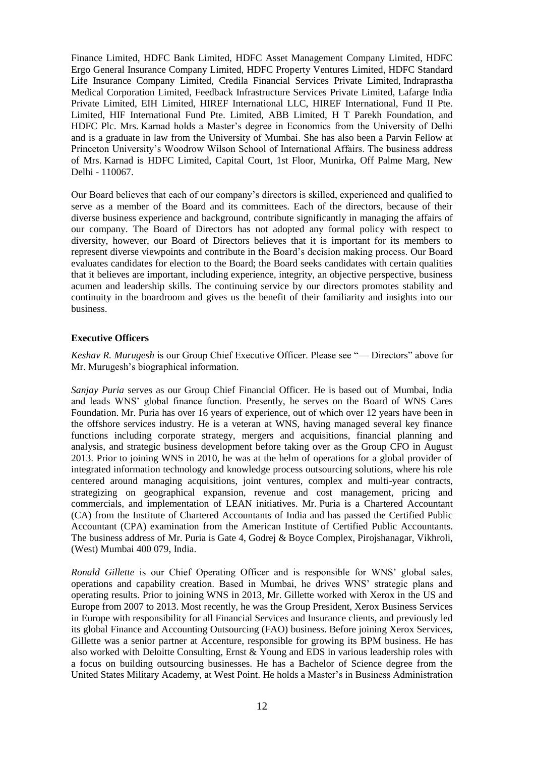Finance Limited, HDFC Bank Limited, HDFC Asset Management Company Limited, HDFC Ergo General Insurance Company Limited, HDFC Property Ventures Limited, HDFC Standard Life Insurance Company Limited, Credila Financial Services Private Limited, Indraprastha Medical Corporation Limited, Feedback Infrastructure Services Private Limited, Lafarge India Private Limited, EIH Limited, HIREF International LLC, HIREF International, Fund II Pte. Limited, HIF International Fund Pte. Limited, ABB Limited, H T Parekh Foundation, and HDFC Plc. Mrs. Karnad holds a Master's degree in Economics from the University of Delhi and is a graduate in law from the University of Mumbai. She has also been a Parvin Fellow at Princeton University's Woodrow Wilson School of International Affairs. The business address of Mrs. Karnad is HDFC Limited, Capital Court, 1st Floor, Munirka, Off Palme Marg, New Delhi - 110067.

Our Board believes that each of our company's directors is skilled, experienced and qualified to serve as a member of the Board and its committees. Each of the directors, because of their diverse business experience and background, contribute significantly in managing the affairs of our company. The Board of Directors has not adopted any formal policy with respect to diversity, however, our Board of Directors believes that it is important for its members to represent diverse viewpoints and contribute in the Board's decision making process. Our Board evaluates candidates for election to the Board; the Board seeks candidates with certain qualities that it believes are important, including experience, integrity, an objective perspective, business acumen and leadership skills. The continuing service by our directors promotes stability and continuity in the boardroom and gives us the benefit of their familiarity and insights into our business.

### Executive Officers

*Keshav R. Murugesh* is our Group Chief Executive Officer. Please see "— Directors" above for Mr. Murugesh's biographical information.

*Sanjay Puria* serves as our Group Chief Financial Officer. He is based out of Mumbai, India and leads WNS' global finance function. Presently, he serves on the Board of WNS Cares Foundation. Mr. Puria has over 16 years of experience, out of which over 12 years have been in the offshore services industry. He is a veteran at WNS, having managed several key finance functions including corporate strategy, mergers and acquisitions, financial planning and analysis, and strategic business development before taking over as the Group CFO in August 2013. Prior to joining WNS in 2010, he was at the helm of operations for a global provider of integrated information technology and knowledge process outsourcing solutions, where his role centered around managing acquisitions, joint ventures, complex and multi-year contracts, strategizing on geographical expansion, revenue and cost management, pricing and commercials, and implementation of LEAN initiatives. Mr. Puria is a Chartered Accountant (CA) from the Institute of Chartered Accountants of India and has passed the Certified Public Accountant (CPA) examination from the American Institute of Certified Public Accountants. The business address of Mr. Puria is Gate 4, Godrej & Boyce Complex, Pirojshanagar, Vikhroli, (West) Mumbai 400 079, India.

*Ronald Gillette* is our Chief Operating Officer and is responsible for WNS' global sales, operations and capability creation. Based in Mumbai, he drives WNS' strategic plans and operating results. Prior to joining WNS in 2013, Mr. Gillette worked with Xerox in the US and Europe from 2007 to 2013. Most recently, he was the Group President, Xerox Business Services in Europe with responsibility for all Financial Services and Insurance clients, and previously led its global Finance and Accounting Outsourcing (FAO) business. Before joining Xerox Services, Gillette was a senior partner at Accenture, responsible for growing its BPM business. He has also worked with Deloitte Consulting, Ernst & Young and EDS in various leadership roles with a focus on building outsourcing businesses. He has a Bachelor of Science degree from the United States Military Academy, at West Point. He holds a Master's in Business Administration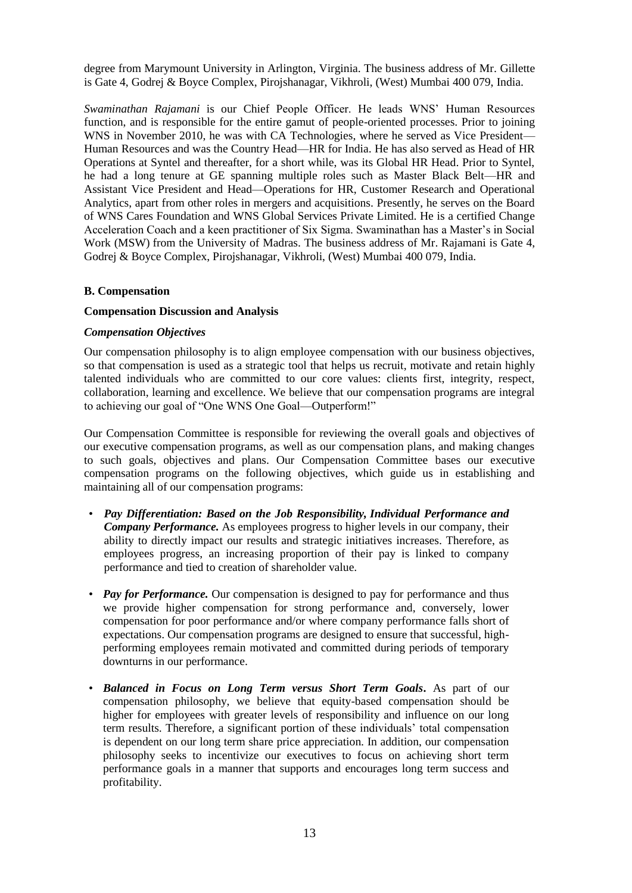degree from Marymount University in Arlington, Virginia. The business address of Mr. Gillette is Gate 4, Godrej & Boyce Complex, Pirojshanagar, Vikhroli, (West) Mumbai 400 079, India.

*Swaminathan Rajamani* is our Chief People Officer. He leads WNS' Human Resources function, and is responsible for the entire gamut of people-oriented processes. Prior to joining WNS in November 2010, he was with CA Technologies, where he served as Vice President—Human Resources and was the Country Head—HR for India. He has also served as Head of HR Operations at Syntel and thereafter, for a short while, was its Global HR Head. Prior to Syntel, he had a long tenure at GE spanning multiple roles such as Master Black Belt—HR and Assistant Vice President and Head—Operations for HR, Customer Research and Operational Analytics, apart from other roles in mergers and acquisitions. Presently, he serves on the Board of WNS Cares Foundation and WNS Global Services Private Limited. He is a certified Change Acceleration Coach and a keen practitioner of Six Sigma. Swaminathan has a Master's in Social Work (MSW) from the University of Madras. The business address of Mr. Rajamani is Gate 4, Godrej & Boyce Complex, Pirojshanagar, Vikhroli, (West) Mumbai 400 079, India.

## B. Compensation

### Compensation Discussion and Analysis

#### *Compensation Objectives*

Our compensation philosophy is to align employee compensation with our business objectives, so that compensation is used as a strategic tool that helps us recruit, motivate and retain highly talented individuals who are committed to our core values: clients first, integrity, respect, collaboration, learning and excellence. We believe that our compensation programs are integral to achieving our goal of "One WNS One Goal—Outperform!"

Our Compensation Committee is responsible for reviewing the overall goals and objectives of our executive compensation programs, as well as our compensation plans, and making changes to such goals, objectives and plans. Our Compensation Committee bases our executive compensation programs on the following objectives, which guide us in establishing and maintaining all of our compensation programs:

- ***Pay Differentiation: Based on the Job Responsibility, Individual Performance and Company Performance.*** As employees progress to higher levels in our company, their ability to directly impact our results and strategic initiatives increases. Therefore, as employees progress, an increasing proportion of their pay is linked to company performance and tied to creation of shareholder value.

- ***Pay for Performance.*** Our compensation is designed to pay for performance and thus we provide higher compensation for strong performance and, conversely, lower compensation for poor performance and/or where company performance falls short of expectations. Our compensation programs are designed to ensure that successful, high-performing employees remain motivated and committed during periods of temporary downturns in our performance.

- ***Balanced in Focus on Long Term versus Short Term Goals.*** As part of our compensation philosophy, we believe that equity-based compensation should be higher for employees with greater levels of responsibility and influence on our long term results. Therefore, a significant portion of these individuals' total compensation is dependent on our long term share price appreciation. In addition, our compensation philosophy seeks to incentivize our executives to focus on achieving short term performance goals in a manner that supports and encourages long term success and profitability.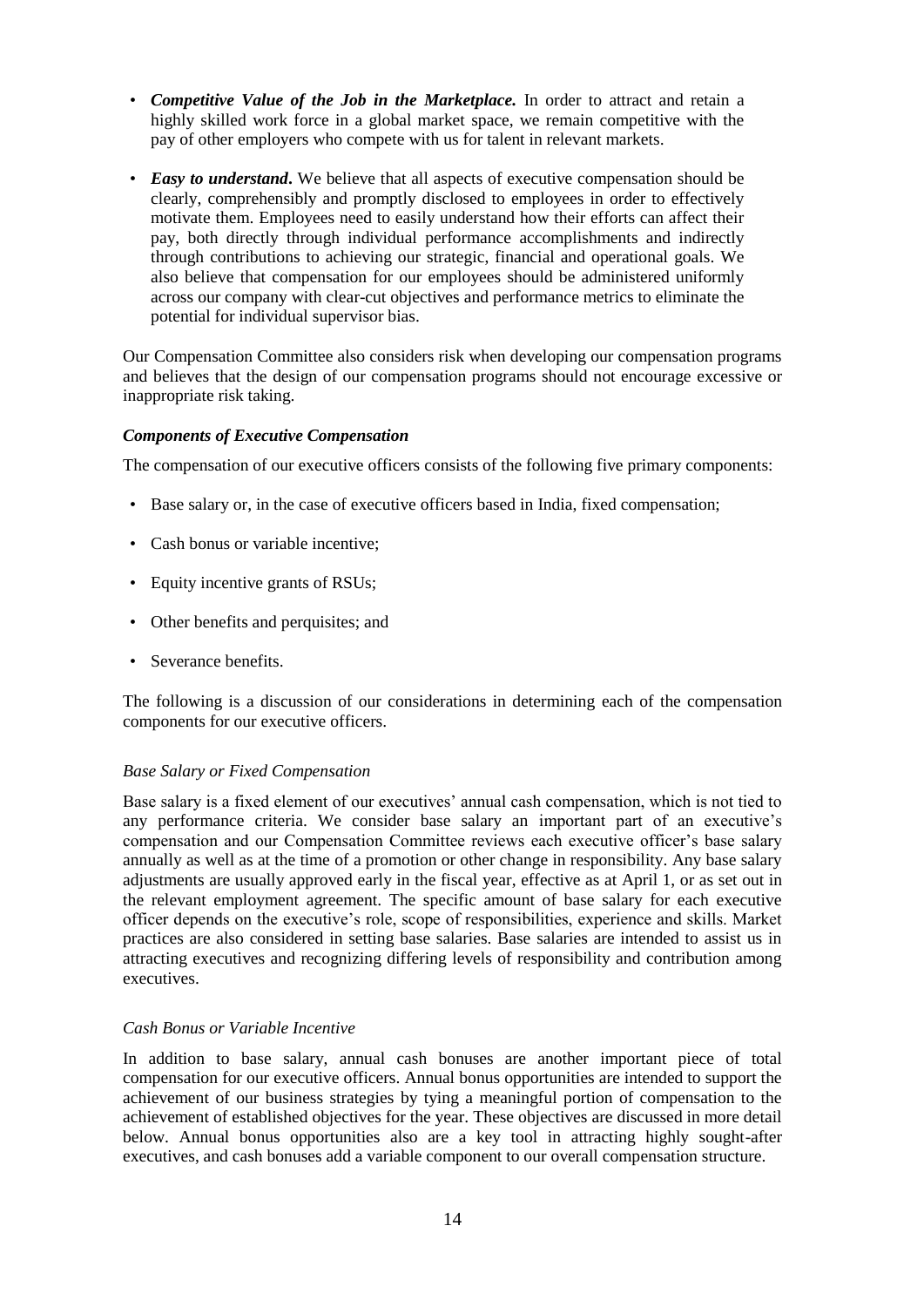- ***Competitive Value of the Job in the Marketplace.*** In order to attract and retain a highly skilled work force in a global market space, we remain competitive with the pay of other employers who compete with us for talent in relevant markets.

- ***Easy to understand*.** We believe that all aspects of executive compensation should be clearly, comprehensibly and promptly disclosed to employees in order to effectively motivate them. Employees need to easily understand how their efforts can affect their pay, both directly through individual performance accomplishments and indirectly through contributions to achieving our strategic, financial and operational goals. We also believe that compensation for our employees should be administered uniformly across our company with clear-cut objectives and performance metrics to eliminate the potential for individual supervisor bias.

Our Compensation Committee also considers risk when developing our compensation programs and believes that the design of our compensation programs should not encourage excessive or inappropriate risk taking.

***Components of Executive Compensation***

The compensation of our executive officers consists of the following five primary components:

- Base salary or, in the case of executive officers based in India, fixed compensation;
- Cash bonus or variable incentive;
- Equity incentive grants of RSUs;
- Other benefits and perquisites; and
- Severance benefits.

The following is a discussion of our considerations in determining each of the compensation components for our executive officers.

*Base Salary or Fixed Compensation*

Base salary is a fixed element of our executives' annual cash compensation, which is not tied to any performance criteria. We consider base salary an important part of an executive's compensation and our Compensation Committee reviews each executive officer's base salary annually as well as at the time of a promotion or other change in responsibility. Any base salary adjustments are usually approved early in the fiscal year, effective as at April 1, or as set out in the relevant employment agreement. The specific amount of base salary for each executive officer depends on the executive's role, scope of responsibilities, experience and skills. Market practices are also considered in setting base salaries. Base salaries are intended to assist us in attracting executives and recognizing differing levels of responsibility and contribution among executives.

*Cash Bonus or Variable Incentive*

In addition to base salary, annual cash bonuses are another important piece of total compensation for our executive officers. Annual bonus opportunities are intended to support the achievement of our business strategies by tying a meaningful portion of compensation to the achievement of established objectives for the year. These objectives are discussed in more detail below. Annual bonus opportunities also are a key tool in attracting highly sought-after executives, and cash bonuses add a variable component to our overall compensation structure.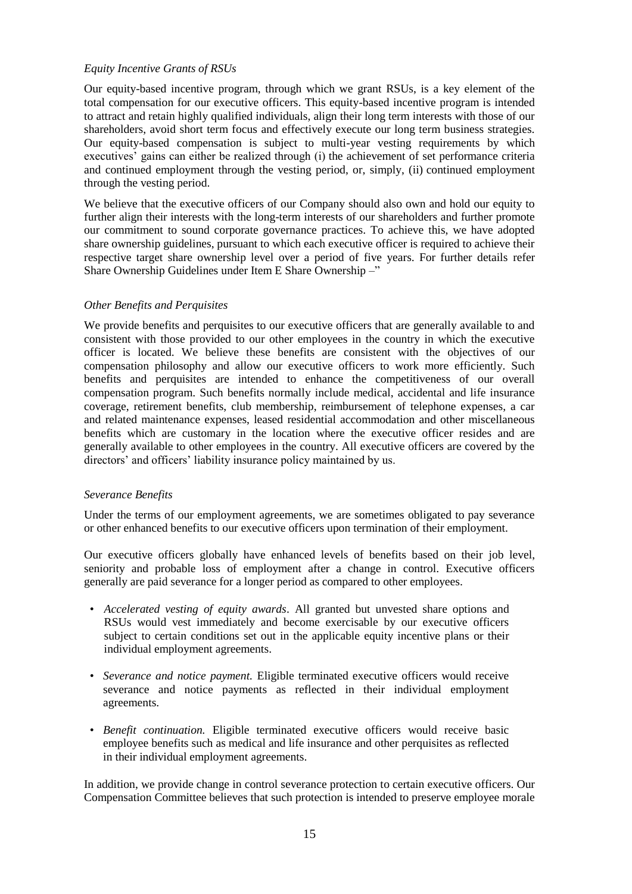*Equity Incentive Grants of RSUs*

Our equity-based incentive program, through which we grant RSUs, is a key element of the total compensation for our executive officers. This equity-based incentive program is intended to attract and retain highly qualified individuals, align their long term interests with those of our shareholders, avoid short term focus and effectively execute our long term business strategies. Our equity-based compensation is subject to multi-year vesting requirements by which executives' gains can either be realized through (i) the achievement of set performance criteria and continued employment through the vesting period, or, simply, (ii) continued employment through the vesting period.

We believe that the executive officers of our Company should also own and hold our equity to further align their interests with the long-term interests of our shareholders and further promote our commitment to sound corporate governance practices. To achieve this, we have adopted share ownership guidelines, pursuant to which each executive officer is required to achieve their respective target share ownership level over a period of five years. For further details refer Share Ownership Guidelines under Item E Share Ownership –"

*Other Benefits and Perquisites*

We provide benefits and perquisites to our executive officers that are generally available to and consistent with those provided to our other employees in the country in which the executive officer is located. We believe these benefits are consistent with the objectives of our compensation philosophy and allow our executive officers to work more efficiently. Such benefits and perquisites are intended to enhance the competitiveness of our overall compensation program. Such benefits normally include medical, accidental and life insurance coverage, retirement benefits, club membership, reimbursement of telephone expenses, a car and related maintenance expenses, leased residential accommodation and other miscellaneous benefits which are customary in the location where the executive officer resides and are generally available to other employees in the country. All executive officers are covered by the directors' and officers' liability insurance policy maintained by us.

*Severance Benefits*

Under the terms of our employment agreements, we are sometimes obligated to pay severance or other enhanced benefits to our executive officers upon termination of their employment.

Our executive officers globally have enhanced levels of benefits based on their job level, seniority and probable loss of employment after a change in control. Executive officers generally are paid severance for a longer period as compared to other employees.

- *Accelerated vesting of equity awards*. All granted but unvested share options and RSUs would vest immediately and become exercisable by our executive officers subject to certain conditions set out in the applicable equity incentive plans or their individual employment agreements.
- *Severance and notice payment.* Eligible terminated executive officers would receive severance and notice payments as reflected in their individual employment agreements.
- *Benefit continuation.* Eligible terminated executive officers would receive basic employee benefits such as medical and life insurance and other perquisites as reflected in their individual employment agreements.

In addition, we provide change in control severance protection to certain executive officers. Our Compensation Committee believes that such protection is intended to preserve employee morale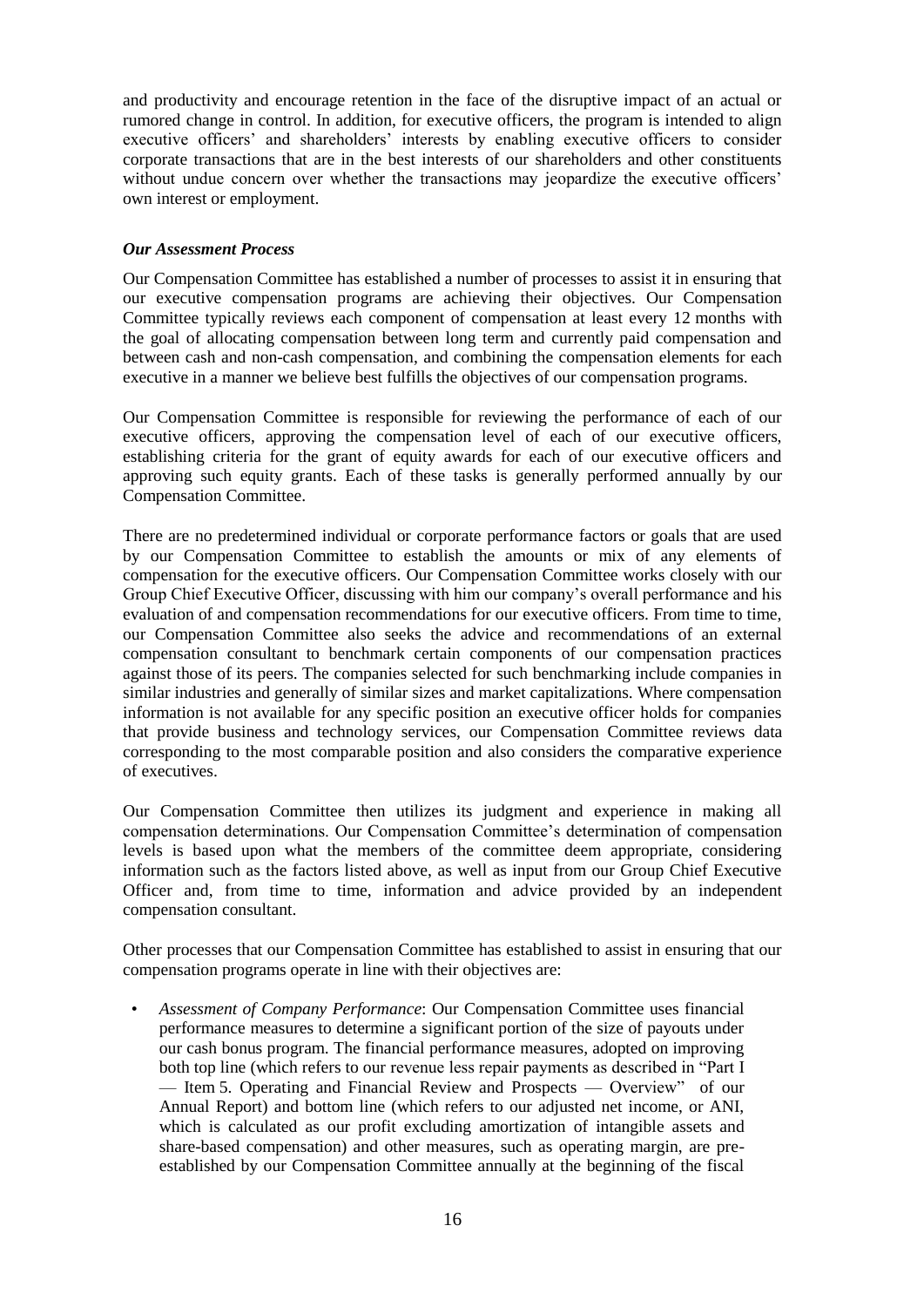and productivity and encourage retention in the face of the disruptive impact of an actual or rumored change in control. In addition, for executive officers, the program is intended to align executive officers' and shareholders' interests by enabling executive officers to consider corporate transactions that are in the best interests of our shareholders and other constituents without undue concern over whether the transactions may jeopardize the executive officers' own interest or employment.

***Our Assessment Process***

Our Compensation Committee has established a number of processes to assist it in ensuring that our executive compensation programs are achieving their objectives. Our Compensation Committee typically reviews each component of compensation at least every 12 months with the goal of allocating compensation between long term and currently paid compensation and between cash and non-cash compensation, and combining the compensation elements for each executive in a manner we believe best fulfills the objectives of our compensation programs.

Our Compensation Committee is responsible for reviewing the performance of each of our executive officers, approving the compensation level of each of our executive officers, establishing criteria for the grant of equity awards for each of our executive officers and approving such equity grants. Each of these tasks is generally performed annually by our Compensation Committee.

There are no predetermined individual or corporate performance factors or goals that are used by our Compensation Committee to establish the amounts or mix of any elements of compensation for the executive officers. Our Compensation Committee works closely with our Group Chief Executive Officer, discussing with him our company's overall performance and his evaluation of and compensation recommendations for our executive officers. From time to time, our Compensation Committee also seeks the advice and recommendations of an external compensation consultant to benchmark certain components of our compensation practices against those of its peers. The companies selected for such benchmarking include companies in similar industries and generally of similar sizes and market capitalizations. Where compensation information is not available for any specific position an executive officer holds for companies that provide business and technology services, our Compensation Committee reviews data corresponding to the most comparable position and also considers the comparative experience of executives.

Our Compensation Committee then utilizes its judgment and experience in making all compensation determinations. Our Compensation Committee's determination of compensation levels is based upon what the members of the committee deem appropriate, considering information such as the factors listed above, as well as input from our Group Chief Executive Officer and, from time to time, information and advice provided by an independent compensation consultant.

Other processes that our Compensation Committee has established to assist in ensuring that our compensation programs operate in line with their objectives are:

- *Assessment of Company Performance*: Our Compensation Committee uses financial performance measures to determine a significant portion of the size of payouts under our cash bonus program. The financial performance measures, adopted on improving both top line (which refers to our revenue less repair payments as described in "Part I — Item 5. Operating and Financial Review and Prospects — Overview" of our Annual Report) and bottom line (which refers to our adjusted net income, or ANI, which is calculated as our profit excluding amortization of intangible assets and share-based compensation) and other measures, such as operating margin, are pre-established by our Compensation Committee annually at the beginning of the fiscal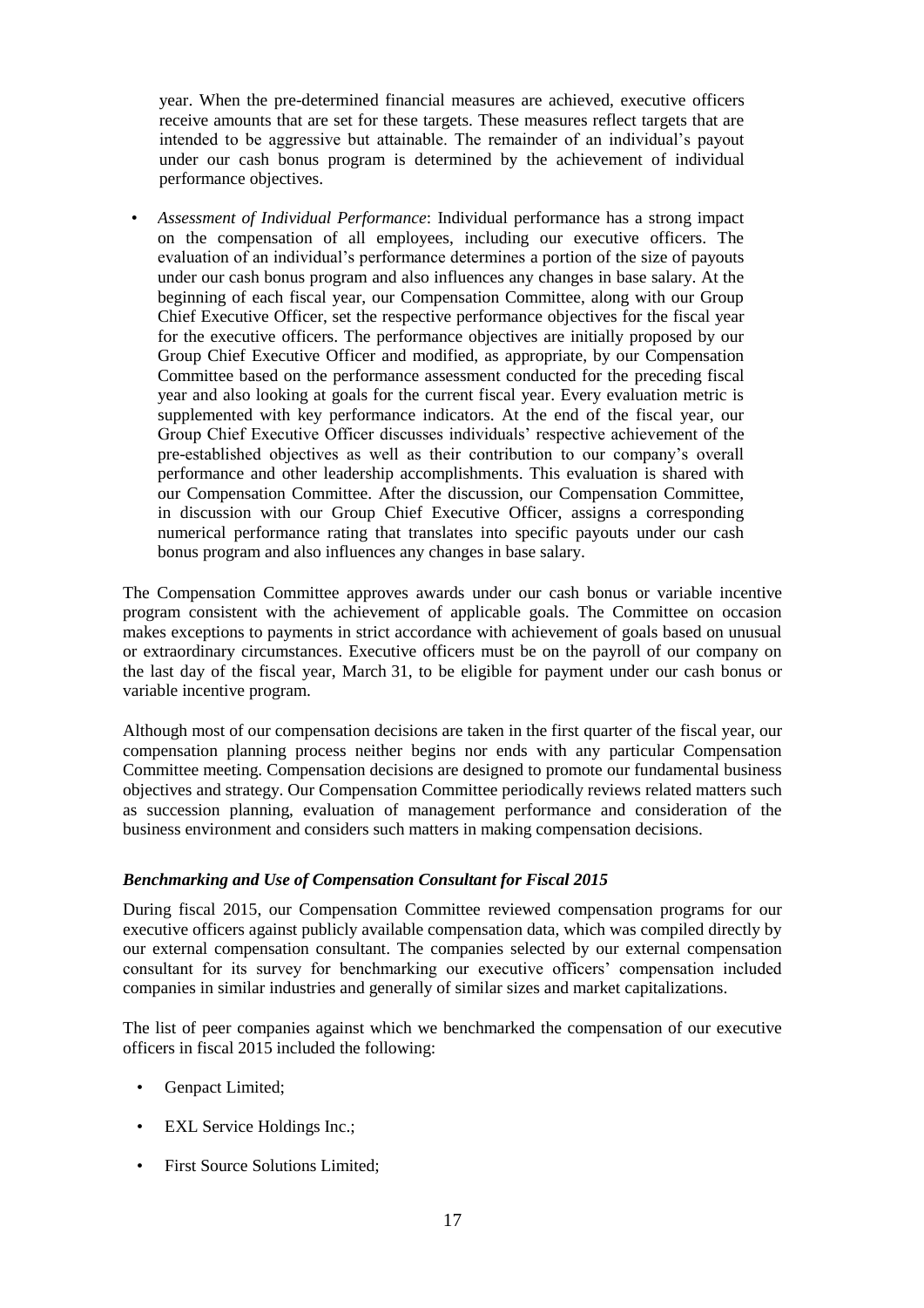year. When the pre-determined financial measures are achieved, executive officers receive amounts that are set for these targets. These measures reflect targets that are intended to be aggressive but attainable. The remainder of an individual's payout under our cash bonus program is determined by the achievement of individual performance objectives.

- *Assessment of Individual Performance*: Individual performance has a strong impact on the compensation of all employees, including our executive officers. The evaluation of an individual's performance determines a portion of the size of payouts under our cash bonus program and also influences any changes in base salary. At the beginning of each fiscal year, our Compensation Committee, along with our Group Chief Executive Officer, set the respective performance objectives for the fiscal year for the executive officers. The performance objectives are initially proposed by our Group Chief Executive Officer and modified, as appropriate, by our Compensation Committee based on the performance assessment conducted for the preceding fiscal year and also looking at goals for the current fiscal year. Every evaluation metric is supplemented with key performance indicators. At the end of the fiscal year, our Group Chief Executive Officer discusses individuals' respective achievement of the pre-established objectives as well as their contribution to our company's overall performance and other leadership accomplishments. This evaluation is shared with our Compensation Committee. After the discussion, our Compensation Committee, in discussion with our Group Chief Executive Officer, assigns a corresponding numerical performance rating that translates into specific payouts under our cash bonus program and also influences any changes in base salary.

The Compensation Committee approves awards under our cash bonus or variable incentive program consistent with the achievement of applicable goals. The Committee on occasion makes exceptions to payments in strict accordance with achievement of goals based on unusual or extraordinary circumstances. Executive officers must be on the payroll of our company on the last day of the fiscal year, March 31, to be eligible for payment under our cash bonus or variable incentive program.

Although most of our compensation decisions are taken in the first quarter of the fiscal year, our compensation planning process neither begins nor ends with any particular Compensation Committee meeting. Compensation decisions are designed to promote our fundamental business objectives and strategy. Our Compensation Committee periodically reviews related matters such as succession planning, evaluation of management performance and consideration of the business environment and considers such matters in making compensation decisions.

### *Benchmarking and Use of Compensation Consultant for Fiscal 2015*

During fiscal 2015, our Compensation Committee reviewed compensation programs for our executive officers against publicly available compensation data, which was compiled directly by our external compensation consultant. The companies selected by our external compensation consultant for its survey for benchmarking our executive officers' compensation included companies in similar industries and generally of similar sizes and market capitalizations.

The list of peer companies against which we benchmarked the compensation of our executive officers in fiscal 2015 included the following:

- Genpact Limited;
- EXL Service Holdings Inc.;
- First Source Solutions Limited;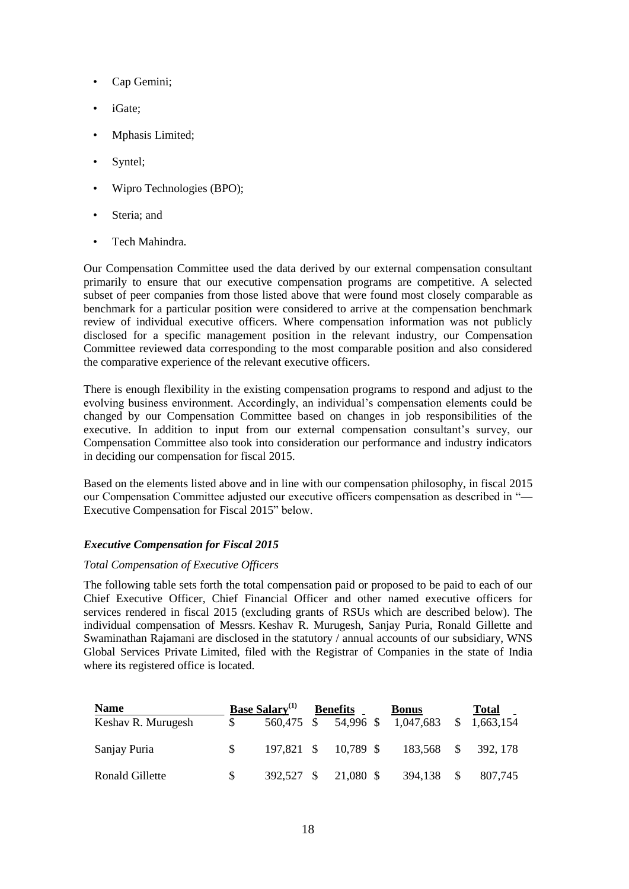- Cap Gemini;
- iGate;
- Mphasis Limited;
- Syntel;
- Wipro Technologies (BPO);
- Steria; and
- Tech Mahindra.

Our Compensation Committee used the data derived by our external compensation consultant primarily to ensure that our executive compensation programs are competitive. A selected subset of peer companies from those listed above that were found most closely comparable as benchmark for a particular position were considered to arrive at the compensation benchmark review of individual executive officers. Where compensation information was not publicly disclosed for a specific management position in the relevant industry, our Compensation Committee reviewed data corresponding to the most comparable position and also considered the comparative experience of the relevant executive officers.

There is enough flexibility in the existing compensation programs to respond and adjust to the evolving business environment. Accordingly, an individual's compensation elements could be changed by our Compensation Committee based on changes in job responsibilities of the executive. In addition to input from our external compensation consultant's survey, our Compensation Committee also took into consideration our performance and industry indicators in deciding our compensation for fiscal 2015.

Based on the elements listed above and in line with our compensation philosophy, in fiscal 2015 our Compensation Committee adjusted our executive officers compensation as described in "— Executive Compensation for Fiscal 2015" below.

### *Executive Compensation for Fiscal 2015*

*Total Compensation of Executive Officers*

The following table sets forth the total compensation paid or proposed to be paid to each of our Chief Executive Officer, Chief Financial Officer and other named executive officers for services rendered in fiscal 2015 (excluding grants of RSUs which are described below). The individual compensation of Messrs. Keshav R. Murugesh, Sanjay Puria, Ronald Gillette and Swaminathan Rajamani are disclosed in the statutory / annual accounts of our subsidiary, WNS Global Services Private Limited, filed with the Registrar of Companies in the state of India where its registered office is located.

| Name | Base Salary[(1)] | Benefits | Bonus | Total |
|---|---|---|---|---|
| Keshav R. Murugesh | $ 560,475 | $ 54,996 | $ 1,047,683 | $ 1,663,154 |
| Sanjay Puria | $ 197,821 | $ 10,789 | $ 183,568 | $ 392, 178 |
| Ronald Gillette | $ 392,527 | $ 21,080 | $ 394,138 | $ 807,745 |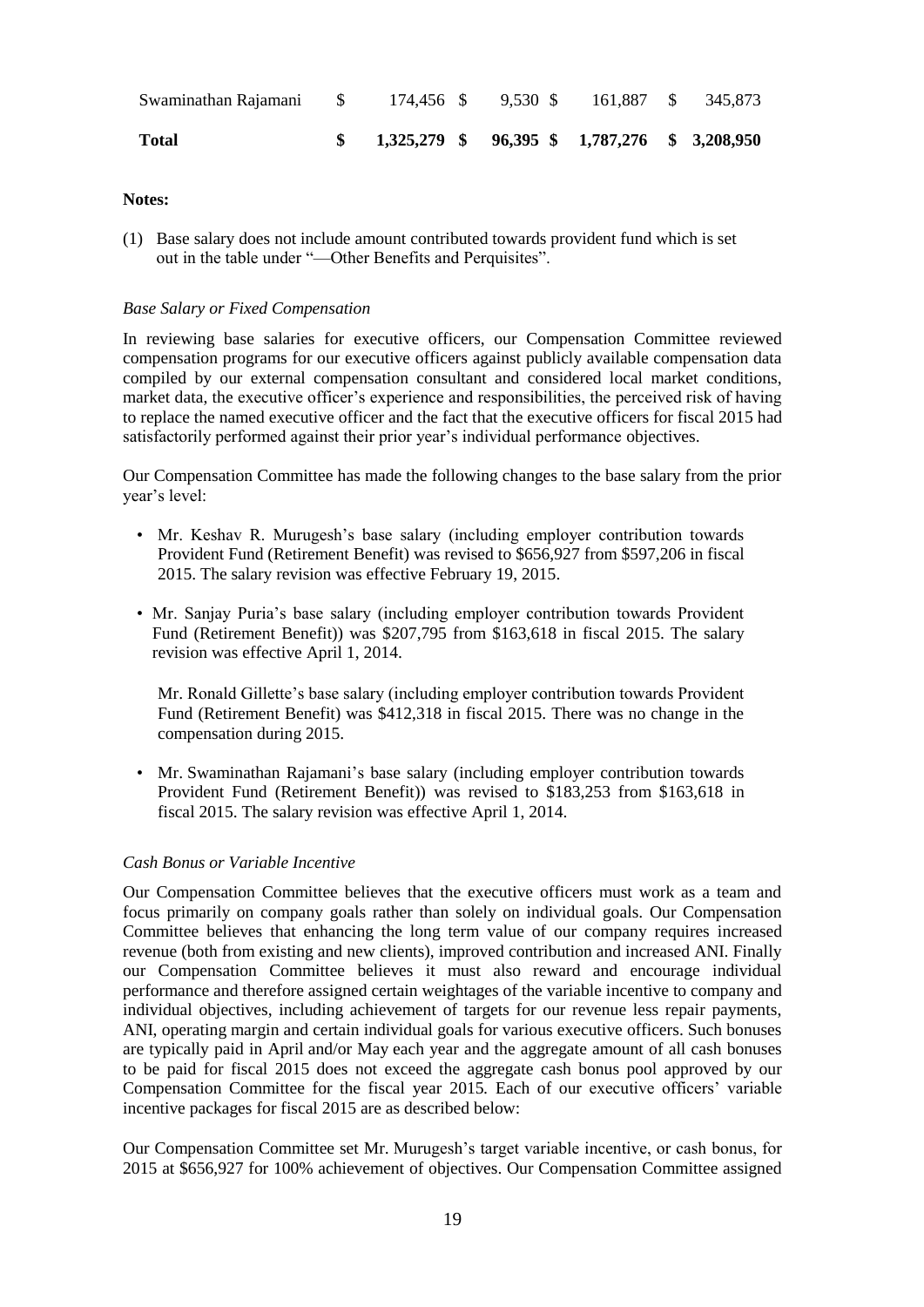| | | | | |
|---|---|---|---|---|
| Swaminathan Rajamani | $ 174,456 | $ 9,530 | $ 161,887 | $ 345,873 |
| **Total** | **$ 1,325,279** | **$ 96,395** | **$ 1,787,276** | **$ 3,208,950** |

**Notes:**

(1) Base salary does not include amount contributed towards provident fund which is set out in the table under "—Other Benefits and Perquisites".

*Base Salary or Fixed Compensation*

In reviewing base salaries for executive officers, our Compensation Committee reviewed compensation programs for our executive officers against publicly available compensation data compiled by our external compensation consultant and considered local market conditions, market data, the executive officer's experience and responsibilities, the perceived risk of having to replace the named executive officer and the fact that the executive officers for fiscal 2015 had satisfactorily performed against their prior year's individual performance objectives.

Our Compensation Committee has made the following changes to the base salary from the prior year's level:

- Mr. Keshav R. Murugesh's base salary (including employer contribution towards Provident Fund (Retirement Benefit) was revised to $656,927 from $597,206 in fiscal 2015. The salary revision was effective February 19, 2015.
- Mr. Sanjay Puria's base salary (including employer contribution towards Provident Fund (Retirement Benefit)) was $207,795 from $163,618 in fiscal 2015. The salary revision was effective April 1, 2014.

  Mr. Ronald Gillette's base salary (including employer contribution towards Provident Fund (Retirement Benefit) was $412,318 in fiscal 2015. There was no change in the compensation during 2015.
- Mr. Swaminathan Rajamani's base salary (including employer contribution towards Provident Fund (Retirement Benefit)) was revised to $183,253 from $163,618 in fiscal 2015. The salary revision was effective April 1, 2014.

*Cash Bonus or Variable Incentive*

Our Compensation Committee believes that the executive officers must work as a team and focus primarily on company goals rather than solely on individual goals. Our Compensation Committee believes that enhancing the long term value of our company requires increased revenue (both from existing and new clients), improved contribution and increased ANI. Finally our Compensation Committee believes it must also reward and encourage individual performance and therefore assigned certain weightages of the variable incentive to company and individual objectives, including achievement of targets for our revenue less repair payments, ANI, operating margin and certain individual goals for various executive officers. Such bonuses are typically paid in April and/or May each year and the aggregate amount of all cash bonuses to be paid for fiscal 2015 does not exceed the aggregate cash bonus pool approved by our Compensation Committee for the fiscal year 2015. Each of our executive officers' variable incentive packages for fiscal 2015 are as described below:

Our Compensation Committee set Mr. Murugesh's target variable incentive, or cash bonus, for 2015 at $656,927 for 100% achievement of objectives. Our Compensation Committee assigned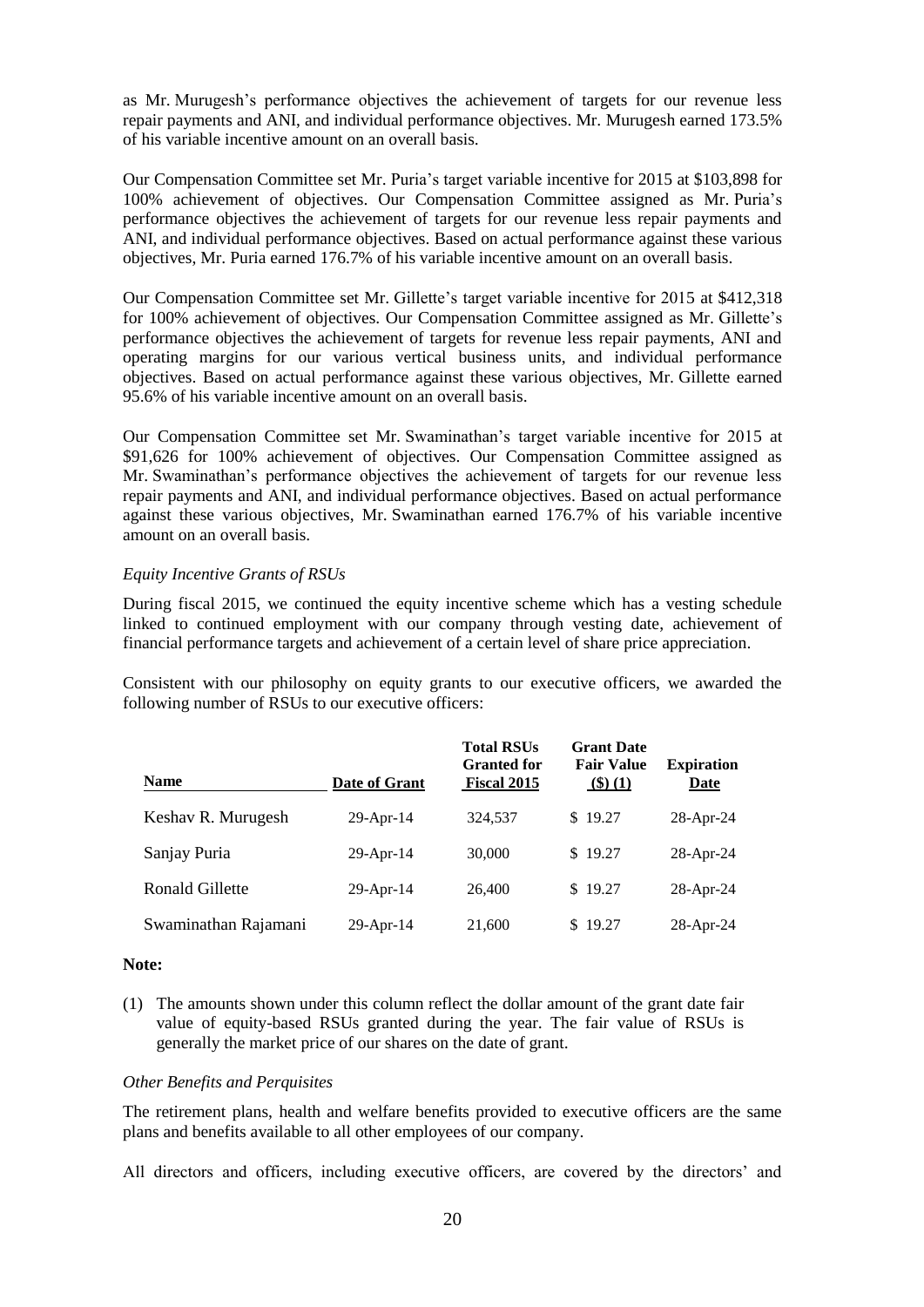as Mr. Murugesh's performance objectives the achievement of targets for our revenue less repair payments and ANI, and individual performance objectives. Mr. Murugesh earned 173.5% of his variable incentive amount on an overall basis.

Our Compensation Committee set Mr. Puria's target variable incentive for 2015 at $103,898 for 100% achievement of objectives. Our Compensation Committee assigned as Mr. Puria's performance objectives the achievement of targets for our revenue less repair payments and ANI, and individual performance objectives. Based on actual performance against these various objectives, Mr. Puria earned 176.7% of his variable incentive amount on an overall basis.

Our Compensation Committee set Mr. Gillette's target variable incentive for 2015 at $412,318 for 100% achievement of objectives. Our Compensation Committee assigned as Mr. Gillette's performance objectives the achievement of targets for revenue less repair payments, ANI and operating margins for our various vertical business units, and individual performance objectives. Based on actual performance against these various objectives, Mr. Gillette earned 95.6% of his variable incentive amount on an overall basis.

Our Compensation Committee set Mr. Swaminathan's target variable incentive for 2015 at $91,626 for 100% achievement of objectives. Our Compensation Committee assigned as Mr. Swaminathan's performance objectives the achievement of targets for our revenue less repair payments and ANI, and individual performance objectives. Based on actual performance against these various objectives, Mr. Swaminathan earned 176.7% of his variable incentive amount on an overall basis.

*Equity Incentive Grants of RSUs*

During fiscal 2015, we continued the equity incentive scheme which has a vesting schedule linked to continued employment with our company through vesting date, achievement of financial performance targets and achievement of a certain level of share price appreciation.

Consistent with our philosophy on equity grants to our executive officers, we awarded the following number of RSUs to our executive officers:

| Name | Date of Grant | Total RSUs Granted for Fiscal 2015 | Grant Date Fair Value ($) (1) | Expiration Date |
|---|---|---|---|---|
| Keshav R. Murugesh | 29-Apr-14 | 324,537 | $ 19.27 | 28-Apr-24 |
| Sanjay Puria | 29-Apr-14 | 30,000 | $ 19.27 | 28-Apr-24 |
| Ronald Gillette | 29-Apr-14 | 26,400 | $ 19.27 | 28-Apr-24 |
| Swaminathan Rajamani | 29-Apr-14 | 21,600 | $ 19.27 | 28-Apr-24 |

**Note:**

(1) The amounts shown under this column reflect the dollar amount of the grant date fair value of equity-based RSUs granted during the year. The fair value of RSUs is generally the market price of our shares on the date of grant.

*Other Benefits and Perquisites*

The retirement plans, health and welfare benefits provided to executive officers are the same plans and benefits available to all other employees of our company.

All directors and officers, including executive officers, are covered by the directors' and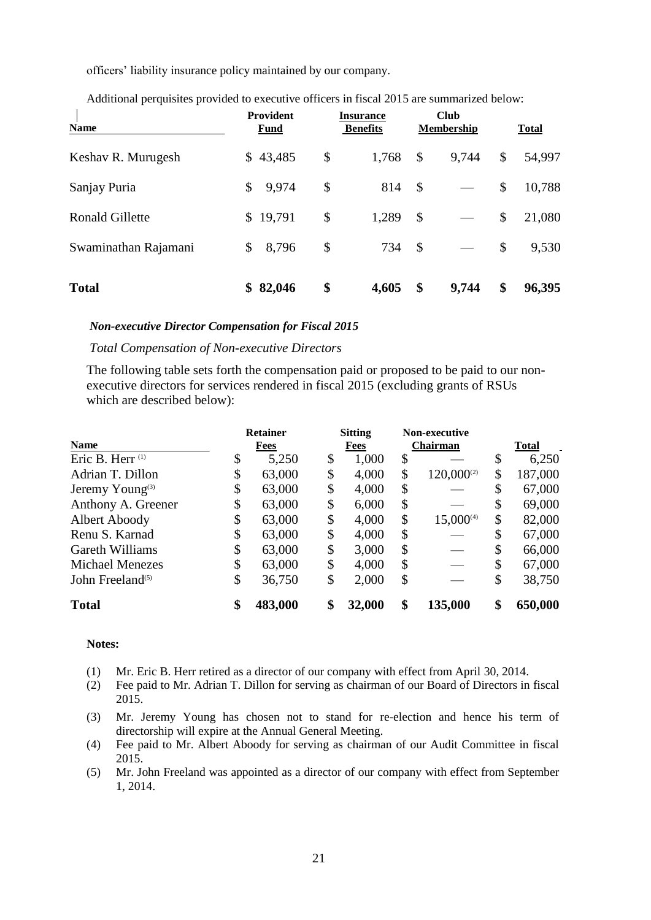officers' liability insurance policy maintained by our company.

Additional perquisites provided to executive officers in fiscal 2015 are summarized below:

| Name | Provident Fund | Insurance Benefits | Club Membership | Total |
|---|---|---|---|---|
| Keshav R. Murugesh | $ 43,485 | $ 1,768 | $ 9,744 | $ 54,997 |
| Sanjay Puria | $ 9,974 | $ 814 | $ — | $ 10,788 |
| Ronald Gillette | $ 19,791 | $ 1,289 | $ — | $ 21,080 |
| Swaminathan Rajamani | $ 8,796 | $ 734 | $ — | $ 9,530 |
| **Total** | **$ 82,046** | **$ 4,605** | **$ 9,744** | **$ 96,395** |

***Non-executive Director Compensation for Fiscal 2015***

*Total Compensation of Non-executive Directors*

The following table sets forth the compensation paid or proposed to be paid to our non-executive directors for services rendered in fiscal 2015 (excluding grants of RSUs which are described below):

| Name | Retainer Fees | Sitting Fees | Non-executive Chairman | Total |
|---|---|---|---|---|
| Eric B. Herr [(1)] | $ 5,250 | $ 1,000 | $ — | $ 6,250 |
| Adrian T. Dillon | $ 63,000 | $ 4,000 | $ 120,000[(2)] | $ 187,000 |
| Jeremy Young[(3)] | $ 63,000 | $ 4,000 | $ — | $ 67,000 |
| Anthony A. Greener | $ 63,000 | $ 6,000 | $ — | $ 69,000 |
| Albert Aboody | $ 63,000 | $ 4,000 | $ 15,000[(4)] | $ 82,000 |
| Renu S. Karnad | $ 63,000 | $ 4,000 | $ — | $ 67,000 |
| Gareth Williams | $ 63,000 | $ 3,000 | $ — | $ 66,000 |
| Michael Menezes | $ 63,000 | $ 4,000 | $ — | $ 67,000 |
| John Freeland[(5)] | $ 36,750 | $ 2,000 | $ — | $ 38,750 |
| **Total** | **$ 483,000** | **$ 32,000** | **$ 135,000** | **$ 650,000** |

**Notes:**

(1) Mr. Eric B. Herr retired as a director of our company with effect from April 30, 2014.

(2) Fee paid to Mr. Adrian T. Dillon for serving as chairman of our Board of Directors in fiscal 2015.

(3) Mr. Jeremy Young has chosen not to stand for re-election and hence his term of directorship will expire at the Annual General Meeting.

(4) Fee paid to Mr. Albert Aboody for serving as chairman of our Audit Committee in fiscal 2015.

(5) Mr. John Freeland was appointed as a director of our company with effect from September 1, 2014.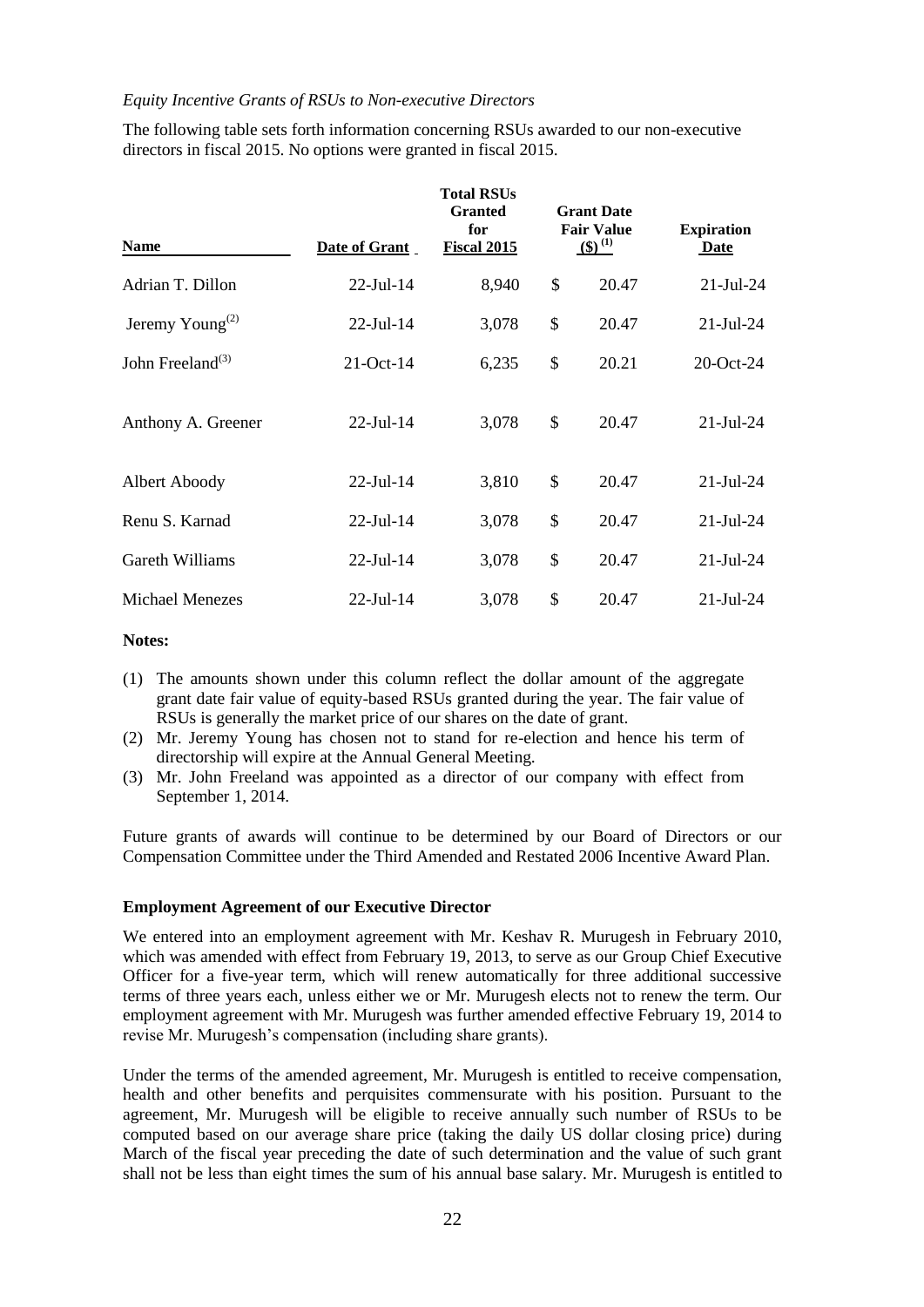*Equity Incentive Grants of RSUs to Non-executive Directors*

The following table sets forth information concerning RSUs awarded to our non-executive directors in fiscal 2015. No options were granted in fiscal 2015.

| Name | Date of Grant | Total RSUs Granted for Fiscal 2015 | Grant Date Fair Value ($)[1] | Expiration Date |
|---|---|---|---|---|
| Adrian T. Dillon | 22-Jul-14 | 8,940 | $ 20.47 | 21-Jul-24 |
| Jeremy Young[2] | 22-Jul-14 | 3,078 | $ 20.47 | 21-Jul-24 |
| John Freeland[3] | 21-Oct-14 | 6,235 | $ 20.21 | 20-Oct-24 |
| Anthony A. Greener | 22-Jul-14 | 3,078 | $ 20.47 | 21-Jul-24 |
| Albert Aboody | 22-Jul-14 | 3,810 | $ 20.47 | 21-Jul-24 |
| Renu S. Karnad | 22-Jul-14 | 3,078 | $ 20.47 | 21-Jul-24 |
| Gareth Williams | 22-Jul-14 | 3,078 | $ 20.47 | 21-Jul-24 |
| Michael Menezes | 22-Jul-14 | 3,078 | $ 20.47 | 21-Jul-24 |

**Notes:**

(1) The amounts shown under this column reflect the dollar amount of the aggregate grant date fair value of equity-based RSUs granted during the year. The fair value of RSUs is generally the market price of our shares on the date of grant.

(2) Mr. Jeremy Young has chosen not to stand for re-election and hence his term of directorship will expire at the Annual General Meeting.

(3) Mr. John Freeland was appointed as a director of our company with effect from September 1, 2014.

Future grants of awards will continue to be determined by our Board of Directors or our Compensation Committee under the Third Amended and Restated 2006 Incentive Award Plan.

**Employment Agreement of our Executive Director**

We entered into an employment agreement with Mr. Keshav R. Murugesh in February 2010, which was amended with effect from February 19, 2013, to serve as our Group Chief Executive Officer for a five-year term, which will renew automatically for three additional successive terms of three years each, unless either we or Mr. Murugesh elects not to renew the term. Our employment agreement with Mr. Murugesh was further amended effective February 19, 2014 to revise Mr. Murugesh's compensation (including share grants).

Under the terms of the amended agreement, Mr. Murugesh is entitled to receive compensation, health and other benefits and perquisites commensurate with his position. Pursuant to the agreement, Mr. Murugesh will be eligible to receive annually such number of RSUs to be computed based on our average share price (taking the daily US dollar closing price) during March of the fiscal year preceding the date of such determination and the value of such grant shall not be less than eight times the sum of his annual base salary. Mr. Murugesh is entitled to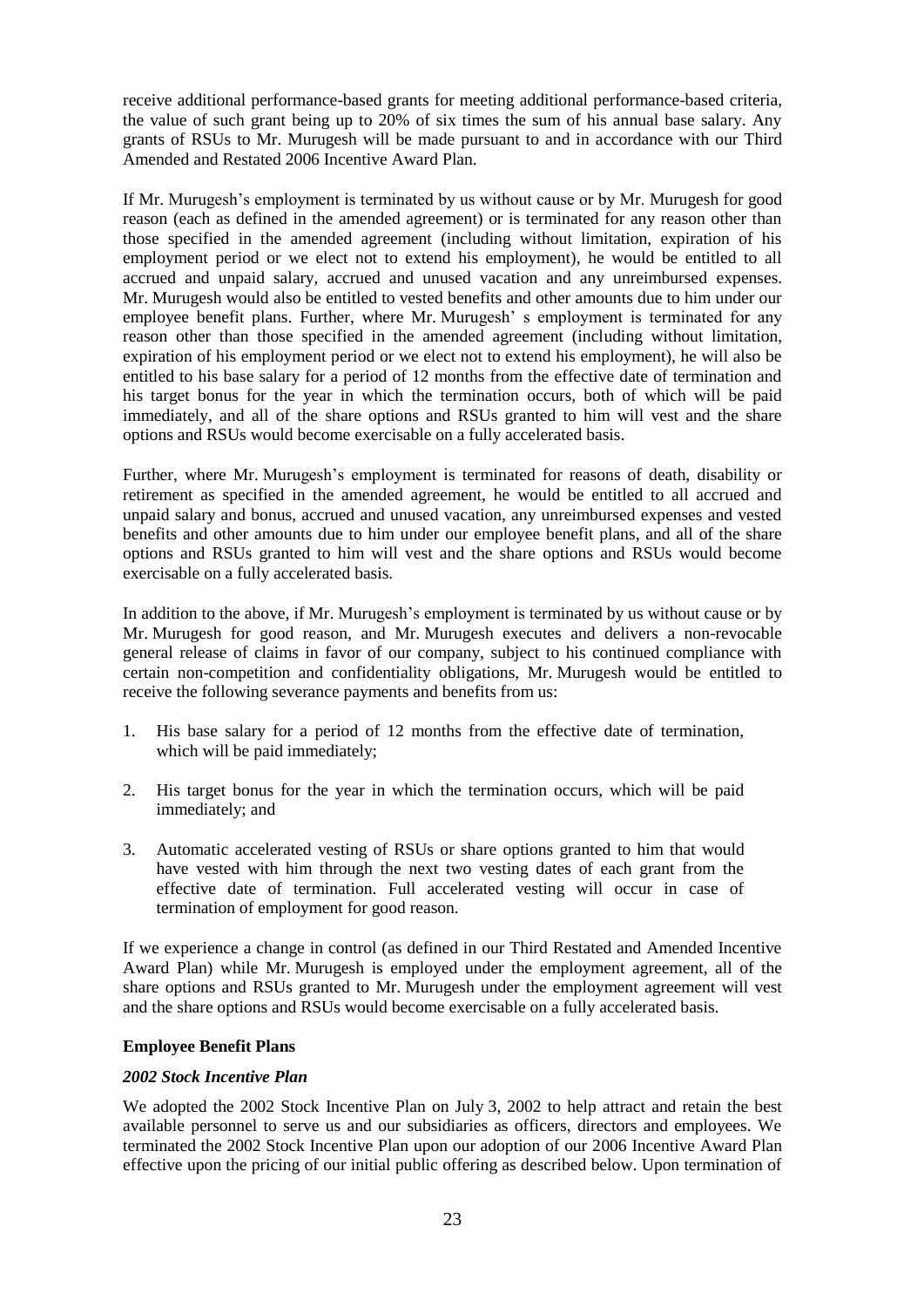receive additional performance-based grants for meeting additional performance-based criteria, the value of such grant being up to 20% of six times the sum of his annual base salary. Any grants of RSUs to Mr. Murugesh will be made pursuant to and in accordance with our Third Amended and Restated 2006 Incentive Award Plan.

If Mr. Murugesh's employment is terminated by us without cause or by Mr. Murugesh for good reason (each as defined in the amended agreement) or is terminated for any reason other than those specified in the amended agreement (including without limitation, expiration of his employment period or we elect not to extend his employment), he would be entitled to all accrued and unpaid salary, accrued and unused vacation and any unreimbursed expenses. Mr. Murugesh would also be entitled to vested benefits and other amounts due to him under our employee benefit plans. Further, where Mr. Murugesh' s employment is terminated for any reason other than those specified in the amended agreement (including without limitation, expiration of his employment period or we elect not to extend his employment), he will also be entitled to his base salary for a period of 12 months from the effective date of termination and his target bonus for the year in which the termination occurs, both of which will be paid immediately, and all of the share options and RSUs granted to him will vest and the share options and RSUs would become exercisable on a fully accelerated basis.

Further, where Mr. Murugesh's employment is terminated for reasons of death, disability or retirement as specified in the amended agreement, he would be entitled to all accrued and unpaid salary and bonus, accrued and unused vacation, any unreimbursed expenses and vested benefits and other amounts due to him under our employee benefit plans, and all of the share options and RSUs granted to him will vest and the share options and RSUs would become exercisable on a fully accelerated basis.

In addition to the above, if Mr. Murugesh's employment is terminated by us without cause or by Mr. Murugesh for good reason, and Mr. Murugesh executes and delivers a non-revocable general release of claims in favor of our company, subject to his continued compliance with certain non-competition and confidentiality obligations, Mr. Murugesh would be entitled to receive the following severance payments and benefits from us:

1. His base salary for a period of 12 months from the effective date of termination, which will be paid immediately;

2. His target bonus for the year in which the termination occurs, which will be paid immediately; and

3. Automatic accelerated vesting of RSUs or share options granted to him that would have vested with him through the next two vesting dates of each grant from the effective date of termination. Full accelerated vesting will occur in case of termination of employment for good reason.

If we experience a change in control (as defined in our Third Restated and Amended Incentive Award Plan) while Mr. Murugesh is employed under the employment agreement, all of the share options and RSUs granted to Mr. Murugesh under the employment agreement will vest and the share options and RSUs would become exercisable on a fully accelerated basis.

**Employee Benefit Plans**

***2002 Stock Incentive Plan***

We adopted the 2002 Stock Incentive Plan on July 3, 2002 to help attract and retain the best available personnel to serve us and our subsidiaries as officers, directors and employees. We terminated the 2002 Stock Incentive Plan upon our adoption of our 2006 Incentive Award Plan effective upon the pricing of our initial public offering as described below. Upon termination of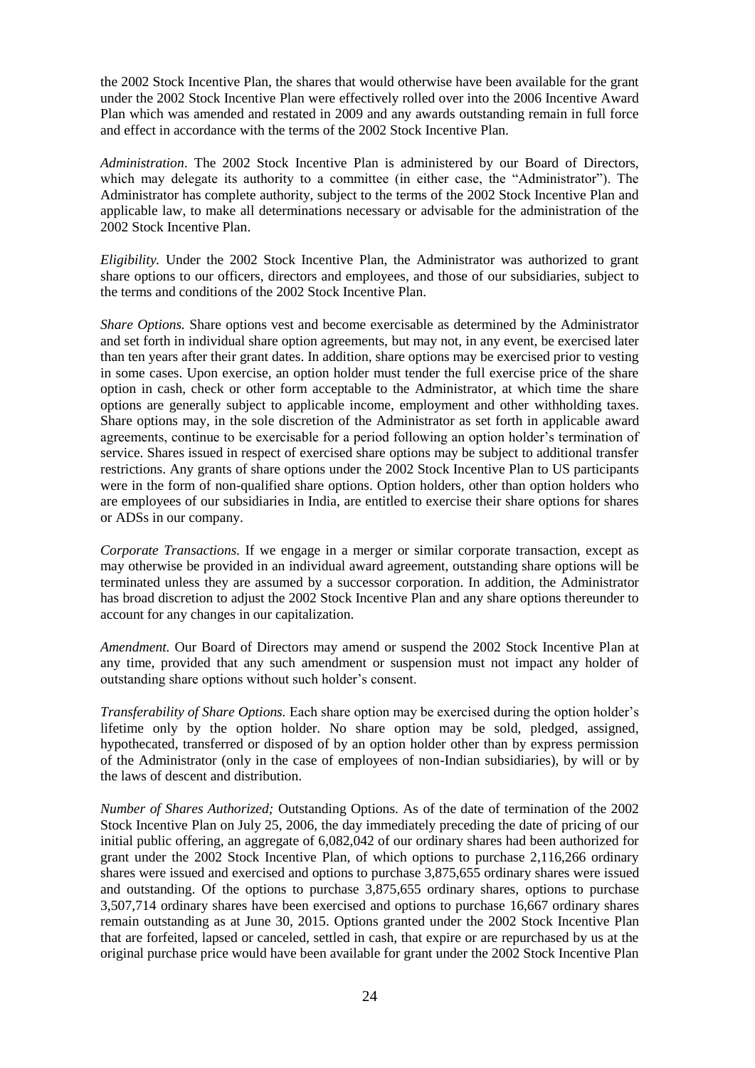the 2002 Stock Incentive Plan, the shares that would otherwise have been available for the grant under the 2002 Stock Incentive Plan were effectively rolled over into the 2006 Incentive Award Plan which was amended and restated in 2009 and any awards outstanding remain in full force and effect in accordance with the terms of the 2002 Stock Incentive Plan.

*Administration*. The 2002 Stock Incentive Plan is administered by our Board of Directors, which may delegate its authority to a committee (in either case, the "Administrator"). The Administrator has complete authority, subject to the terms of the 2002 Stock Incentive Plan and applicable law, to make all determinations necessary or advisable for the administration of the 2002 Stock Incentive Plan.

*Eligibility.* Under the 2002 Stock Incentive Plan, the Administrator was authorized to grant share options to our officers, directors and employees, and those of our subsidiaries, subject to the terms and conditions of the 2002 Stock Incentive Plan.

*Share Options.* Share options vest and become exercisable as determined by the Administrator and set forth in individual share option agreements, but may not, in any event, be exercised later than ten years after their grant dates. In addition, share options may be exercised prior to vesting in some cases. Upon exercise, an option holder must tender the full exercise price of the share option in cash, check or other form acceptable to the Administrator, at which time the share options are generally subject to applicable income, employment and other withholding taxes. Share options may, in the sole discretion of the Administrator as set forth in applicable award agreements, continue to be exercisable for a period following an option holder's termination of service. Shares issued in respect of exercised share options may be subject to additional transfer restrictions. Any grants of share options under the 2002 Stock Incentive Plan to US participants were in the form of non-qualified share options. Option holders, other than option holders who are employees of our subsidiaries in India, are entitled to exercise their share options for shares or ADSs in our company.

*Corporate Transactions.* If we engage in a merger or similar corporate transaction, except as may otherwise be provided in an individual award agreement, outstanding share options will be terminated unless they are assumed by a successor corporation. In addition, the Administrator has broad discretion to adjust the 2002 Stock Incentive Plan and any share options thereunder to account for any changes in our capitalization.

*Amendment.* Our Board of Directors may amend or suspend the 2002 Stock Incentive Plan at any time, provided that any such amendment or suspension must not impact any holder of outstanding share options without such holder's consent.

*Transferability of Share Options.* Each share option may be exercised during the option holder's lifetime only by the option holder. No share option may be sold, pledged, assigned, hypothecated, transferred or disposed of by an option holder other than by express permission of the Administrator (only in the case of employees of non-Indian subsidiaries), by will or by the laws of descent and distribution.

*Number of Shares Authorized;* Outstanding Options. As of the date of termination of the 2002 Stock Incentive Plan on July 25, 2006, the day immediately preceding the date of pricing of our initial public offering, an aggregate of 6,082,042 of our ordinary shares had been authorized for grant under the 2002 Stock Incentive Plan, of which options to purchase 2,116,266 ordinary shares were issued and exercised and options to purchase 3,875,655 ordinary shares were issued and outstanding. Of the options to purchase 3,875,655 ordinary shares, options to purchase 3,507,714 ordinary shares have been exercised and options to purchase 16,667 ordinary shares remain outstanding as at June 30, 2015. Options granted under the 2002 Stock Incentive Plan that are forfeited, lapsed or canceled, settled in cash, that expire or are repurchased by us at the original purchase price would have been available for grant under the 2002 Stock Incentive Plan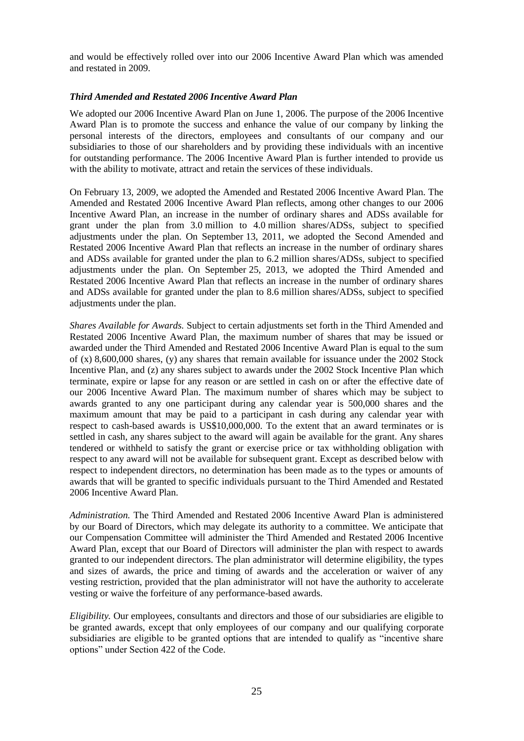and would be effectively rolled over into our 2006 Incentive Award Plan which was amended and restated in 2009.

### *Third Amended and Restated 2006 Incentive Award Plan*

We adopted our 2006 Incentive Award Plan on June 1, 2006. The purpose of the 2006 Incentive Award Plan is to promote the success and enhance the value of our company by linking the personal interests of the directors, employees and consultants of our company and our subsidiaries to those of our shareholders and by providing these individuals with an incentive for outstanding performance. The 2006 Incentive Award Plan is further intended to provide us with the ability to motivate, attract and retain the services of these individuals.

On February 13, 2009, we adopted the Amended and Restated 2006 Incentive Award Plan. The Amended and Restated 2006 Incentive Award Plan reflects, among other changes to our 2006 Incentive Award Plan, an increase in the number of ordinary shares and ADSs available for grant under the plan from 3.0 million to 4.0 million shares/ADSs, subject to specified adjustments under the plan. On September 13, 2011, we adopted the Second Amended and Restated 2006 Incentive Award Plan that reflects an increase in the number of ordinary shares and ADSs available for granted under the plan to 6.2 million shares/ADSs, subject to specified adjustments under the plan. On September 25, 2013, we adopted the Third Amended and Restated 2006 Incentive Award Plan that reflects an increase in the number of ordinary shares and ADSs available for granted under the plan to 8.6 million shares/ADSs, subject to specified adjustments under the plan.

*Shares Available for Awards.* Subject to certain adjustments set forth in the Third Amended and Restated 2006 Incentive Award Plan, the maximum number of shares that may be issued or awarded under the Third Amended and Restated 2006 Incentive Award Plan is equal to the sum of (x) 8,600,000 shares, (y) any shares that remain available for issuance under the 2002 Stock Incentive Plan, and (z) any shares subject to awards under the 2002 Stock Incentive Plan which terminate, expire or lapse for any reason or are settled in cash on or after the effective date of our 2006 Incentive Award Plan. The maximum number of shares which may be subject to awards granted to any one participant during any calendar year is 500,000 shares and the maximum amount that may be paid to a participant in cash during any calendar year with respect to cash-based awards is US$10,000,000. To the extent that an award terminates or is settled in cash, any shares subject to the award will again be available for the grant. Any shares tendered or withheld to satisfy the grant or exercise price or tax withholding obligation with respect to any award will not be available for subsequent grant. Except as described below with respect to independent directors, no determination has been made as to the types or amounts of awards that will be granted to specific individuals pursuant to the Third Amended and Restated 2006 Incentive Award Plan.

*Administration.* The Third Amended and Restated 2006 Incentive Award Plan is administered by our Board of Directors, which may delegate its authority to a committee. We anticipate that our Compensation Committee will administer the Third Amended and Restated 2006 Incentive Award Plan, except that our Board of Directors will administer the plan with respect to awards granted to our independent directors. The plan administrator will determine eligibility, the types and sizes of awards, the price and timing of awards and the acceleration or waiver of any vesting restriction, provided that the plan administrator will not have the authority to accelerate vesting or waive the forfeiture of any performance-based awards.

*Eligibility.* Our employees, consultants and directors and those of our subsidiaries are eligible to be granted awards, except that only employees of our company and our qualifying corporate subsidiaries are eligible to be granted options that are intended to qualify as "incentive share options" under Section 422 of the Code.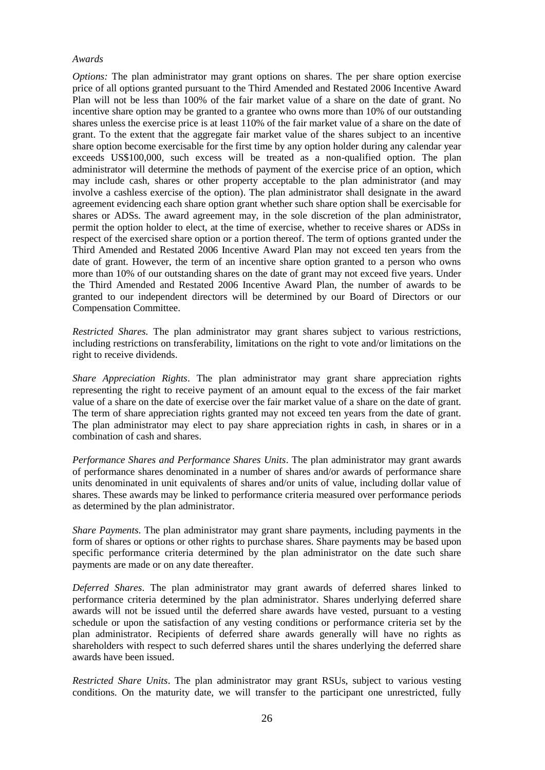*Awards*

*Options:* The plan administrator may grant options on shares. The per share option exercise price of all options granted pursuant to the Third Amended and Restated 2006 Incentive Award Plan will not be less than 100% of the fair market value of a share on the date of grant. No incentive share option may be granted to a grantee who owns more than 10% of our outstanding shares unless the exercise price is at least 110% of the fair market value of a share on the date of grant. To the extent that the aggregate fair market value of the shares subject to an incentive share option become exercisable for the first time by any option holder during any calendar year exceeds US$100,000, such excess will be treated as a non-qualified option. The plan administrator will determine the methods of payment of the exercise price of an option, which may include cash, shares or other property acceptable to the plan administrator (and may involve a cashless exercise of the option). The plan administrator shall designate in the award agreement evidencing each share option grant whether such share option shall be exercisable for shares or ADSs. The award agreement may, in the sole discretion of the plan administrator, permit the option holder to elect, at the time of exercise, whether to receive shares or ADSs in respect of the exercised share option or a portion thereof. The term of options granted under the Third Amended and Restated 2006 Incentive Award Plan may not exceed ten years from the date of grant. However, the term of an incentive share option granted to a person who owns more than 10% of our outstanding shares on the date of grant may not exceed five years. Under the Third Amended and Restated 2006 Incentive Award Plan, the number of awards to be granted to our independent directors will be determined by our Board of Directors or our Compensation Committee.

*Restricted Shares.* The plan administrator may grant shares subject to various restrictions, including restrictions on transferability, limitations on the right to vote and/or limitations on the right to receive dividends.

*Share Appreciation Rights*. The plan administrator may grant share appreciation rights representing the right to receive payment of an amount equal to the excess of the fair market value of a share on the date of exercise over the fair market value of a share on the date of grant. The term of share appreciation rights granted may not exceed ten years from the date of grant. The plan administrator may elect to pay share appreciation rights in cash, in shares or in a combination of cash and shares.

*Performance Shares and Performance Shares Units*. The plan administrator may grant awards of performance shares denominated in a number of shares and/or awards of performance share units denominated in unit equivalents of shares and/or units of value, including dollar value of shares. These awards may be linked to performance criteria measured over performance periods as determined by the plan administrator.

*Share Payments.* The plan administrator may grant share payments, including payments in the form of shares or options or other rights to purchase shares. Share payments may be based upon specific performance criteria determined by the plan administrator on the date such share payments are made or on any date thereafter.

*Deferred Shares*. The plan administrator may grant awards of deferred shares linked to performance criteria determined by the plan administrator. Shares underlying deferred share awards will not be issued until the deferred share awards have vested, pursuant to a vesting schedule or upon the satisfaction of any vesting conditions or performance criteria set by the plan administrator. Recipients of deferred share awards generally will have no rights as shareholders with respect to such deferred shares until the shares underlying the deferred share awards have been issued.

*Restricted Share Units*. The plan administrator may grant RSUs, subject to various vesting conditions. On the maturity date, we will transfer to the participant one unrestricted, fully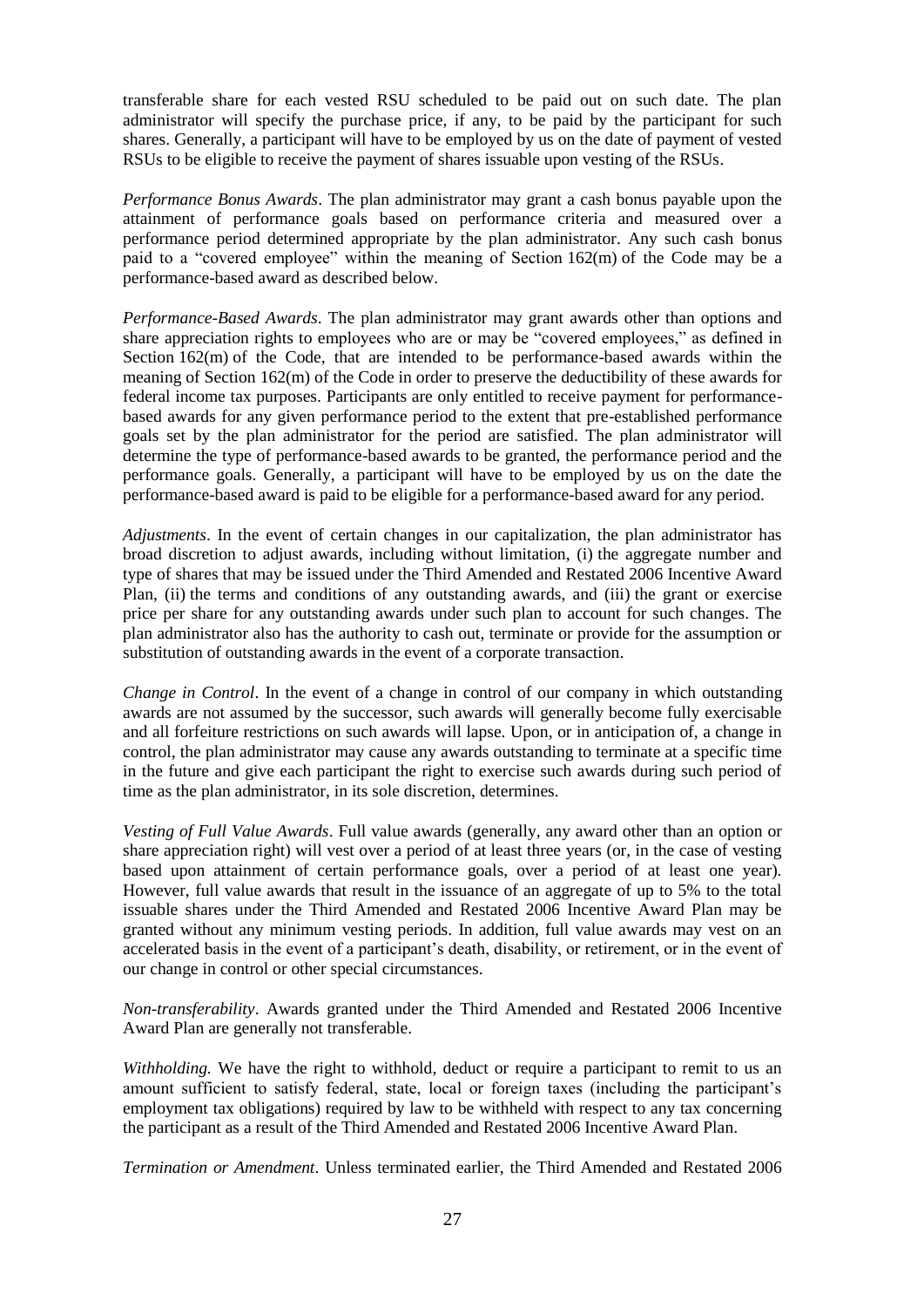transferable share for each vested RSU scheduled to be paid out on such date. The plan administrator will specify the purchase price, if any, to be paid by the participant for such shares. Generally, a participant will have to be employed by us on the date of payment of vested RSUs to be eligible to receive the payment of shares issuable upon vesting of the RSUs.

*Performance Bonus Awards*. The plan administrator may grant a cash bonus payable upon the attainment of performance goals based on performance criteria and measured over a performance period determined appropriate by the plan administrator. Any such cash bonus paid to a "covered employee" within the meaning of Section 162(m) of the Code may be a performance-based award as described below.

*Performance-Based Awards*. The plan administrator may grant awards other than options and share appreciation rights to employees who are or may be "covered employees," as defined in Section 162(m) of the Code, that are intended to be performance-based awards within the meaning of Section 162(m) of the Code in order to preserve the deductibility of these awards for federal income tax purposes. Participants are only entitled to receive payment for performance-based awards for any given performance period to the extent that pre-established performance goals set by the plan administrator for the period are satisfied. The plan administrator will determine the type of performance-based awards to be granted, the performance period and the performance goals. Generally, a participant will have to be employed by us on the date the performance-based award is paid to be eligible for a performance-based award for any period.

*Adjustments*. In the event of certain changes in our capitalization, the plan administrator has broad discretion to adjust awards, including without limitation, (i) the aggregate number and type of shares that may be issued under the Third Amended and Restated 2006 Incentive Award Plan, (ii) the terms and conditions of any outstanding awards, and (iii) the grant or exercise price per share for any outstanding awards under such plan to account for such changes. The plan administrator also has the authority to cash out, terminate or provide for the assumption or substitution of outstanding awards in the event of a corporate transaction.

*Change in Control*. In the event of a change in control of our company in which outstanding awards are not assumed by the successor, such awards will generally become fully exercisable and all forfeiture restrictions on such awards will lapse. Upon, or in anticipation of, a change in control, the plan administrator may cause any awards outstanding to terminate at a specific time in the future and give each participant the right to exercise such awards during such period of time as the plan administrator, in its sole discretion, determines.

*Vesting of Full Value Awards*. Full value awards (generally, any award other than an option or share appreciation right) will vest over a period of at least three years (or, in the case of vesting based upon attainment of certain performance goals, over a period of at least one year). However, full value awards that result in the issuance of an aggregate of up to 5% to the total issuable shares under the Third Amended and Restated 2006 Incentive Award Plan may be granted without any minimum vesting periods. In addition, full value awards may vest on an accelerated basis in the event of a participant's death, disability, or retirement, or in the event of our change in control or other special circumstances.

*Non-transferability*. Awards granted under the Third Amended and Restated 2006 Incentive Award Plan are generally not transferable.

*Withholding.* We have the right to withhold, deduct or require a participant to remit to us an amount sufficient to satisfy federal, state, local or foreign taxes (including the participant's employment tax obligations) required by law to be withheld with respect to any tax concerning the participant as a result of the Third Amended and Restated 2006 Incentive Award Plan.

*Termination or Amendment*. Unless terminated earlier, the Third Amended and Restated 2006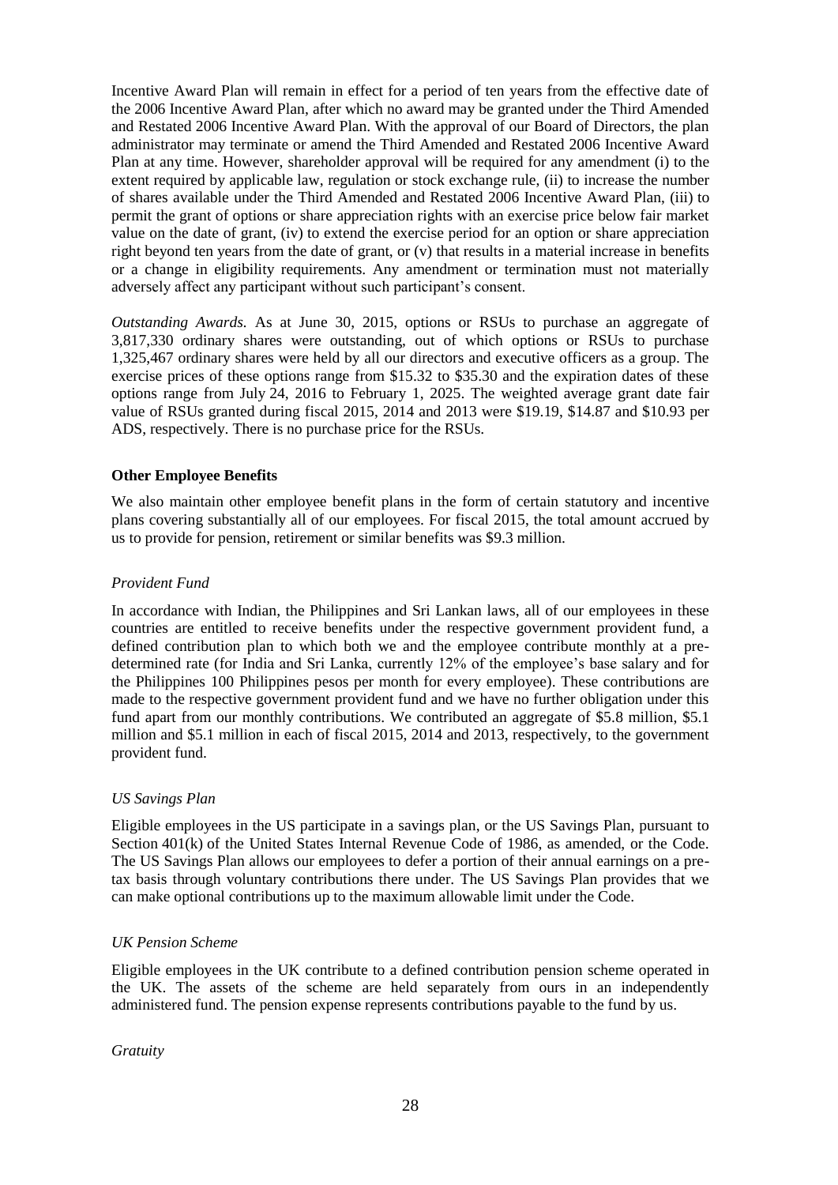Incentive Award Plan will remain in effect for a period of ten years from the effective date of the 2006 Incentive Award Plan, after which no award may be granted under the Third Amended and Restated 2006 Incentive Award Plan. With the approval of our Board of Directors, the plan administrator may terminate or amend the Third Amended and Restated 2006 Incentive Award Plan at any time. However, shareholder approval will be required for any amendment (i) to the extent required by applicable law, regulation or stock exchange rule, (ii) to increase the number of shares available under the Third Amended and Restated 2006 Incentive Award Plan, (iii) to permit the grant of options or share appreciation rights with an exercise price below fair market value on the date of grant, (iv) to extend the exercise period for an option or share appreciation right beyond ten years from the date of grant, or (v) that results in a material increase in benefits or a change in eligibility requirements. Any amendment or termination must not materially adversely affect any participant without such participant's consent.

*Outstanding Awards.* As at June 30, 2015, options or RSUs to purchase an aggregate of 3,817,330 ordinary shares were outstanding, out of which options or RSUs to purchase 1,325,467 ordinary shares were held by all our directors and executive officers as a group. The exercise prices of these options range from $15.32 to $35.30 and the expiration dates of these options range from July 24, 2016 to February 1, 2025. The weighted average grant date fair value of RSUs granted during fiscal 2015, 2014 and 2013 were $19.19, $14.87 and $10.93 per ADS, respectively. There is no purchase price for the RSUs.

**Other Employee Benefits**

We also maintain other employee benefit plans in the form of certain statutory and incentive plans covering substantially all of our employees. For fiscal 2015, the total amount accrued by us to provide for pension, retirement or similar benefits was $9.3 million.

*Provident Fund*

In accordance with Indian, the Philippines and Sri Lankan laws, all of our employees in these countries are entitled to receive benefits under the respective government provident fund, a defined contribution plan to which both we and the employee contribute monthly at a pre-determined rate (for India and Sri Lanka, currently 12% of the employee's base salary and for the Philippines 100 Philippines pesos per month for every employee). These contributions are made to the respective government provident fund and we have no further obligation under this fund apart from our monthly contributions. We contributed an aggregate of $5.8 million, $5.1 million and $5.1 million in each of fiscal 2015, 2014 and 2013, respectively, to the government provident fund.

*US Savings Plan*

Eligible employees in the US participate in a savings plan, or the US Savings Plan, pursuant to Section 401(k) of the United States Internal Revenue Code of 1986, as amended, or the Code. The US Savings Plan allows our employees to defer a portion of their annual earnings on a pre-tax basis through voluntary contributions there under. The US Savings Plan provides that we can make optional contributions up to the maximum allowable limit under the Code.

*UK Pension Scheme*

Eligible employees in the UK contribute to a defined contribution pension scheme operated in the UK. The assets of the scheme are held separately from ours in an independently administered fund. The pension expense represents contributions payable to the fund by us.

*Gratuity*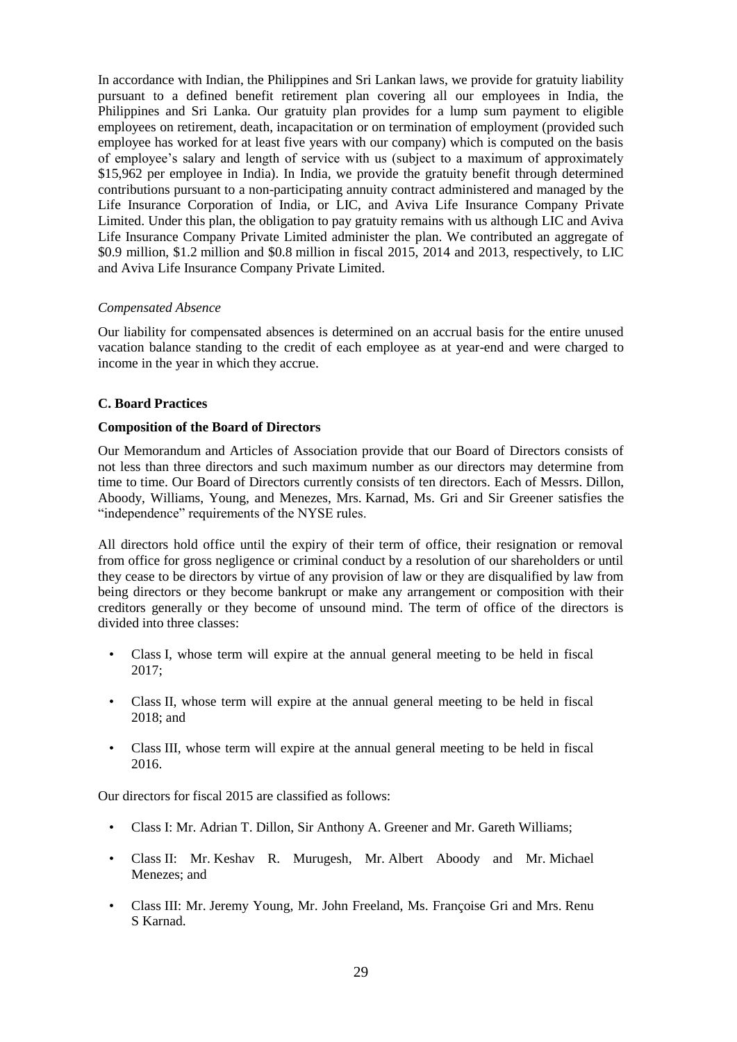In accordance with Indian, the Philippines and Sri Lankan laws, we provide for gratuity liability pursuant to a defined benefit retirement plan covering all our employees in India, the Philippines and Sri Lanka. Our gratuity plan provides for a lump sum payment to eligible employees on retirement, death, incapacitation or on termination of employment (provided such employee has worked for at least five years with our company) which is computed on the basis of employee's salary and length of service with us (subject to a maximum of approximately $15,962 per employee in India). In India, we provide the gratuity benefit through determined contributions pursuant to a non-participating annuity contract administered and managed by the Life Insurance Corporation of India, or LIC, and Aviva Life Insurance Company Private Limited. Under this plan, the obligation to pay gratuity remains with us although LIC and Aviva Life Insurance Company Private Limited administer the plan. We contributed an aggregate of $0.9 million, $1.2 million and $0.8 million in fiscal 2015, 2014 and 2013, respectively, to LIC and Aviva Life Insurance Company Private Limited.

*Compensated Absence*

Our liability for compensated absences is determined on an accrual basis for the entire unused vacation balance standing to the credit of each employee as at year-end and were charged to income in the year in which they accrue.

### C. Board Practices

#### Composition of the Board of Directors

Our Memorandum and Articles of Association provide that our Board of Directors consists of not less than three directors and such maximum number as our directors may determine from time to time. Our Board of Directors currently consists of ten directors. Each of Messrs. Dillon, Aboody, Williams, Young, and Menezes, Mrs. Karnad, Ms. Gri and Sir Greener satisfies the "independence" requirements of the NYSE rules.

All directors hold office until the expiry of their term of office, their resignation or removal from office for gross negligence or criminal conduct by a resolution of our shareholders or until they cease to be directors by virtue of any provision of law or they are disqualified by law from being directors or they become bankrupt or make any arrangement or composition with their creditors generally or they become of unsound mind. The term of office of the directors is divided into three classes:

- Class I, whose term will expire at the annual general meeting to be held in fiscal 2017;
- Class II, whose term will expire at the annual general meeting to be held in fiscal 2018; and
- Class III, whose term will expire at the annual general meeting to be held in fiscal 2016.

Our directors for fiscal 2015 are classified as follows:

- Class I: Mr. Adrian T. Dillon, Sir Anthony A. Greener and Mr. Gareth Williams;
- Class II: Mr. Keshav R. Murugesh, Mr. Albert Aboody and Mr. Michael Menezes; and
- Class III: Mr. Jeremy Young, Mr. John Freeland, Ms. Françoise Gri and Mrs. Renu S Karnad.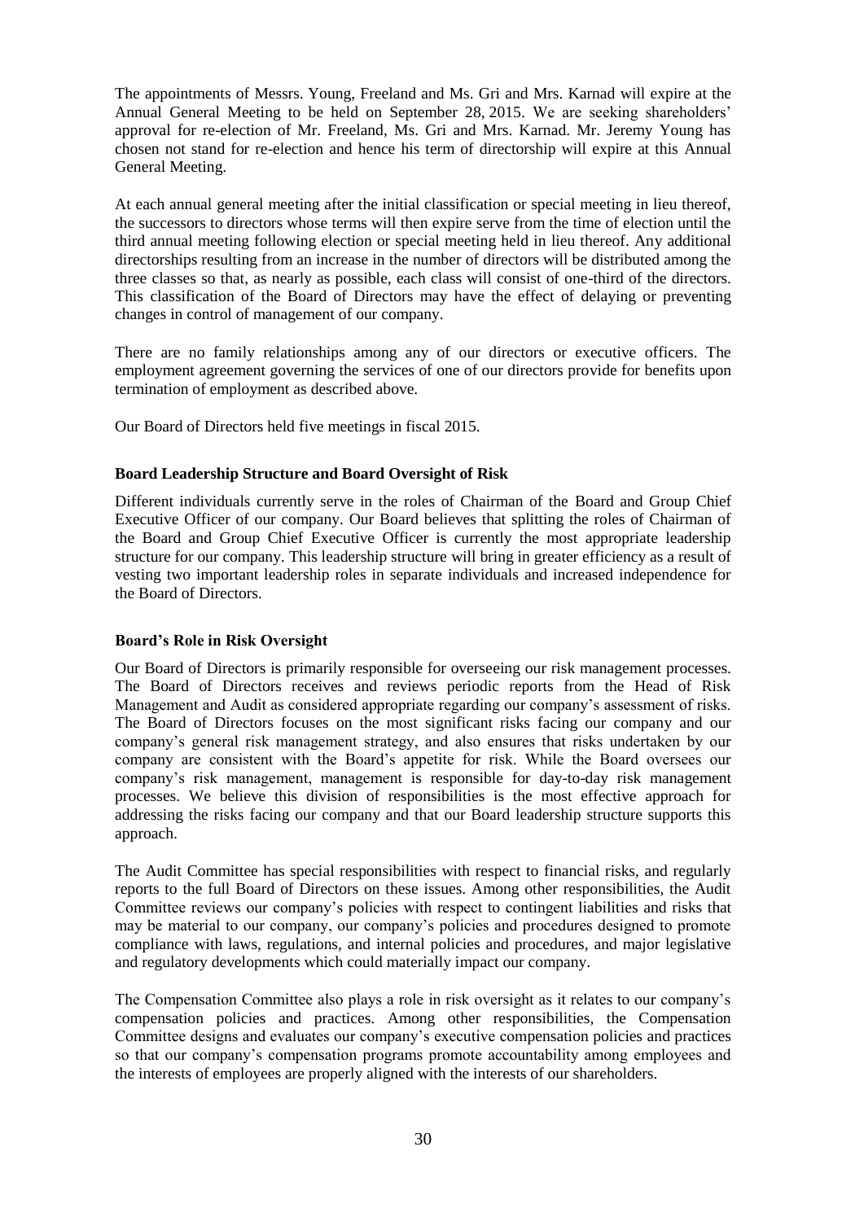The appointments of Messrs. Young, Freeland and Ms. Gri and Mrs. Karnad will expire at the Annual General Meeting to be held on September 28, 2015. We are seeking shareholders' approval for re-election of Mr. Freeland, Ms. Gri and Mrs. Karnad. Mr. Jeremy Young has chosen not stand for re-election and hence his term of directorship will expire at this Annual General Meeting.

At each annual general meeting after the initial classification or special meeting in lieu thereof, the successors to directors whose terms will then expire serve from the time of election until the third annual meeting following election or special meeting held in lieu thereof. Any additional directorships resulting from an increase in the number of directors will be distributed among the three classes so that, as nearly as possible, each class will consist of one-third of the directors. This classification of the Board of Directors may have the effect of delaying or preventing changes in control of management of our company.

There are no family relationships among any of our directors or executive officers. The employment agreement governing the services of one of our directors provide for benefits upon termination of employment as described above.

Our Board of Directors held five meetings in fiscal 2015.

**Board Leadership Structure and Board Oversight of Risk**

Different individuals currently serve in the roles of Chairman of the Board and Group Chief Executive Officer of our company. Our Board believes that splitting the roles of Chairman of the Board and Group Chief Executive Officer is currently the most appropriate leadership structure for our company. This leadership structure will bring in greater efficiency as a result of vesting two important leadership roles in separate individuals and increased independence for the Board of Directors.

**Board's Role in Risk Oversight**

Our Board of Directors is primarily responsible for overseeing our risk management processes. The Board of Directors receives and reviews periodic reports from the Head of Risk Management and Audit as considered appropriate regarding our company's assessment of risks. The Board of Directors focuses on the most significant risks facing our company and our company's general risk management strategy, and also ensures that risks undertaken by our company are consistent with the Board's appetite for risk. While the Board oversees our company's risk management, management is responsible for day-to-day risk management processes. We believe this division of responsibilities is the most effective approach for addressing the risks facing our company and that our Board leadership structure supports this approach.

The Audit Committee has special responsibilities with respect to financial risks, and regularly reports to the full Board of Directors on these issues. Among other responsibilities, the Audit Committee reviews our company's policies with respect to contingent liabilities and risks that may be material to our company, our company's policies and procedures designed to promote compliance with laws, regulations, and internal policies and procedures, and major legislative and regulatory developments which could materially impact our company.

The Compensation Committee also plays a role in risk oversight as it relates to our company's compensation policies and practices. Among other responsibilities, the Compensation Committee designs and evaluates our company's executive compensation policies and practices so that our company's compensation programs promote accountability among employees and the interests of employees are properly aligned with the interests of our shareholders.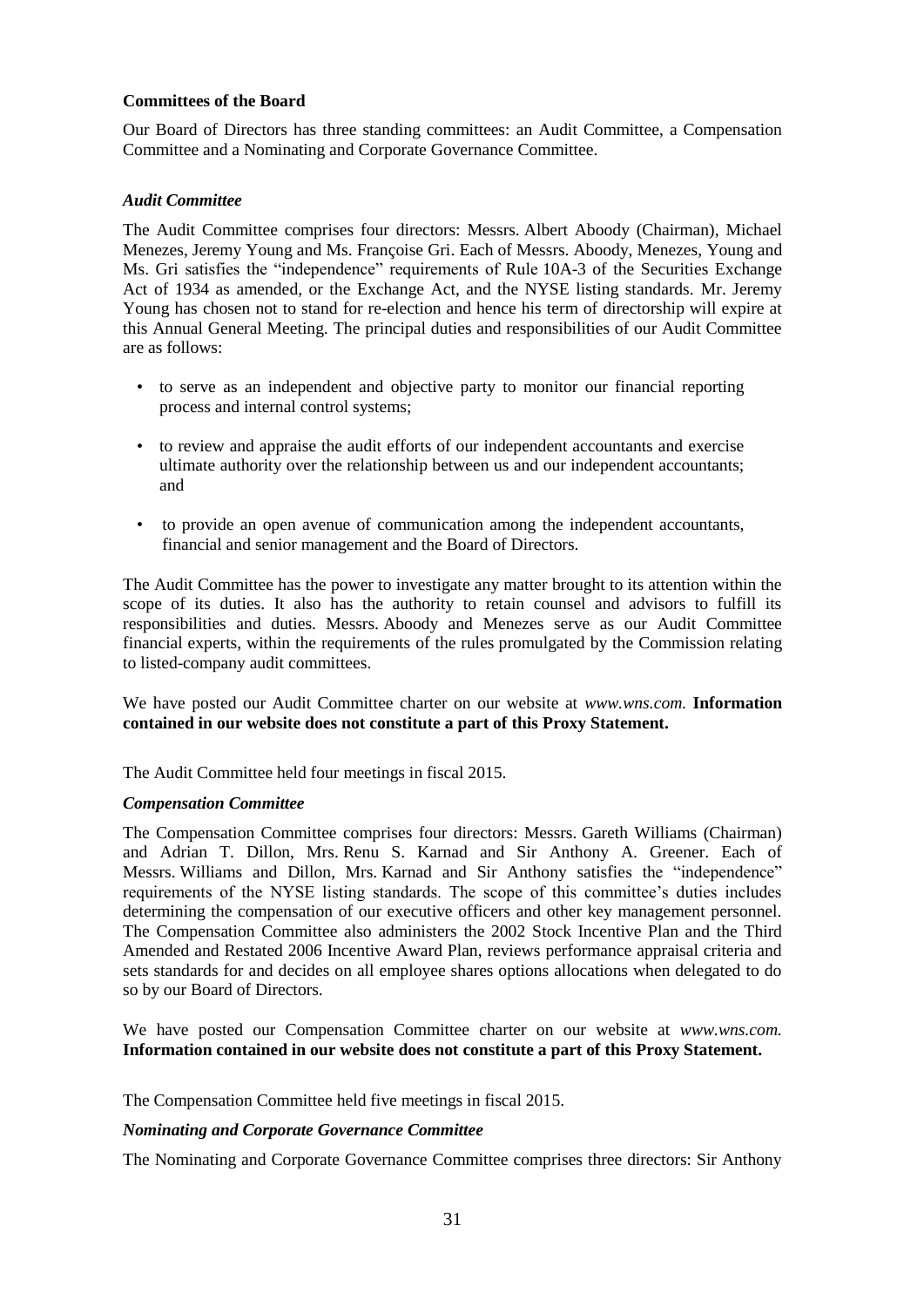**Committees of the Board**

Our Board of Directors has three standing committees: an Audit Committee, a Compensation Committee and a Nominating and Corporate Governance Committee.

***Audit Committee***

The Audit Committee comprises four directors: Messrs. Albert Aboody (Chairman), Michael Menezes, Jeremy Young and Ms. Françoise Gri. Each of Messrs. Aboody, Menezes, Young and Ms. Gri satisfies the "independence" requirements of Rule 10A-3 of the Securities Exchange Act of 1934 as amended, or the Exchange Act, and the NYSE listing standards. Mr. Jeremy Young has chosen not to stand for re-election and hence his term of directorship will expire at this Annual General Meeting. The principal duties and responsibilities of our Audit Committee are as follows:

- to serve as an independent and objective party to monitor our financial reporting process and internal control systems;
- to review and appraise the audit efforts of our independent accountants and exercise ultimate authority over the relationship between us and our independent accountants; and
- to provide an open avenue of communication among the independent accountants, financial and senior management and the Board of Directors.

The Audit Committee has the power to investigate any matter brought to its attention within the scope of its duties. It also has the authority to retain counsel and advisors to fulfill its responsibilities and duties. Messrs. Aboody and Menezes serve as our Audit Committee financial experts, within the requirements of the rules promulgated by the Commission relating to listed-company audit committees.

We have posted our Audit Committee charter on our website at *www.wns.com.* **Information contained in our website does not constitute a part of this Proxy Statement.**

The Audit Committee held four meetings in fiscal 2015.

***Compensation Committee***

The Compensation Committee comprises four directors: Messrs. Gareth Williams (Chairman) and Adrian T. Dillon, Mrs. Renu S. Karnad and Sir Anthony A. Greener. Each of Messrs. Williams and Dillon, Mrs. Karnad and Sir Anthony satisfies the "independence" requirements of the NYSE listing standards. The scope of this committee's duties includes determining the compensation of our executive officers and other key management personnel. The Compensation Committee also administers the 2002 Stock Incentive Plan and the Third Amended and Restated 2006 Incentive Award Plan, reviews performance appraisal criteria and sets standards for and decides on all employee shares options allocations when delegated to do so by our Board of Directors.

We have posted our Compensation Committee charter on our website at *www.wns.com.* **Information contained in our website does not constitute a part of this Proxy Statement.**

The Compensation Committee held five meetings in fiscal 2015.

***Nominating and Corporate Governance Committee***

The Nominating and Corporate Governance Committee comprises three directors: Sir Anthony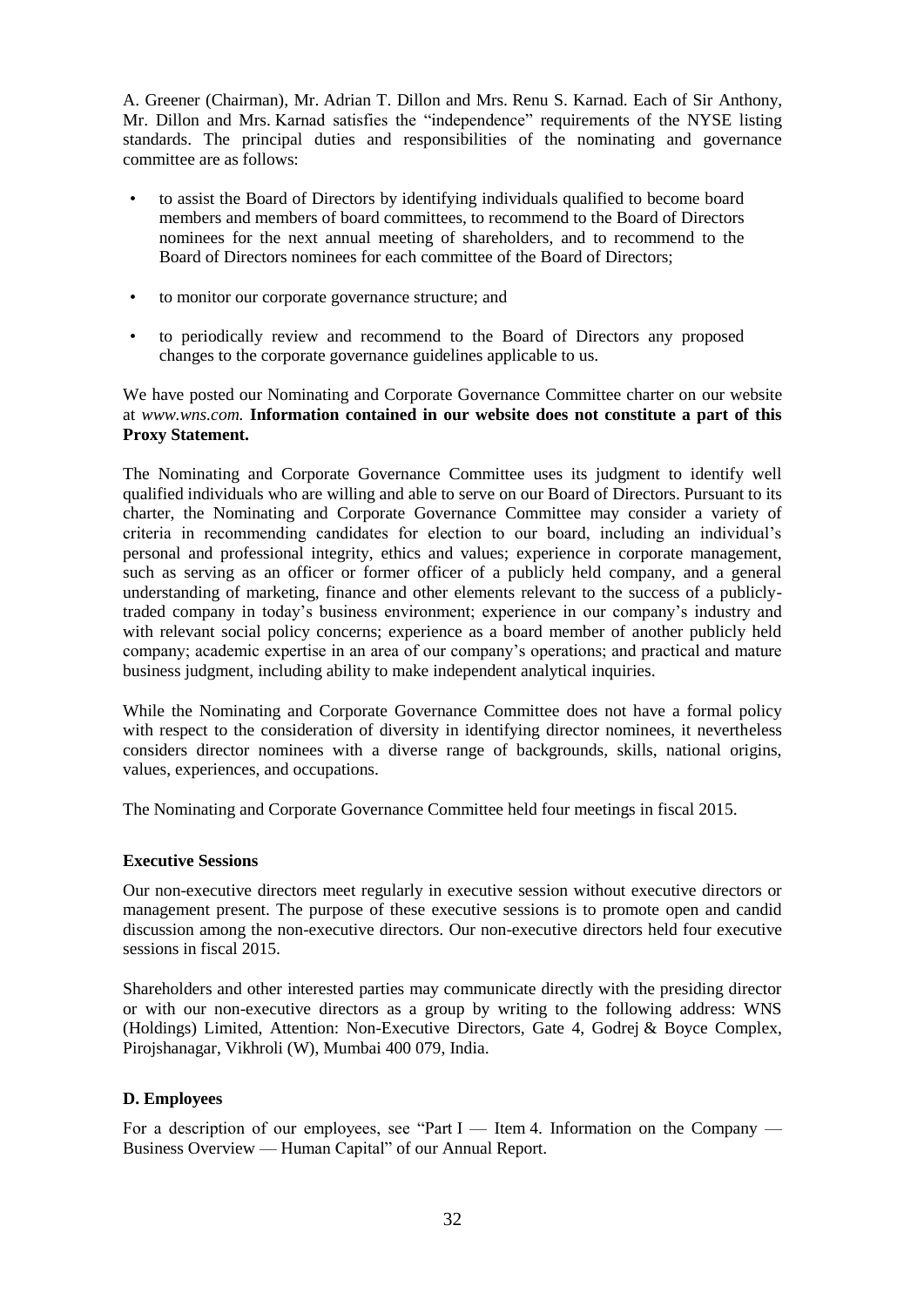A. Greener (Chairman), Mr. Adrian T. Dillon and Mrs. Renu S. Karnad. Each of Sir Anthony, Mr. Dillon and Mrs. Karnad satisfies the "independence" requirements of the NYSE listing standards. The principal duties and responsibilities of the nominating and governance committee are as follows:

- to assist the Board of Directors by identifying individuals qualified to become board members and members of board committees, to recommend to the Board of Directors nominees for the next annual meeting of shareholders, and to recommend to the Board of Directors nominees for each committee of the Board of Directors;
- to monitor our corporate governance structure; and
- to periodically review and recommend to the Board of Directors any proposed changes to the corporate governance guidelines applicable to us.

We have posted our Nominating and Corporate Governance Committee charter on our website at *www.wns.com.* **Information contained in our website does not constitute a part of this Proxy Statement.**

The Nominating and Corporate Governance Committee uses its judgment to identify well qualified individuals who are willing and able to serve on our Board of Directors. Pursuant to its charter, the Nominating and Corporate Governance Committee may consider a variety of criteria in recommending candidates for election to our board, including an individual's personal and professional integrity, ethics and values; experience in corporate management, such as serving as an officer or former officer of a publicly held company, and a general understanding of marketing, finance and other elements relevant to the success of a publicly-traded company in today's business environment; experience in our company's industry and with relevant social policy concerns; experience as a board member of another publicly held company; academic expertise in an area of our company's operations; and practical and mature business judgment, including ability to make independent analytical inquiries.

While the Nominating and Corporate Governance Committee does not have a formal policy with respect to the consideration of diversity in identifying director nominees, it nevertheless considers director nominees with a diverse range of backgrounds, skills, national origins, values, experiences, and occupations.

The Nominating and Corporate Governance Committee held four meetings in fiscal 2015.

**Executive Sessions**

Our non-executive directors meet regularly in executive session without executive directors or management present. The purpose of these executive sessions is to promote open and candid discussion among the non-executive directors. Our non-executive directors held four executive sessions in fiscal 2015.

Shareholders and other interested parties may communicate directly with the presiding director or with our non-executive directors as a group by writing to the following address: WNS (Holdings) Limited, Attention: Non-Executive Directors, Gate 4, Godrej & Boyce Complex, Pirojshanagar, Vikhroli (W), Mumbai 400 079, India.

**D. Employees**

For a description of our employees, see "Part I — Item 4. Information on the Company — Business Overview — Human Capital" of our Annual Report.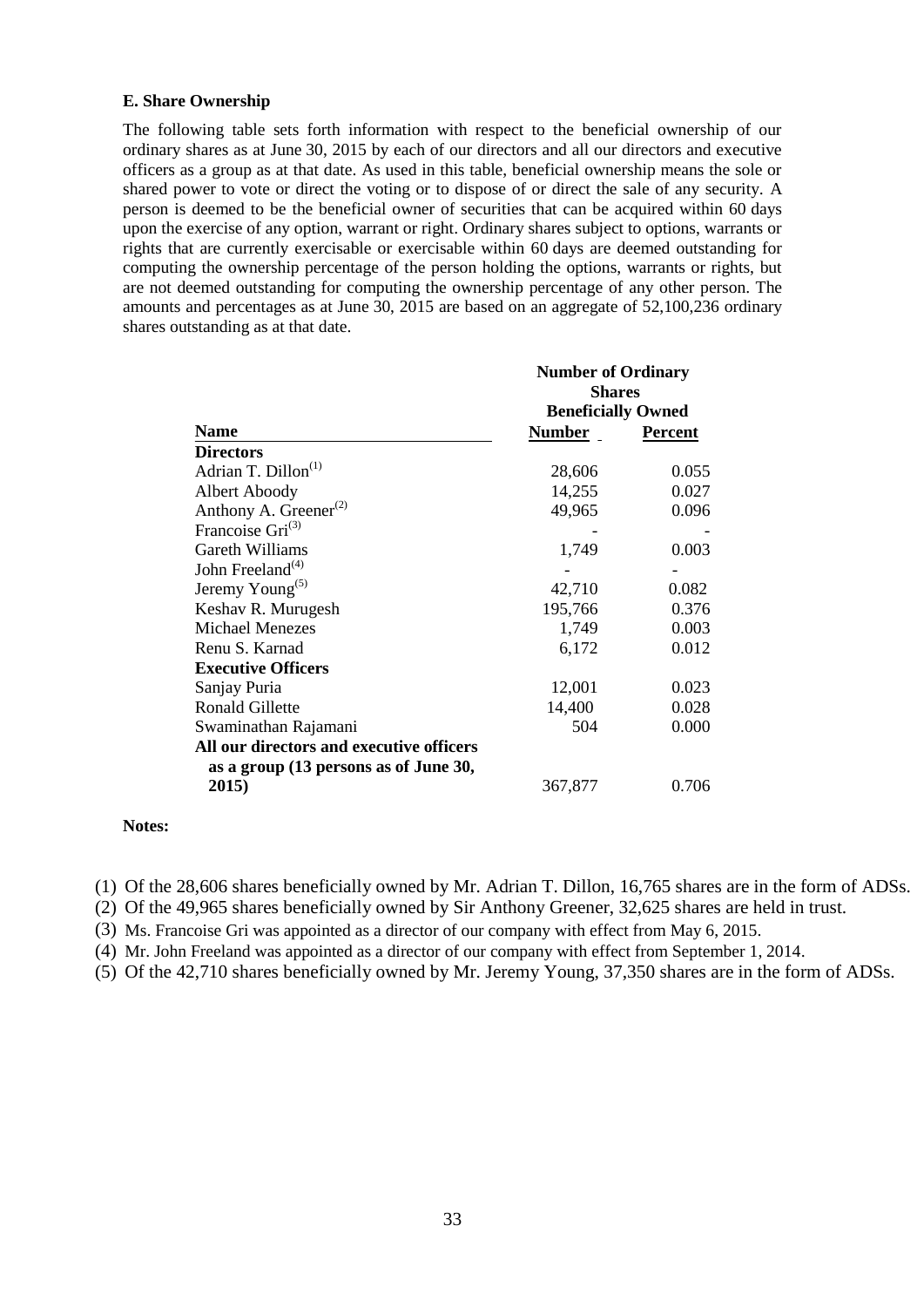**E. Share Ownership**

The following table sets forth information with respect to the beneficial ownership of our ordinary shares as at June 30, 2015 by each of our directors and all our directors and executive officers as a group as at that date. As used in this table, beneficial ownership means the sole or shared power to vote or direct the voting or to dispose of or direct the sale of any security. A person is deemed to be the beneficial owner of securities that can be acquired within 60 days upon the exercise of any option, warrant or right. Ordinary shares subject to options, warrants or rights that are currently exercisable or exercisable within 60 days are deemed outstanding for computing the ownership percentage of the person holding the options, warrants or rights, but are not deemed outstanding for computing the ownership percentage of any other person. The amounts and percentages as at June 30, 2015 are based on an aggregate of 52,100,236 ordinary shares outstanding as at that date.

| Name | Number of Ordinary Shares Beneficially Owned | |
|---|---|---|
| | **Number** | **Percent** |
| **Directors** | | |
| Adrian T. Dillon[1] | 28,606 | 0.055 |
| Albert Aboody | 14,255 | 0.027 |
| Anthony A. Greener[2] | 49,965 | 0.096 |
| Francoise Gri[3] | - | - |
| Gareth Williams | 1,749 | 0.003 |
| John Freeland[4] | - | - |
| Jeremy Young[5] | 42,710 | 0.082 |
| Keshav R. Murugesh | 195,766 | 0.376 |
| Michael Menezes | 1,749 | 0.003 |
| Renu S. Karnad | 6,172 | 0.012 |
| **Executive Officers** | | |
| Sanjay Puria | 12,001 | 0.023 |
| Ronald Gillette | 14,400 | 0.028 |
| Swaminathan Rajamani | 504 | 0.000 |
| **All our directors and executive officers as a group (13 persons as of June 30, 2015)** | 367,877 | 0.706 |

**Notes:**

(1) Of the 28,606 shares beneficially owned by Mr. Adrian T. Dillon, 16,765 shares are in the form of ADSs.

(2) Of the 49,965 shares beneficially owned by Sir Anthony Greener, 32,625 shares are held in trust.

(3) Ms. Francoise Gri was appointed as a director of our company with effect from May 6, 2015.

(4) Mr. John Freeland was appointed as a director of our company with effect from September 1, 2014.

(5) Of the 42,710 shares beneficially owned by Mr. Jeremy Young, 37,350 shares are in the form of ADSs.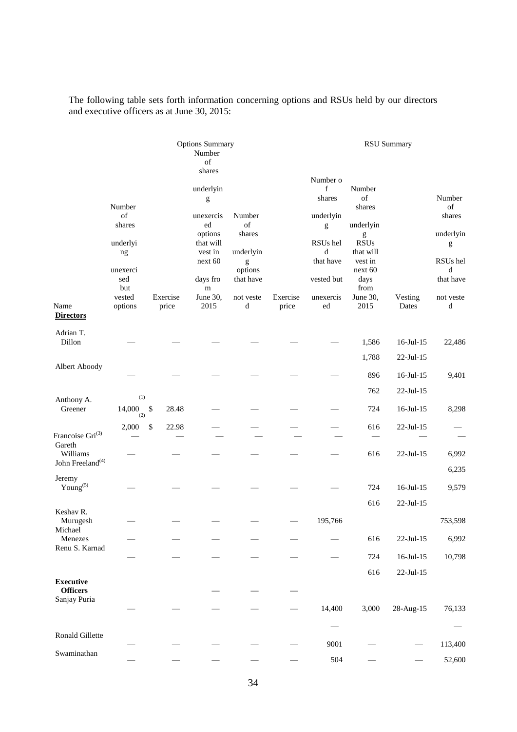The following table sets forth information concerning options and RSUs held by our directors and executive officers as at June 30, 2015:

| | Options Summary | | | | | RSU Summary | | | |
|---|---|---|---|---|---|---|---|---|---|
| Name | Number of shares underlying unexercised but vested options | Exercise price | Number of shares underlying unexercised options that will vest in next 60 days from June 30, 2015 | Number of shares underlying options that have not vested | Exercise price | Number of shares underlying RSUs held that have vested but unexercised | Number of shares underlying RSUs that will vest in next 60 days from June 30, 2015 | Vesting Dates | Number of shares underlying RSUs held that have not vested |
| **Directors** | | | | | | | | | |
| Adrian T. Dillon | — | — | — | — | — | — | 1,586 | 16-Jul-15 | 22,486 |
| | | | | | | | 1,788 | 22-Jul-15 | |
| Albert Aboody | — | — | — | — | — | — | 896 | 16-Jul-15 | 9,401 |
| | | | | | | | 762 | 22-Jul-15 | |
| Anthony A. Greener | 14,000 [1] | $ 28.48 | — | — | — | — | 724 | 16-Jul-15 | 8,298 |
| | 2,000 [2] | $ 22.98 | — | — | — | — | 616 | 22-Jul-15 | — |
| Francoise Gri[3] | — | — | — | — | — | — | — | — | — |
| Gareth Williams | — | — | — | — | — | — | 616 | 22-Jul-15 | 6,992 |
| John Freeland[4] | | | | | | | | | 6,235 |
| Jeremy Young[5] | — | — | — | — | — | — | 724 | 16-Jul-15 | 9,579 |
| | | | | | | | 616 | 22-Jul-15 | |
| Keshav R. Murugesh | — | — | — | — | — | 195,766 | | | 753,598 |
| Michael Menezes | — | — | — | — | — | — | 616 | 22-Jul-15 | 6,992 |
| Renu S. Karnad | — | — | — | — | — | — | 724 | 16-Jul-15 | 10,798 |
| | | | | | | | 616 | 22-Jul-15 | |
| **Executive Officers** | | | — | — | — | | | | |
| Sanjay Puria | — | — | — | — | — | 14,400 | 3,000 | 28-Aug-15 | 76,133 |
| | | | | | | — | | | — |
| Ronald Gillette | — | — | — | — | — | 9001 | — | — | 113,400 |
| Swaminathan | — | — | — | — | — | 504 | — | — | 52,600 |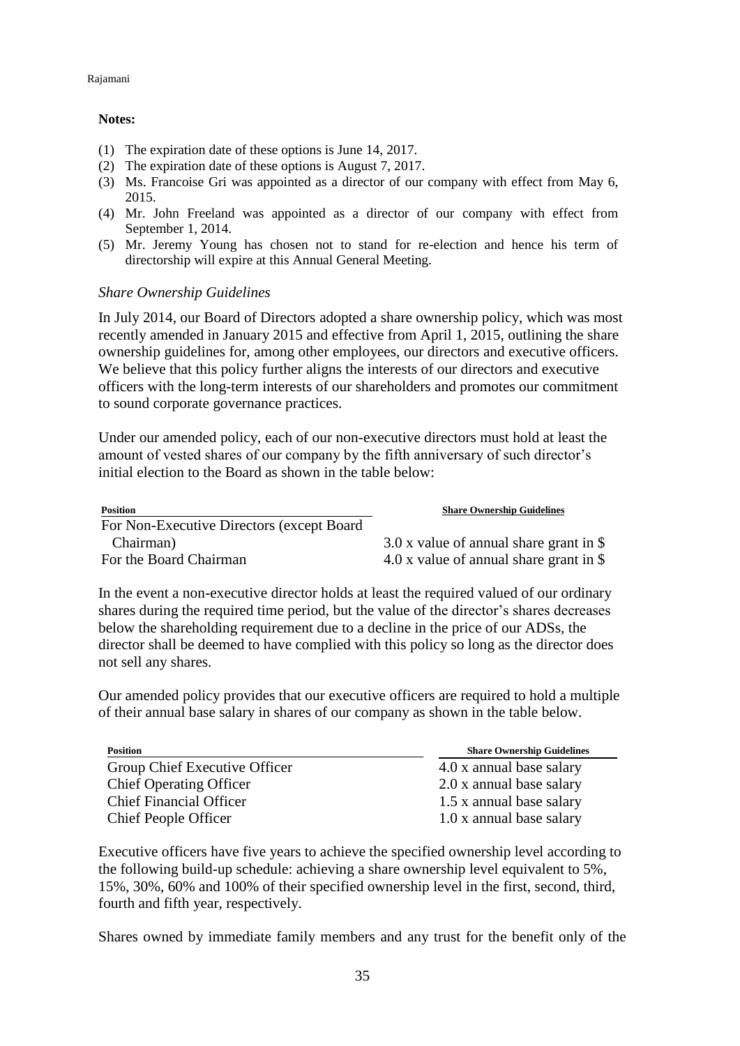Rajamani

**Notes:**

(1) The expiration date of these options is June 14, 2017.
(2) The expiration date of these options is August 7, 2017.
(3) Ms. Francoise Gri was appointed as a director of our company with effect from May 6, 2015.
(4) Mr. John Freeland was appointed as a director of our company with effect from September 1, 2014.
(5) Mr. Jeremy Young has chosen not to stand for re-election and hence his term of directorship will expire at this Annual General Meeting.

*Share Ownership Guidelines*

In July 2014, our Board of Directors adopted a share ownership policy, which was most recently amended in January 2015 and effective from April 1, 2015, outlining the share ownership guidelines for, among other employees, our directors and executive officers. We believe that this policy further aligns the interests of our directors and executive officers with the long-term interests of our shareholders and promotes our commitment to sound corporate governance practices.

Under our amended policy, each of our non-executive directors must hold at least the amount of vested shares of our company by the fifth anniversary of such director's initial election to the Board as shown in the table below:

| Position | Share Ownership Guidelines |
|---|---|
| For Non-Executive Directors (except Board Chairman) | 3.0 x value of annual share grant in $ |
| For the Board Chairman | 4.0 x value of annual share grant in $ |

In the event a non-executive director holds at least the required valued of our ordinary shares during the required time period, but the value of the director's shares decreases below the shareholding requirement due to a decline in the price of our ADSs, the director shall be deemed to have complied with this policy so long as the director does not sell any shares.

Our amended policy provides that our executive officers are required to hold a multiple of their annual base salary in shares of our company as shown in the table below.

| Position | Share Ownership Guidelines |
|---|---|
| Group Chief Executive Officer | 4.0 x annual base salary |
| Chief Operating Officer | 2.0 x annual base salary |
| Chief Financial Officer | 1.5 x annual base salary |
| Chief People Officer | 1.0 x annual base salary |

Executive officers have five years to achieve the specified ownership level according to the following build-up schedule: achieving a share ownership level equivalent to 5%, 15%, 30%, 60% and 100% of their specified ownership level in the first, second, third, fourth and fifth year, respectively.

Shares owned by immediate family members and any trust for the benefit only of the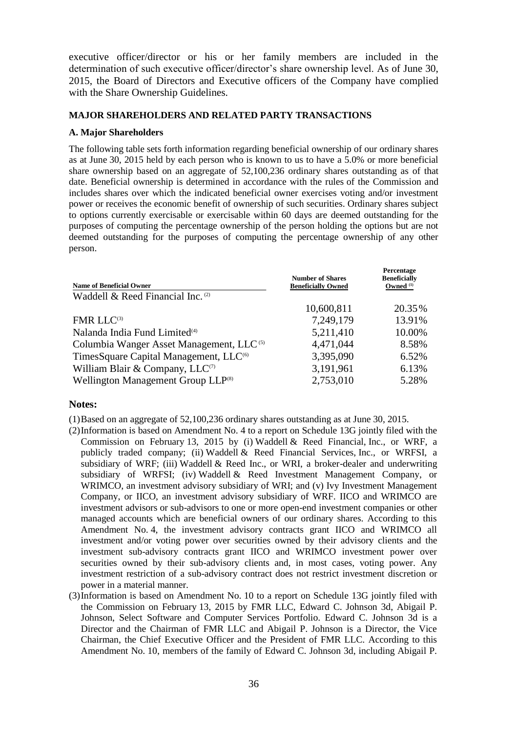executive officer/director or his or her family members are included in the determination of such executive officer/director's share ownership level. As of June 30, 2015, the Board of Directors and Executive officers of the Company have complied with the Share Ownership Guidelines.

## MAJOR SHAREHOLDERS AND RELATED PARTY TRANSACTIONS

### A. Major Shareholders

The following table sets forth information regarding beneficial ownership of our ordinary shares as at June 30, 2015 held by each person who is known to us to have a 5.0% or more beneficial share ownership based on an aggregate of 52,100,236 ordinary shares outstanding as of that date. Beneficial ownership is determined in accordance with the rules of the Commission and includes shares over which the indicated beneficial owner exercises voting and/or investment power or receives the economic benefit of ownership of such securities. Ordinary shares subject to options currently exercisable or exercisable within 60 days are deemed outstanding for the purposes of computing the percentage ownership of the person holding the options but are not deemed outstanding for the purposes of computing the percentage ownership of any other person.

| Name of Beneficial Owner | Number of Shares Beneficially Owned | Percentage Beneficially Owned [1] |
|---|---|---|
| Waddell & Reed Financial Inc. [2] | 10,600,811 | 20.35% |
| FMR LLC[3] | 7,249,179 | 13.91% |
| Nalanda India Fund Limited[4] | 5,211,410 | 10.00% |
| Columbia Wanger Asset Management, LLC [5] | 4,471,044 | 8.58% |
| TimesSquare Capital Management, LLC[6] | 3,395,090 | 6.52% |
| William Blair & Company, LLC[7] | 3,191,961 | 6.13% |
| Wellington Management Group LLP[8] | 2,753,010 | 5.28% |

**Notes:**

(1) Based on an aggregate of 52,100,236 ordinary shares outstanding as at June 30, 2015.

(2) Information is based on Amendment No. 4 to a report on Schedule 13G jointly filed with the Commission on February 13, 2015 by (i) Waddell & Reed Financial, Inc., or WRF, a publicly traded company; (ii) Waddell & Reed Financial Services, Inc., or WRFSI, a subsidiary of WRF; (iii) Waddell & Reed Inc., or WRI, a broker-dealer and underwriting subsidiary of WRFSI; (iv) Waddell & Reed Investment Management Company, or WRIMCO, an investment advisory subsidiary of WRI; and (v) Ivy Investment Management Company, or IICO, an investment advisory subsidiary of WRF. IICO and WRIMCO are investment advisors or sub-advisors to one or more open-end investment companies or other managed accounts which are beneficial owners of our ordinary shares. According to this Amendment No. 4, the investment advisory contracts grant IICO and WRIMCO all investment and/or voting power over securities owned by their advisory clients and the investment sub-advisory contracts grant IICO and WRIMCO investment power over securities owned by their sub-advisory clients and, in most cases, voting power. Any investment restriction of a sub-advisory contract does not restrict investment discretion or power in a material manner.

(3) Information is based on Amendment No. 10 to a report on Schedule 13G jointly filed with the Commission on February 13, 2015 by FMR LLC, Edward C. Johnson 3d, Abigail P. Johnson, Select Software and Computer Services Portfolio. Edward C. Johnson 3d is a Director and the Chairman of FMR LLC and Abigail P. Johnson is a Director, the Vice Chairman, the Chief Executive Officer and the President of FMR LLC. According to this Amendment No. 10, members of the family of Edward C. Johnson 3d, including Abigail P.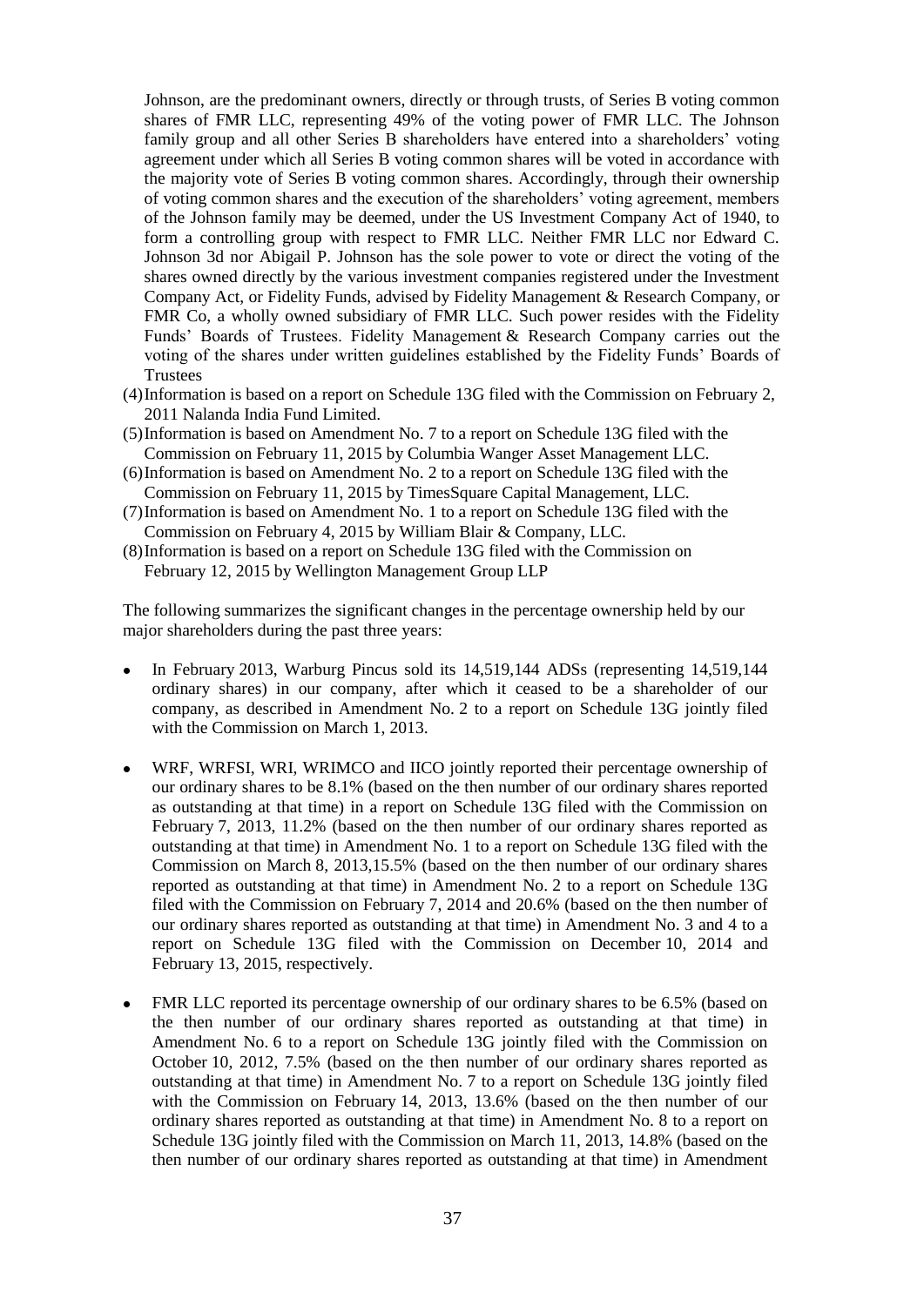Johnson, are the predominant owners, directly or through trusts, of Series B voting common shares of FMR LLC, representing 49% of the voting power of FMR LLC. The Johnson family group and all other Series B shareholders have entered into a shareholders' voting agreement under which all Series B voting common shares will be voted in accordance with the majority vote of Series B voting common shares. Accordingly, through their ownership of voting common shares and the execution of the shareholders' voting agreement, members of the Johnson family may be deemed, under the US Investment Company Act of 1940, to form a controlling group with respect to FMR LLC. Neither FMR LLC nor Edward C. Johnson 3d nor Abigail P. Johnson has the sole power to vote or direct the voting of the shares owned directly by the various investment companies registered under the Investment Company Act, or Fidelity Funds, advised by Fidelity Management & Research Company, or FMR Co, a wholly owned subsidiary of FMR LLC. Such power resides with the Fidelity Funds' Boards of Trustees. Fidelity Management & Research Company carries out the voting of the shares under written guidelines established by the Fidelity Funds' Boards of Trustees

(4) Information is based on a report on Schedule 13G filed with the Commission on February 2, 2011 Nalanda India Fund Limited.

(5) Information is based on Amendment No. 7 to a report on Schedule 13G filed with the Commission on February 11, 2015 by Columbia Wanger Asset Management LLC.

(6) Information is based on Amendment No. 2 to a report on Schedule 13G filed with the Commission on February 11, 2015 by TimesSquare Capital Management, LLC.

(7) Information is based on Amendment No. 1 to a report on Schedule 13G filed with the Commission on February 4, 2015 by William Blair & Company, LLC.

(8) Information is based on a report on Schedule 13G filed with the Commission on February 12, 2015 by Wellington Management Group LLP

The following summarizes the significant changes in the percentage ownership held by our major shareholders during the past three years:

- In February 2013, Warburg Pincus sold its 14,519,144 ADSs (representing 14,519,144 ordinary shares) in our company, after which it ceased to be a shareholder of our company, as described in Amendment No. 2 to a report on Schedule 13G jointly filed with the Commission on March 1, 2013.

- WRF, WRFSI, WRI, WRIMCO and IICO jointly reported their percentage ownership of our ordinary shares to be 8.1% (based on the then number of our ordinary shares reported as outstanding at that time) in a report on Schedule 13G filed with the Commission on February 7, 2013, 11.2% (based on the then number of our ordinary shares reported as outstanding at that time) in Amendment No. 1 to a report on Schedule 13G filed with the Commission on March 8, 2013,15.5% (based on the then number of our ordinary shares reported as outstanding at that time) in Amendment No. 2 to a report on Schedule 13G filed with the Commission on February 7, 2014 and 20.6% (based on the then number of our ordinary shares reported as outstanding at that time) in Amendment No. 3 and 4 to a report on Schedule 13G filed with the Commission on December 10, 2014 and February 13, 2015, respectively.

- FMR LLC reported its percentage ownership of our ordinary shares to be 6.5% (based on the then number of our ordinary shares reported as outstanding at that time) in Amendment No. 6 to a report on Schedule 13G jointly filed with the Commission on October 10, 2012, 7.5% (based on the then number of our ordinary shares reported as outstanding at that time) in Amendment No. 7 to a report on Schedule 13G jointly filed with the Commission on February 14, 2013, 13.6% (based on the then number of our ordinary shares reported as outstanding at that time) in Amendment No. 8 to a report on Schedule 13G jointly filed with the Commission on March 11, 2013, 14.8% (based on the then number of our ordinary shares reported as outstanding at that time) in Amendment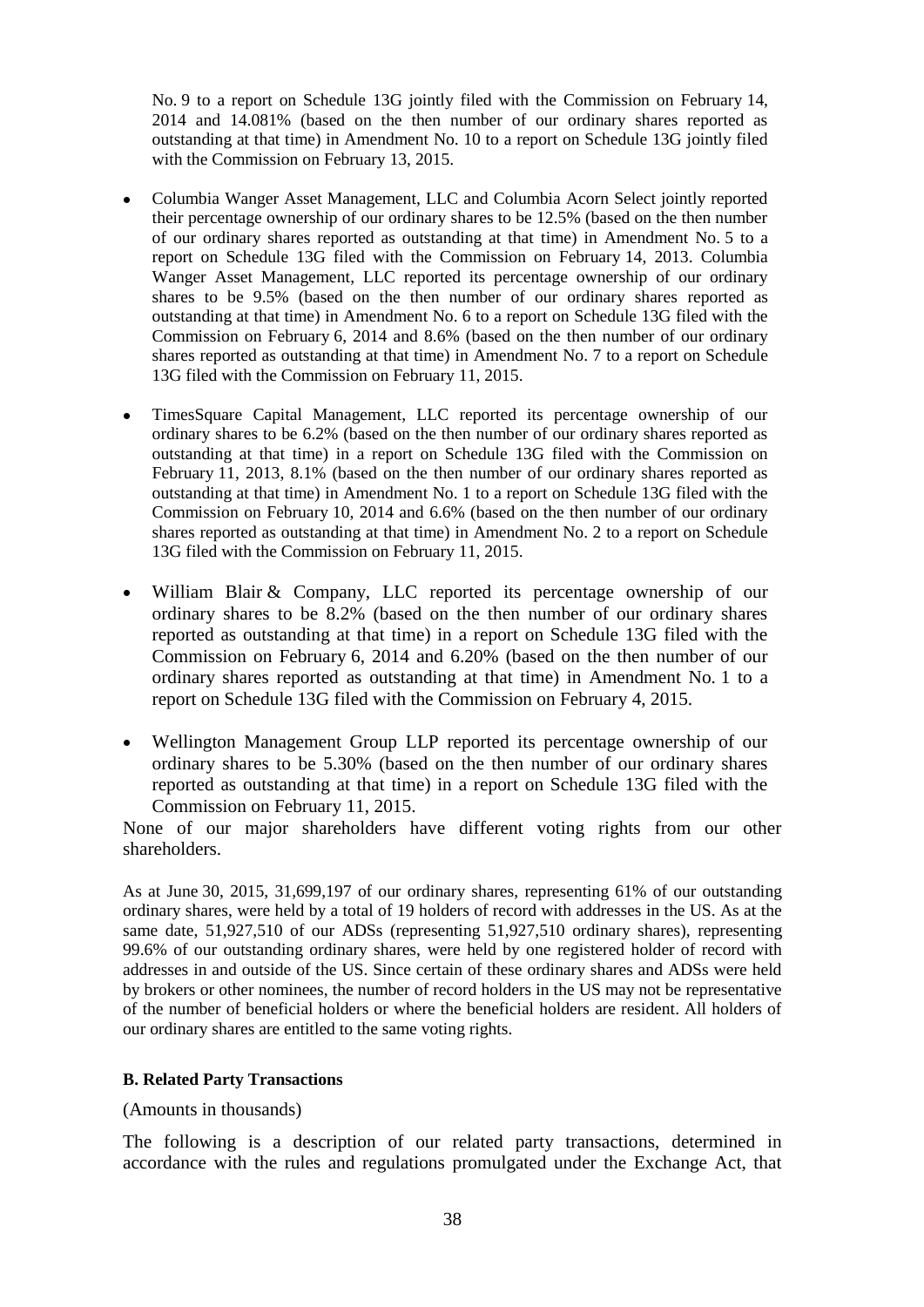No. 9 to a report on Schedule 13G jointly filed with the Commission on February 14, 2014 and 14.081% (based on the then number of our ordinary shares reported as outstanding at that time) in Amendment No. 10 to a report on Schedule 13G jointly filed with the Commission on February 13, 2015.

- Columbia Wanger Asset Management, LLC and Columbia Acorn Select jointly reported their percentage ownership of our ordinary shares to be 12.5% (based on the then number of our ordinary shares reported as outstanding at that time) in Amendment No. 5 to a report on Schedule 13G filed with the Commission on February 14, 2013. Columbia Wanger Asset Management, LLC reported its percentage ownership of our ordinary shares to be 9.5% (based on the then number of our ordinary shares reported as outstanding at that time) in Amendment No. 6 to a report on Schedule 13G filed with the Commission on February 6, 2014 and 8.6% (based on the then number of our ordinary shares reported as outstanding at that time) in Amendment No. 7 to a report on Schedule 13G filed with the Commission on February 11, 2015.
- TimesSquare Capital Management, LLC reported its percentage ownership of our ordinary shares to be 6.2% (based on the then number of our ordinary shares reported as outstanding at that time) in a report on Schedule 13G filed with the Commission on February 11, 2013, 8.1% (based on the then number of our ordinary shares reported as outstanding at that time) in Amendment No. 1 to a report on Schedule 13G filed with the Commission on February 10, 2014 and 6.6% (based on the then number of our ordinary shares reported as outstanding at that time) in Amendment No. 2 to a report on Schedule 13G filed with the Commission on February 11, 2015.
- William Blair & Company, LLC reported its percentage ownership of our ordinary shares to be 8.2% (based on the then number of our ordinary shares reported as outstanding at that time) in a report on Schedule 13G filed with the Commission on February 6, 2014 and 6.20% (based on the then number of our ordinary shares reported as outstanding at that time) in Amendment No. 1 to a report on Schedule 13G filed with the Commission on February 4, 2015.
- Wellington Management Group LLP reported its percentage ownership of our ordinary shares to be 5.30% (based on the then number of our ordinary shares reported as outstanding at that time) in a report on Schedule 13G filed with the Commission on February 11, 2015.

None of our major shareholders have different voting rights from our other shareholders.

As at June 30, 2015, 31,699,197 of our ordinary shares, representing 61% of our outstanding ordinary shares, were held by a total of 19 holders of record with addresses in the US. As at the same date, 51,927,510 of our ADSs (representing 51,927,510 ordinary shares), representing 99.6% of our outstanding ordinary shares, were held by one registered holder of record with addresses in and outside of the US. Since certain of these ordinary shares and ADSs were held by brokers or other nominees, the number of record holders in the US may not be representative of the number of beneficial holders or where the beneficial holders are resident. All holders of our ordinary shares are entitled to the same voting rights.

**B. Related Party Transactions**

(Amounts in thousands)

The following is a description of our related party transactions, determined in accordance with the rules and regulations promulgated under the Exchange Act, that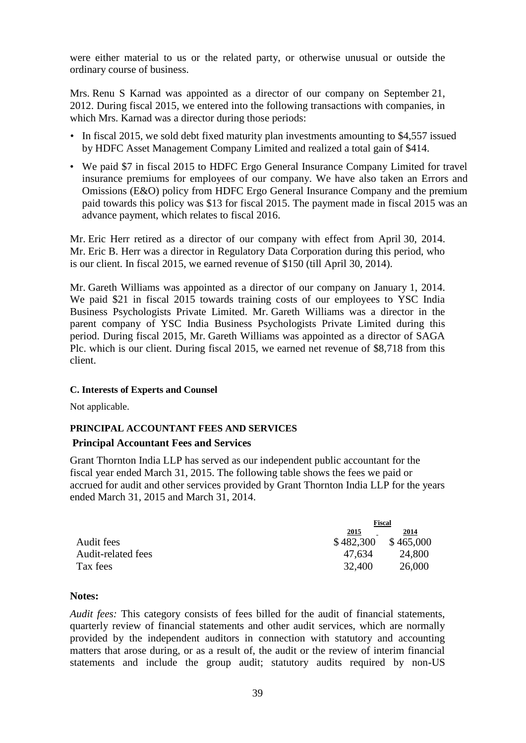were either material to us or the related party, or otherwise unusual or outside the ordinary course of business.

Mrs. Renu S Karnad was appointed as a director of our company on September 21, 2012. During fiscal 2015, we entered into the following transactions with companies, in which Mrs. Karnad was a director during those periods:

- In fiscal 2015, we sold debt fixed maturity plan investments amounting to $4,557 issued by HDFC Asset Management Company Limited and realized a total gain of $414.
- We paid $7 in fiscal 2015 to HDFC Ergo General Insurance Company Limited for travel insurance premiums for employees of our company. We have also taken an Errors and Omissions (E&O) policy from HDFC Ergo General Insurance Company and the premium paid towards this policy was $13 for fiscal 2015. The payment made in fiscal 2015 was an advance payment, which relates to fiscal 2016.

Mr. Eric Herr retired as a director of our company with effect from April 30, 2014. Mr. Eric B. Herr was a director in Regulatory Data Corporation during this period, who is our client. In fiscal 2015, we earned revenue of $150 (till April 30, 2014).

Mr. Gareth Williams was appointed as a director of our company on January 1, 2014. We paid $21 in fiscal 2015 towards training costs of our employees to YSC India Business Psychologists Private Limited. Mr. Gareth Williams was a director in the parent company of YSC India Business Psychologists Private Limited during this period. During fiscal 2015, Mr. Gareth Williams was appointed as a director of SAGA Plc. which is our client. During fiscal 2015, we earned net revenue of $8,718 from this client.

#### C. Interests of Experts and Counsel

Not applicable.

#### PRINCIPAL ACCOUNTANT FEES AND SERVICES

### Principal Accountant Fees and Services

Grant Thornton India LLP has served as our independent public accountant for the fiscal year ended March 31, 2015. The following table shows the fees we paid or accrued for audit and other services provided by Grant Thornton India LLP for the years ended March 31, 2015 and March 31, 2014.

| | Fiscal | |
|---|---|---|
| | 2015 | 2014 |
| Audit fees | $ 482,300 | $ 465,000 |
| Audit-related fees | 47,634 | 24,800 |
| Tax fees | 32,400 | 26,000 |

**Notes:**

*Audit fees:* This category consists of fees billed for the audit of financial statements, quarterly review of financial statements and other audit services, which are normally provided by the independent auditors in connection with statutory and accounting matters that arose during, or as a result of, the audit or the review of interim financial statements and include the group audit; statutory audits required by non-US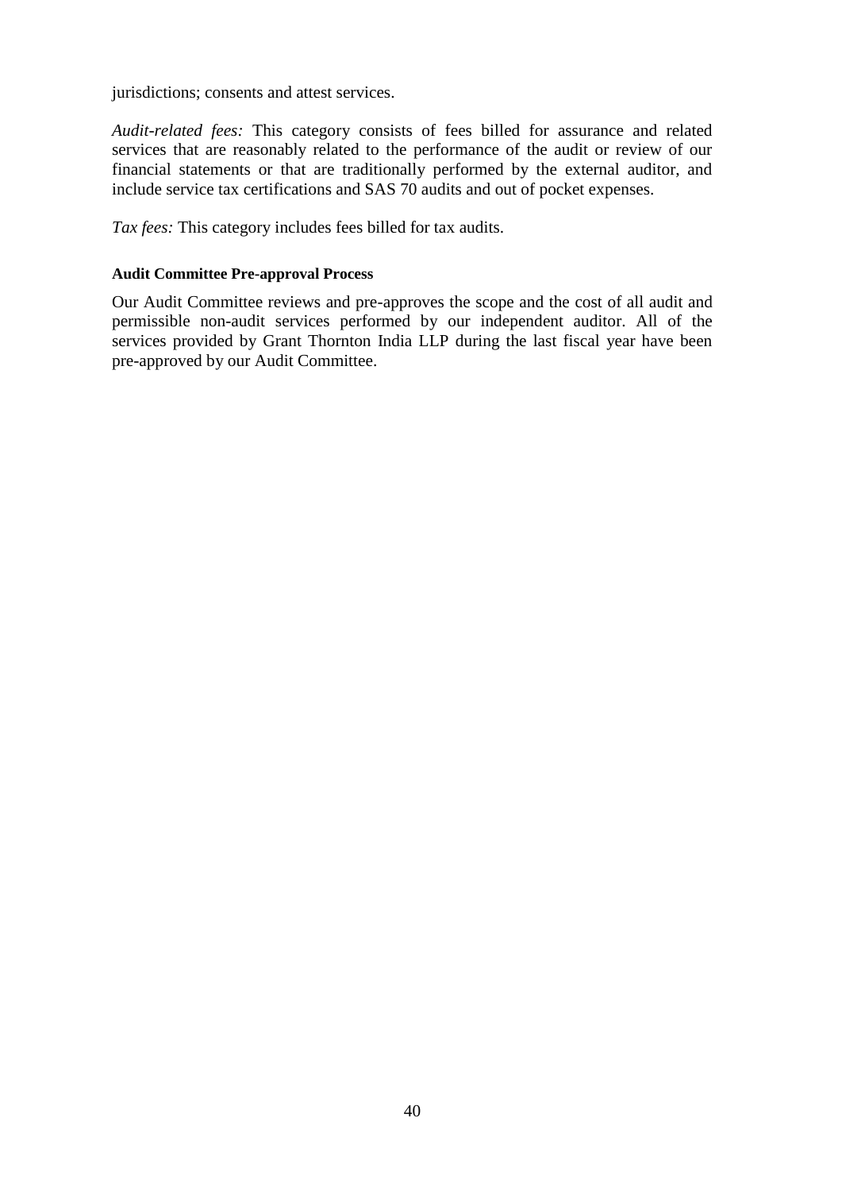jurisdictions; consents and attest services.

*Audit-related fees:* This category consists of fees billed for assurance and related services that are reasonably related to the performance of the audit or review of our financial statements or that are traditionally performed by the external auditor, and include service tax certifications and SAS 70 audits and out of pocket expenses.

*Tax fees:* This category includes fees billed for tax audits.

**Audit Committee Pre-approval Process**

Our Audit Committee reviews and pre-approves the scope and the cost of all audit and permissible non-audit services performed by our independent auditor. All of the services provided by Grant Thornton India LLP during the last fiscal year have been pre-approved by our Audit Committee.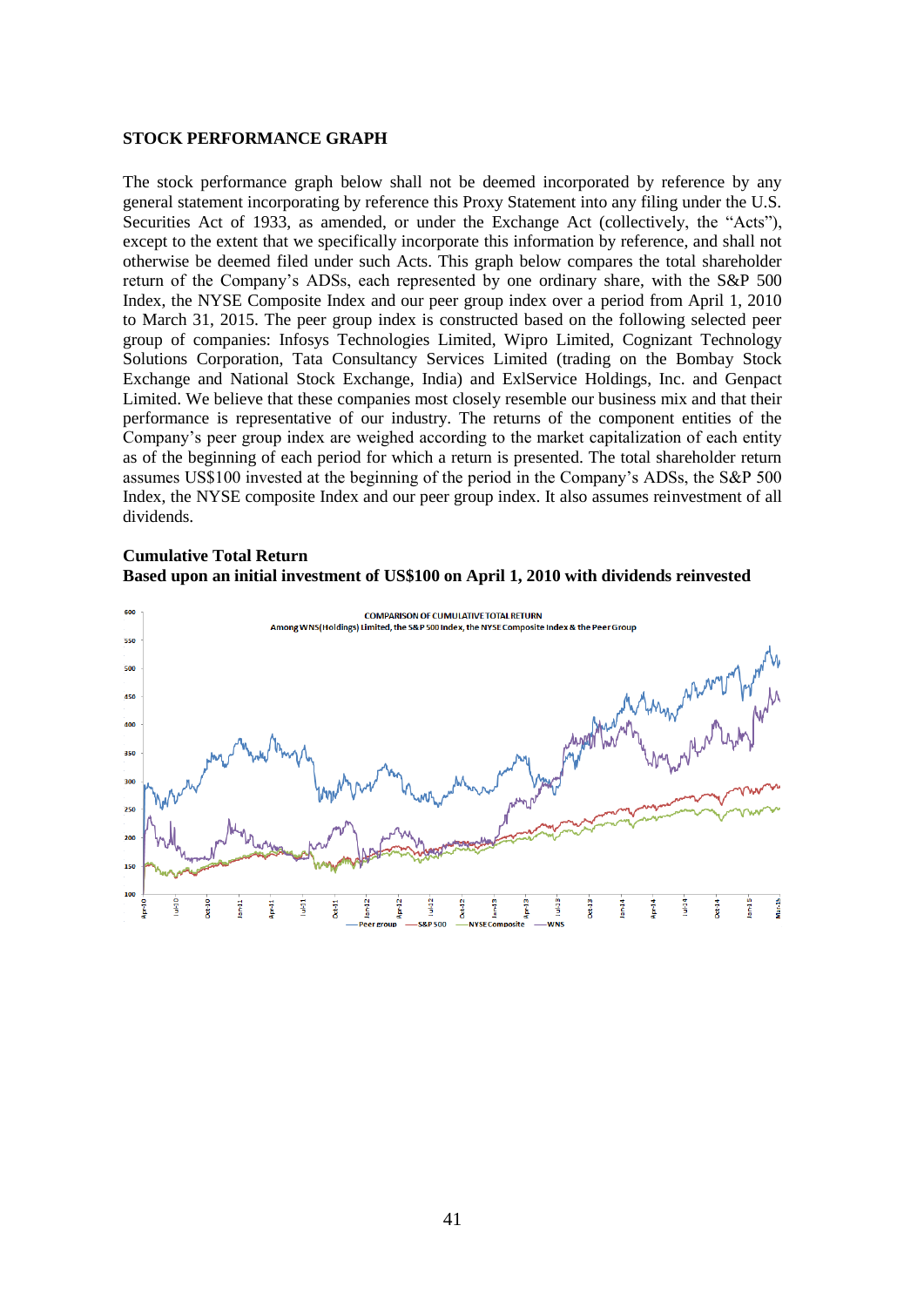**STOCK PERFORMANCE GRAPH**

The stock performance graph below shall not be deemed incorporated by reference by any general statement incorporating by reference this Proxy Statement into any filing under the U.S. Securities Act of 1933, as amended, or under the Exchange Act (collectively, the "Acts"), except to the extent that we specifically incorporate this information by reference, and shall not otherwise be deemed filed under such Acts. This graph below compares the total shareholder return of the Company's ADSs, each represented by one ordinary share, with the S&P 500 Index, the NYSE Composite Index and our peer group index over a period from April 1, 2010 to March 31, 2015. The peer group index is constructed based on the following selected peer group of companies: Infosys Technologies Limited, Wipro Limited, Cognizant Technology Solutions Corporation, Tata Consultancy Services Limited (trading on the Bombay Stock Exchange and National Stock Exchange, India) and ExlService Holdings, Inc. and Genpact Limited. We believe that these companies most closely resemble our business mix and that their performance is representative of our industry. The returns of the component entities of the Company's peer group index are weighed according to the market capitalization of each entity as of the beginning of each period for which a return is presented. The total shareholder return assumes US$100 invested at the beginning of the period in the Company's ADSs, the S&P 500 Index, the NYSE composite Index and our peer group index. It also assumes reinvestment of all dividends.

**Cumulative Total Return**
**Based upon an initial investment of US$100 on April 1, 2010 with dividends reinvested**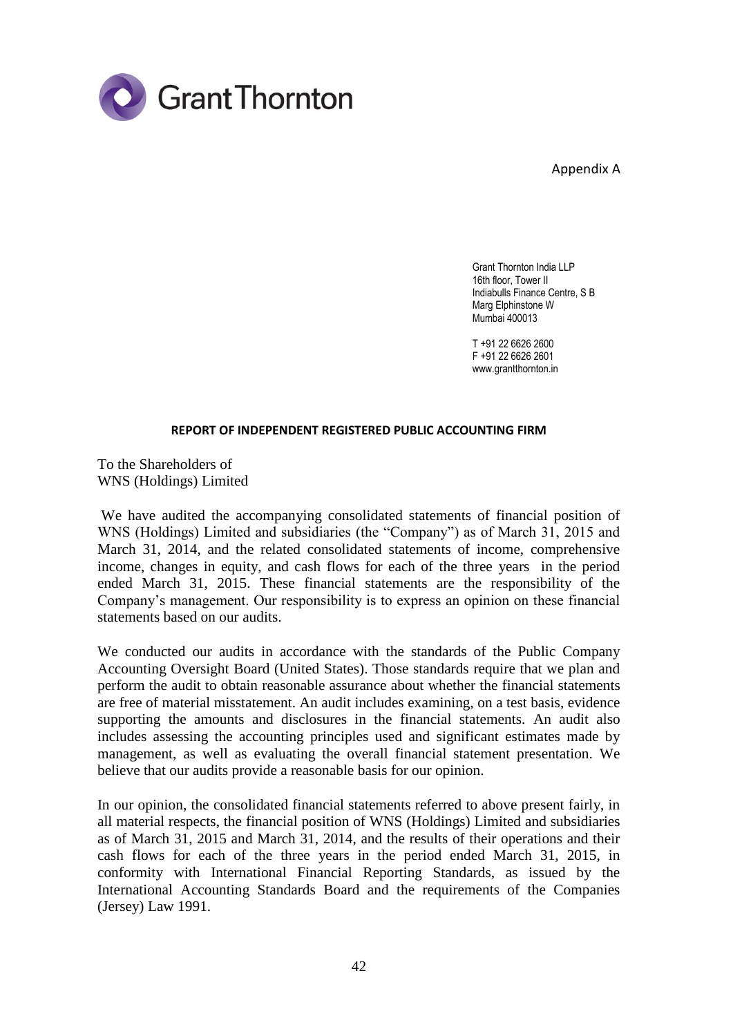Grant Thornton

Appendix A

Grant Thornton India LLP
16th floor, Tower II
Indiabulls Finance Centre, S B
Marg Elphinstone W
Mumbai 400013

T +91 22 6626 2600
F +91 22 6626 2601
www.grantthornton.in

**REPORT OF INDEPENDENT REGISTERED PUBLIC ACCOUNTING FIRM**

To the Shareholders of
WNS (Holdings) Limited

We have audited the accompanying consolidated statements of financial position of WNS (Holdings) Limited and subsidiaries (the "Company") as of March 31, 2015 and March 31, 2014, and the related consolidated statements of income, comprehensive income, changes in equity, and cash flows for each of the three years in the period ended March 31, 2015. These financial statements are the responsibility of the Company's management. Our responsibility is to express an opinion on these financial statements based on our audits.

We conducted our audits in accordance with the standards of the Public Company Accounting Oversight Board (United States). Those standards require that we plan and perform the audit to obtain reasonable assurance about whether the financial statements are free of material misstatement. An audit includes examining, on a test basis, evidence supporting the amounts and disclosures in the financial statements. An audit also includes assessing the accounting principles used and significant estimates made by management, as well as evaluating the overall financial statement presentation. We believe that our audits provide a reasonable basis for our opinion.

In our opinion, the consolidated financial statements referred to above present fairly, in all material respects, the financial position of WNS (Holdings) Limited and subsidiaries as of March 31, 2015 and March 31, 2014, and the results of their operations and their cash flows for each of the three years in the period ended March 31, 2015, in conformity with International Financial Reporting Standards, as issued by the International Accounting Standards Board and the requirements of the Companies (Jersey) Law 1991.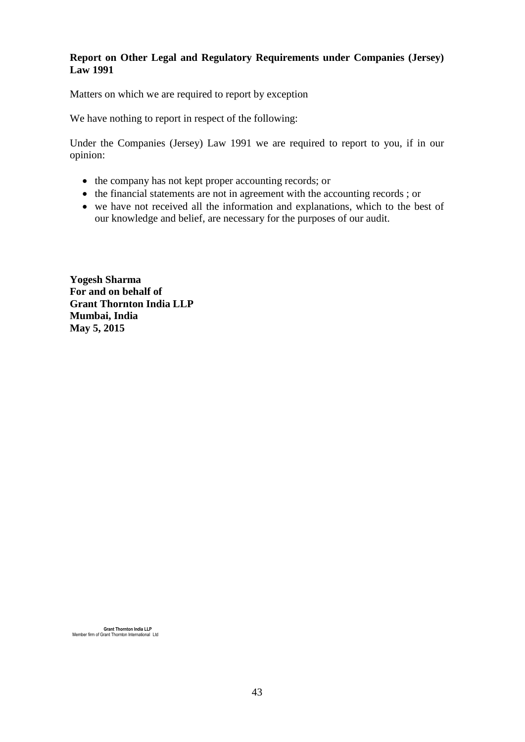**Report on Other Legal and Regulatory Requirements under Companies (Jersey) Law 1991**

Matters on which we are required to report by exception

We have nothing to report in respect of the following:

Under the Companies (Jersey) Law 1991 we are required to report to you, if in our opinion:

- the company has not kept proper accounting records; or
- the financial statements are not in agreement with the accounting records ; or
- we have not received all the information and explanations, which to the best of our knowledge and belief, are necessary for the purposes of our audit.

**Yogesh Sharma**
**For and on behalf of**
**Grant Thornton India LLP**
**Mumbai, India**
**May 5, 2015**

**Grant Thornton India LLP**
Member firm of Grant Thornton International Ltd